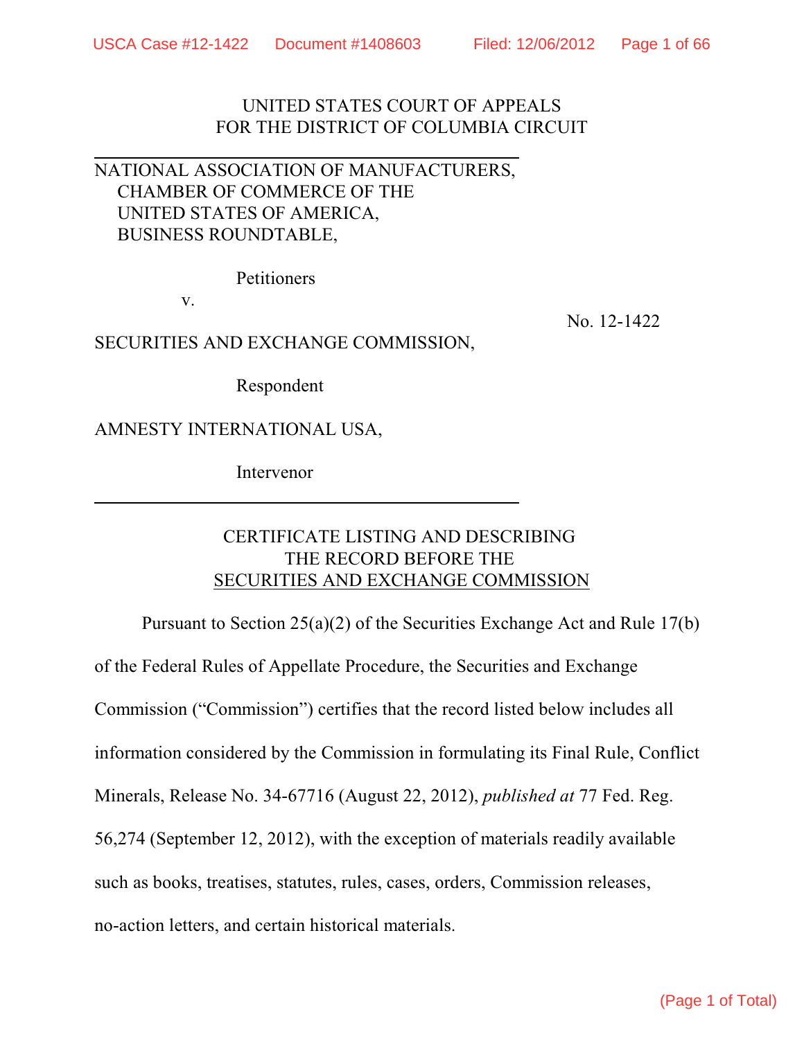UNITED STATES COURT OF APPEALS
FOR THE DISTRICT OF COLUMBIA CIRCUIT

NATIONAL ASSOCIATION OF MANUFACTURERS,
CHAMBER OF COMMERCE OF THE
UNITED STATES OF AMERICA,
BUSINESS ROUNDTABLE,

Petitioners

v.

No. 12-1422

SECURITIES AND EXCHANGE COMMISSION,

Respondent

AMNESTY INTERNATIONAL USA,

Intervenor

CERTIFICATE LISTING AND DESCRIBING
THE RECORD BEFORE THE
SECURITIES AND EXCHANGE COMMISSION

Pursuant to Section 25(a)(2) of the Securities Exchange Act and Rule 17(b) of the Federal Rules of Appellate Procedure, the Securities and Exchange Commission ("Commission") certifies that the record listed below includes all information considered by the Commission in formulating its Final Rule, Conflict Minerals, Release No. 34-67716 (August 22, 2012), *published at* 77 Fed. Reg. 56,274 (September 12, 2012), with the exception of materials readily available such as books, treatises, statutes, rules, cases, orders, Commission releases, no-action letters, and certain historical materials.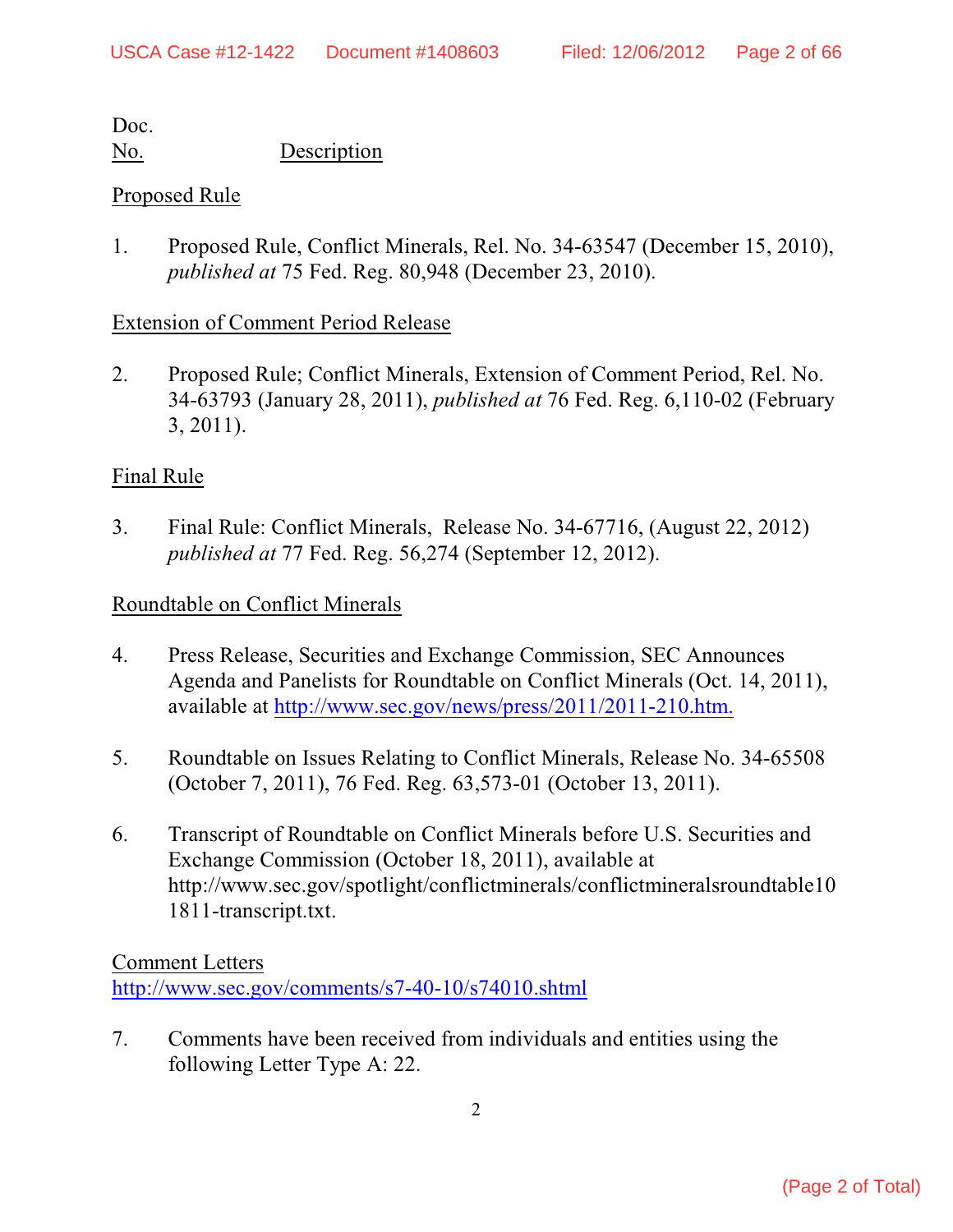Doc.
No. Description

Proposed Rule

1. Proposed Rule, Conflict Minerals, Rel. No. 34-63547 (December 15, 2010), *published at* 75 Fed. Reg. 80,948 (December 23, 2010).

Extension of Comment Period Release

2. Proposed Rule; Conflict Minerals, Extension of Comment Period, Rel. No. 34-63793 (January 28, 2011), *published at* 76 Fed. Reg. 6,110-02 (February 3, 2011).

Final Rule

3. Final Rule: Conflict Minerals, Release No. 34-67716, (August 22, 2012) *published at* 77 Fed. Reg. 56,274 (September 12, 2012).

Roundtable on Conflict Minerals

4. Press Release, Securities and Exchange Commission, SEC Announces Agenda and Panelists for Roundtable on Conflict Minerals (Oct. 14, 2011), available at http://www.sec.gov/news/press/2011/2011-210.htm.

5. Roundtable on Issues Relating to Conflict Minerals, Release No. 34-65508 (October 7, 2011), 76 Fed. Reg. 63,573-01 (October 13, 2011).

6. Transcript of Roundtable on Conflict Minerals before U.S. Securities and Exchange Commission (October 18, 2011), available at http://www.sec.gov/spotlight/conflictminerals/conflictmineralsroundtable101811-transcript.txt.

Comment Letters
http://www.sec.gov/comments/s7-40-10/s74010.shtml

7. Comments have been received from individuals and entities using the following Letter Type A: 22.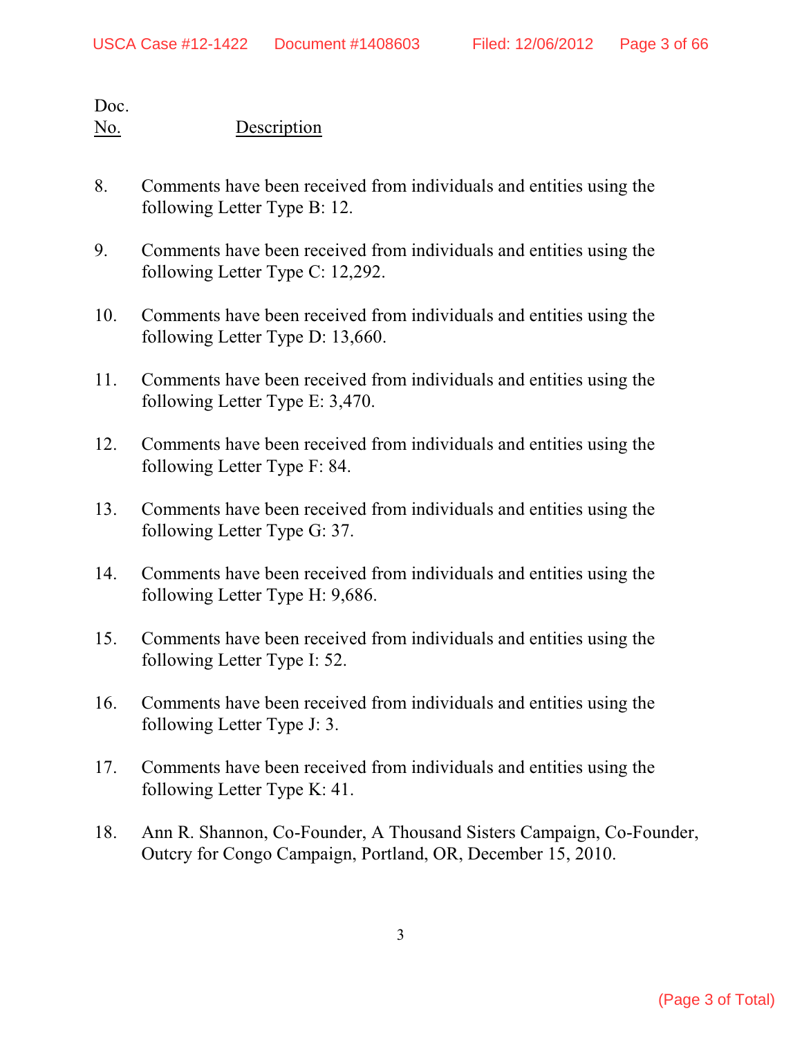| Doc. No. | Description |
|---|---|
| 8. | Comments have been received from individuals and entities using the following Letter Type B: 12. |
| 9. | Comments have been received from individuals and entities using the following Letter Type C: 12,292. |
| 10. | Comments have been received from individuals and entities using the following Letter Type D: 13,660. |
| 11. | Comments have been received from individuals and entities using the following Letter Type E: 3,470. |
| 12. | Comments have been received from individuals and entities using the following Letter Type F: 84. |
| 13. | Comments have been received from individuals and entities using the following Letter Type G: 37. |
| 14. | Comments have been received from individuals and entities using the following Letter Type H: 9,686. |
| 15. | Comments have been received from individuals and entities using the following Letter Type I: 52. |
| 16. | Comments have been received from individuals and entities using the following Letter Type J: 3. |
| 17. | Comments have been received from individuals and entities using the following Letter Type K: 41. |
| 18. | Ann R. Shannon, Co-Founder, A Thousand Sisters Campaign, Co-Founder, Outcry for Congo Campaign, Portland, OR, December 15, 2010. |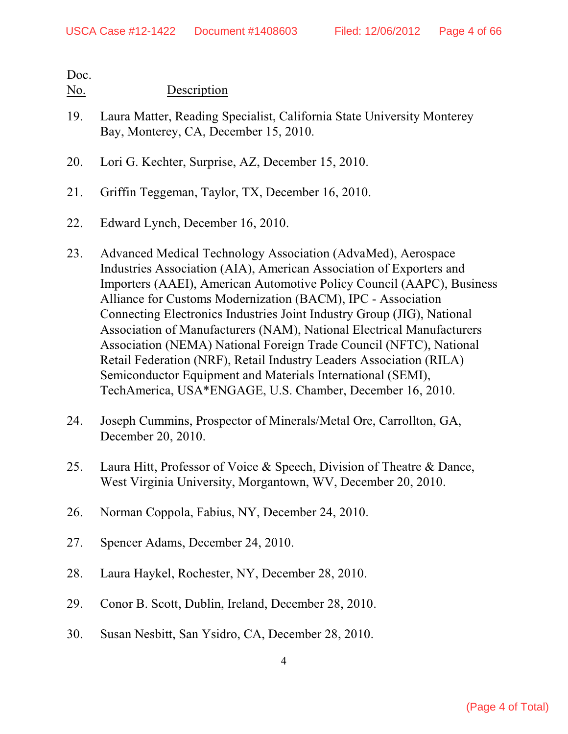| Doc. No. | Description |
|---|---|
| 19. | Laura Matter, Reading Specialist, California State University Monterey Bay, Monterey, CA, December 15, 2010. |
| 20. | Lori G. Kechter, Surprise, AZ, December 15, 2010. |
| 21. | Griffin Teggeman, Taylor, TX, December 16, 2010. |
| 22. | Edward Lynch, December 16, 2010. |
| 23. | Advanced Medical Technology Association (AdvaMed), Aerospace Industries Association (AIA), American Association of Exporters and Importers (AAEI), American Automotive Policy Council (AAPC), Business Alliance for Customs Modernization (BACM), IPC - Association Connecting Electronics Industries Joint Industry Group (JIG), National Association of Manufacturers (NAM), National Electrical Manufacturers Association (NEMA) National Foreign Trade Council (NFTC), National Retail Federation (NRF), Retail Industry Leaders Association (RILA) Semiconductor Equipment and Materials International (SEMI), TechAmerica, USA*ENGAGE, U.S. Chamber, December 16, 2010. |
| 24. | Joseph Cummins, Prospector of Minerals/Metal Ore, Carrollton, GA, December 20, 2010. |
| 25. | Laura Hitt, Professor of Voice & Speech, Division of Theatre & Dance, West Virginia University, Morgantown, WV, December 20, 2010. |
| 26. | Norman Coppola, Fabius, NY, December 24, 2010. |
| 27. | Spencer Adams, December 24, 2010. |
| 28. | Laura Haykel, Rochester, NY, December 28, 2010. |
| 29. | Conor B. Scott, Dublin, Ireland, December 28, 2010. |
| 30. | Susan Nesbitt, San Ysidro, CA, December 28, 2010. |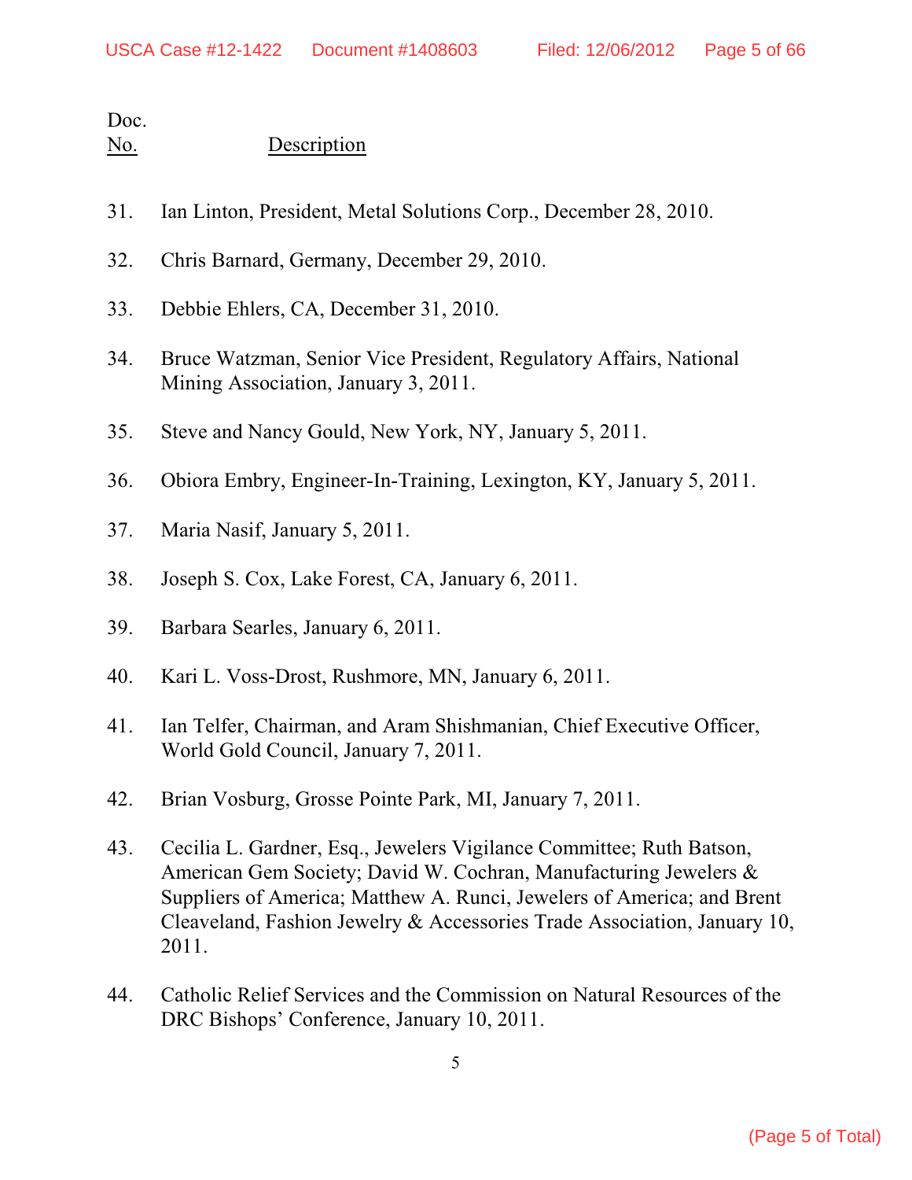| Doc. No. | Description |
|---|---|
| 31. | Ian Linton, President, Metal Solutions Corp., December 28, 2010. |
| 32. | Chris Barnard, Germany, December 29, 2010. |
| 33. | Debbie Ehlers, CA, December 31, 2010. |
| 34. | Bruce Watzman, Senior Vice President, Regulatory Affairs, National Mining Association, January 3, 2011. |
| 35. | Steve and Nancy Gould, New York, NY, January 5, 2011. |
| 36. | Obiora Embry, Engineer-In-Training, Lexington, KY, January 5, 2011. |
| 37. | Maria Nasif, January 5, 2011. |
| 38. | Joseph S. Cox, Lake Forest, CA, January 6, 2011. |
| 39. | Barbara Searles, January 6, 2011. |
| 40. | Kari L. Voss-Drost, Rushmore, MN, January 6, 2011. |
| 41. | Ian Telfer, Chairman, and Aram Shishmanian, Chief Executive Officer, World Gold Council, January 7, 2011. |
| 42. | Brian Vosburg, Grosse Pointe Park, MI, January 7, 2011. |
| 43. | Cecilia L. Gardner, Esq., Jewelers Vigilance Committee; Ruth Batson, American Gem Society; David W. Cochran, Manufacturing Jewelers & Suppliers of America; Matthew A. Runci, Jewelers of America; and Brent Cleaveland, Fashion Jewelry & Accessories Trade Association, January 10, 2011. |
| 44. | Catholic Relief Services and the Commission on Natural Resources of the DRC Bishops' Conference, January 10, 2011. |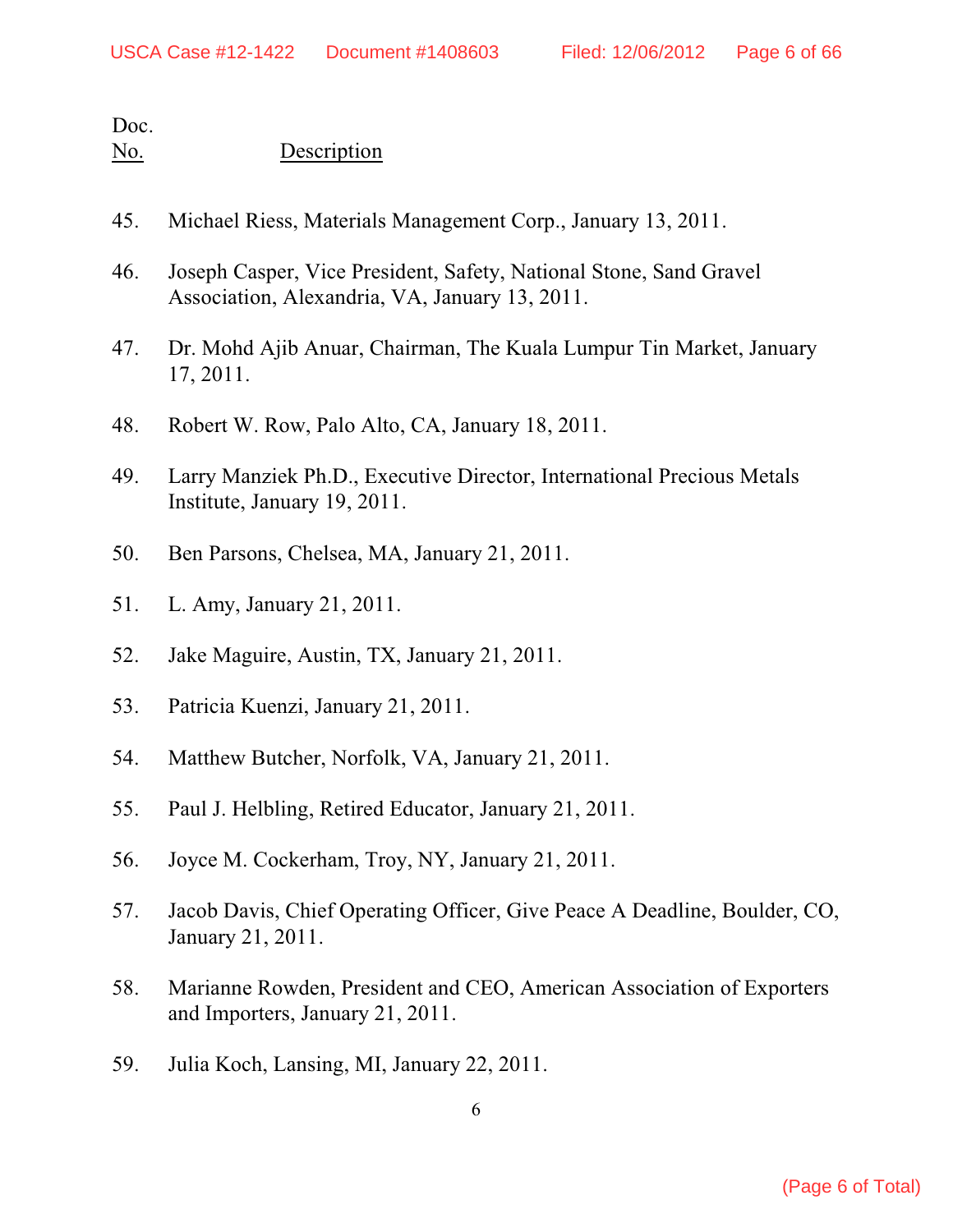| Doc. No. | Description |
|---|---|
| 45. | Michael Riess, Materials Management Corp., January 13, 2011. |
| 46. | Joseph Casper, Vice President, Safety, National Stone, Sand Gravel Association, Alexandria, VA, January 13, 2011. |
| 47. | Dr. Mohd Ajib Anuar, Chairman, The Kuala Lumpur Tin Market, January 17, 2011. |
| 48. | Robert W. Row, Palo Alto, CA, January 18, 2011. |
| 49. | Larry Manziek Ph.D., Executive Director, International Precious Metals Institute, January 19, 2011. |
| 50. | Ben Parsons, Chelsea, MA, January 21, 2011. |
| 51. | L. Amy, January 21, 2011. |
| 52. | Jake Maguire, Austin, TX, January 21, 2011. |
| 53. | Patricia Kuenzi, January 21, 2011. |
| 54. | Matthew Butcher, Norfolk, VA, January 21, 2011. |
| 55. | Paul J. Helbling, Retired Educator, January 21, 2011. |
| 56. | Joyce M. Cockerham, Troy, NY, January 21, 2011. |
| 57. | Jacob Davis, Chief Operating Officer, Give Peace A Deadline, Boulder, CO, January 21, 2011. |
| 58. | Marianne Rowden, President and CEO, American Association of Exporters and Importers, January 21, 2011. |
| 59. | Julia Koch, Lansing, MI, January 22, 2011. |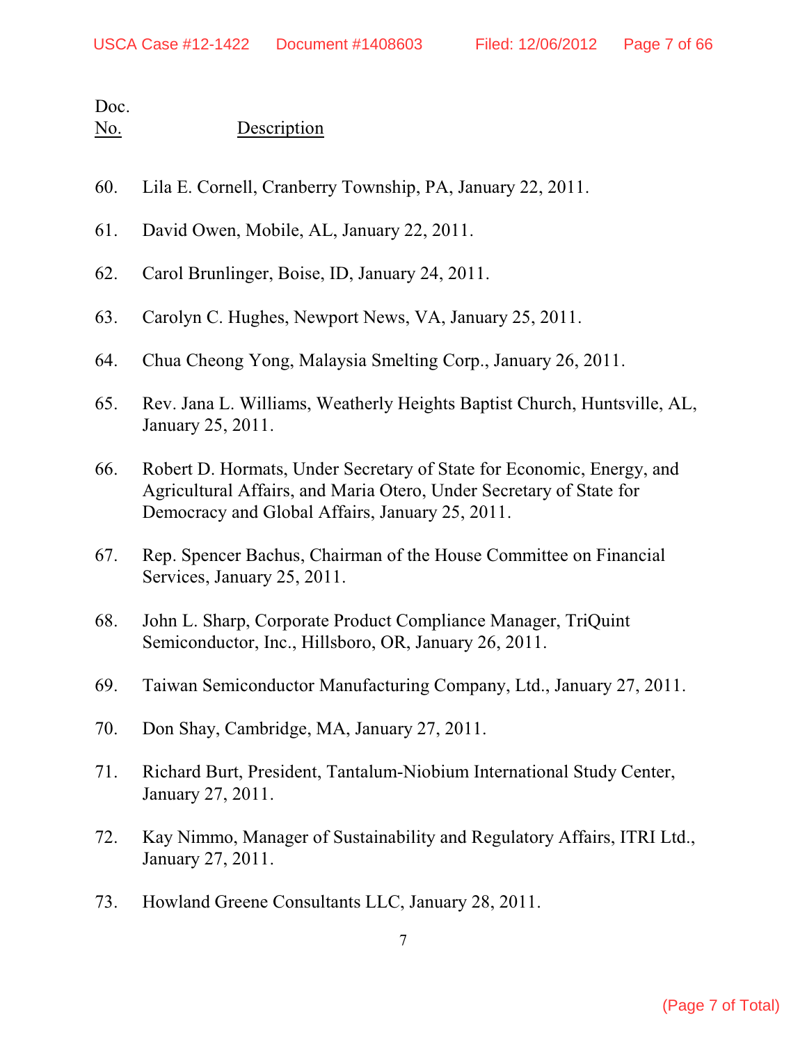| Doc. No. | Description |
|---|---|
| 60. | Lila E. Cornell, Cranberry Township, PA, January 22, 2011. |
| 61. | David Owen, Mobile, AL, January 22, 2011. |
| 62. | Carol Brunlinger, Boise, ID, January 24, 2011. |
| 63. | Carolyn C. Hughes, Newport News, VA, January 25, 2011. |
| 64. | Chua Cheong Yong, Malaysia Smelting Corp., January 26, 2011. |
| 65. | Rev. Jana L. Williams, Weatherly Heights Baptist Church, Huntsville, AL, January 25, 2011. |
| 66. | Robert D. Hormats, Under Secretary of State for Economic, Energy, and Agricultural Affairs, and Maria Otero, Under Secretary of State for Democracy and Global Affairs, January 25, 2011. |
| 67. | Rep. Spencer Bachus, Chairman of the House Committee on Financial Services, January 25, 2011. |
| 68. | John L. Sharp, Corporate Product Compliance Manager, TriQuint Semiconductor, Inc., Hillsboro, OR, January 26, 2011. |
| 69. | Taiwan Semiconductor Manufacturing Company, Ltd., January 27, 2011. |
| 70. | Don Shay, Cambridge, MA, January 27, 2011. |
| 71. | Richard Burt, President, Tantalum-Niobium International Study Center, January 27, 2011. |
| 72. | Kay Nimmo, Manager of Sustainability and Regulatory Affairs, ITRI Ltd., January 27, 2011. |
| 73. | Howland Greene Consultants LLC, January 28, 2011. |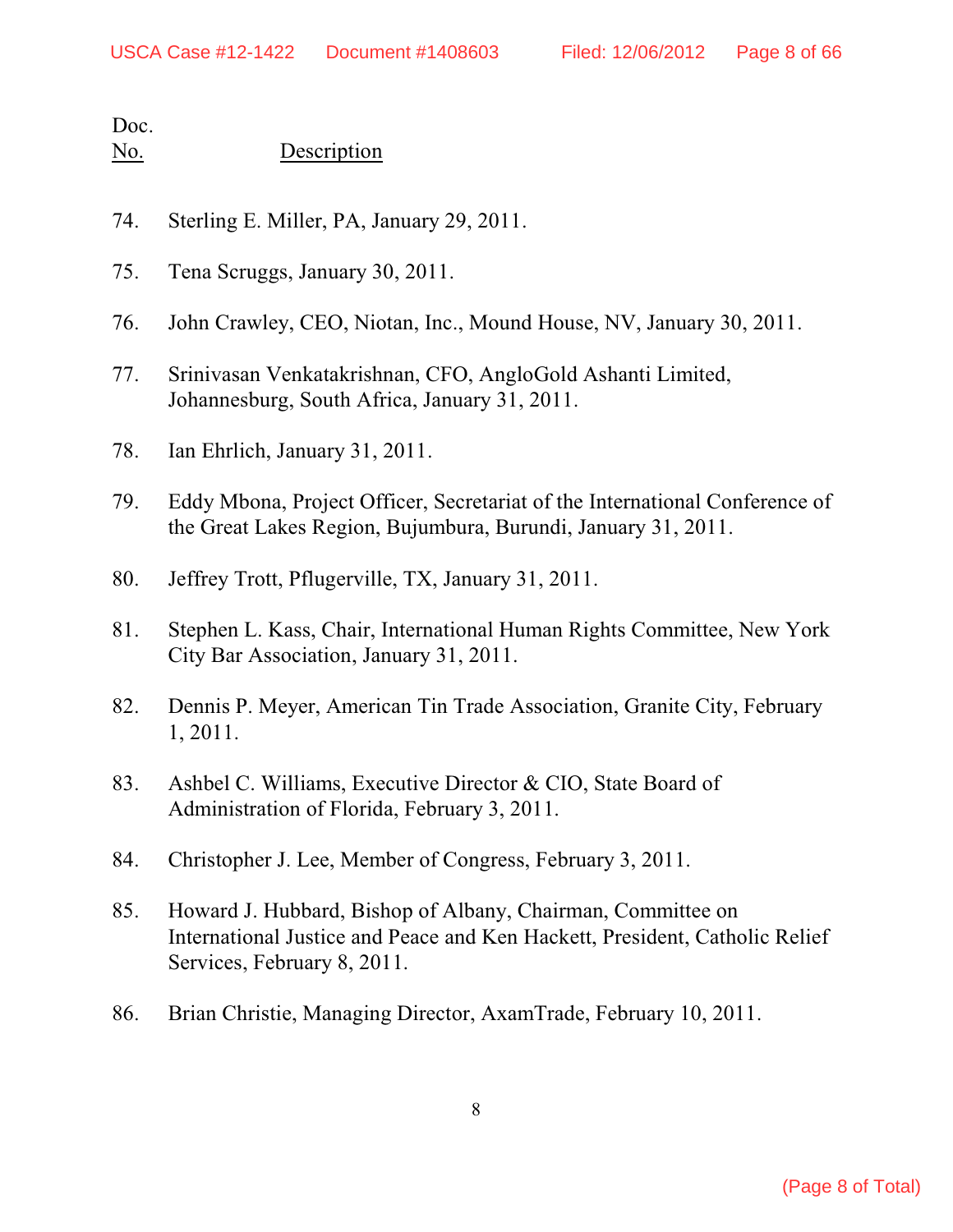| Doc. No. | Description |
|---|---|
| 74. | Sterling E. Miller, PA, January 29, 2011. |
| 75. | Tena Scruggs, January 30, 2011. |
| 76. | John Crawley, CEO, Niotan, Inc., Mound House, NV, January 30, 2011. |
| 77. | Srinivasan Venkatakrishnan, CFO, AngloGold Ashanti Limited, Johannesburg, South Africa, January 31, 2011. |
| 78. | Ian Ehrlich, January 31, 2011. |
| 79. | Eddy Mbona, Project Officer, Secretariat of the International Conference of the Great Lakes Region, Bujumbura, Burundi, January 31, 2011. |
| 80. | Jeffrey Trott, Pflugerville, TX, January 31, 2011. |
| 81. | Stephen L. Kass, Chair, International Human Rights Committee, New York City Bar Association, January 31, 2011. |
| 82. | Dennis P. Meyer, American Tin Trade Association, Granite City, February 1, 2011. |
| 83. | Ashbel C. Williams, Executive Director & CIO, State Board of Administration of Florida, February 3, 2011. |
| 84. | Christopher J. Lee, Member of Congress, February 3, 2011. |
| 85. | Howard J. Hubbard, Bishop of Albany, Chairman, Committee on International Justice and Peace and Ken Hackett, President, Catholic Relief Services, February 8, 2011. |
| 86. | Brian Christie, Managing Director, AxamTrade, February 10, 2011. |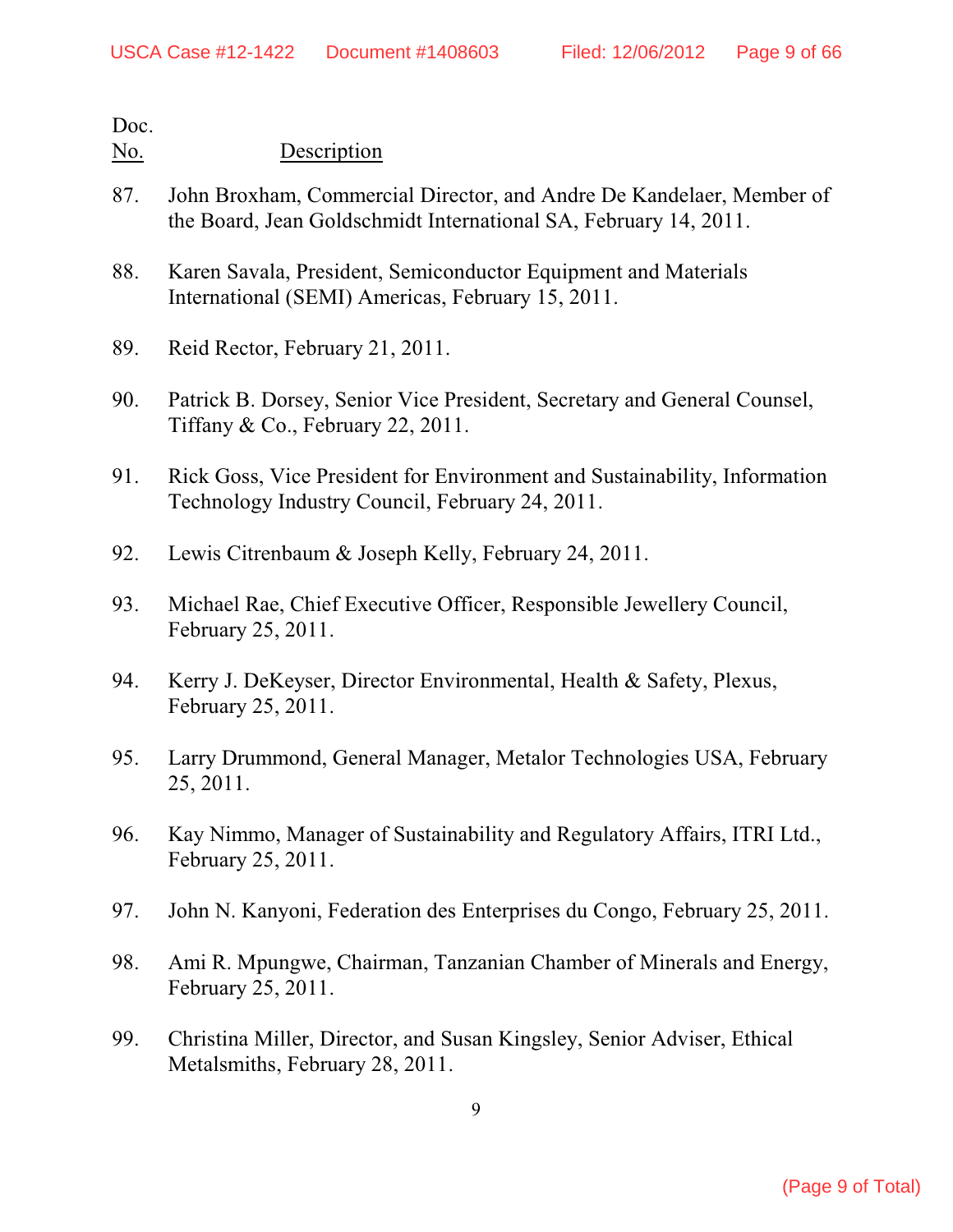Doc.
No. Description

87. John Broxham, Commercial Director, and Andre De Kandelaer, Member of the Board, Jean Goldschmidt International SA, February 14, 2011.

88. Karen Savala, President, Semiconductor Equipment and Materials International (SEMI) Americas, February 15, 2011.

89. Reid Rector, February 21, 2011.

90. Patrick B. Dorsey, Senior Vice President, Secretary and General Counsel, Tiffany & Co., February 22, 2011.

91. Rick Goss, Vice President for Environment and Sustainability, Information Technology Industry Council, February 24, 2011.

92. Lewis Citrenbaum & Joseph Kelly, February 24, 2011.

93. Michael Rae, Chief Executive Officer, Responsible Jewellery Council, February 25, 2011.

94. Kerry J. DeKeyser, Director Environmental, Health & Safety, Plexus, February 25, 2011.

95. Larry Drummond, General Manager, Metalor Technologies USA, February 25, 2011.

96. Kay Nimmo, Manager of Sustainability and Regulatory Affairs, ITRI Ltd., February 25, 2011.

97. John N. Kanyoni, Federation des Enterprises du Congo, February 25, 2011.

98. Ami R. Mpungwe, Chairman, Tanzanian Chamber of Minerals and Energy, February 25, 2011.

99. Christina Miller, Director, and Susan Kingsley, Senior Adviser, Ethical Metalsmiths, February 28, 2011.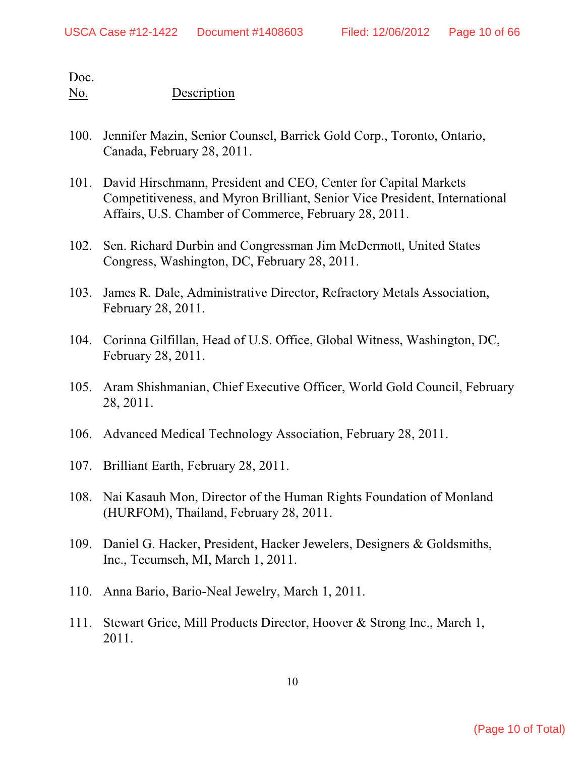Doc.
<u>No.</u> <u>Description</u>

100. Jennifer Mazin, Senior Counsel, Barrick Gold Corp., Toronto, Ontario, Canada, February 28, 2011.

101. David Hirschmann, President and CEO, Center for Capital Markets Competitiveness, and Myron Brilliant, Senior Vice President, International Affairs, U.S. Chamber of Commerce, February 28, 2011.

102. Sen. Richard Durbin and Congressman Jim McDermott, United States Congress, Washington, DC, February 28, 2011.

103. James R. Dale, Administrative Director, Refractory Metals Association, February 28, 2011.

104. Corinna Gilfillan, Head of U.S. Office, Global Witness, Washington, DC, February 28, 2011.

105. Aram Shishmanian, Chief Executive Officer, World Gold Council, February 28, 2011.

106. Advanced Medical Technology Association, February 28, 2011.

107. Brilliant Earth, February 28, 2011.

108. Nai Kasauh Mon, Director of the Human Rights Foundation of Monland (HURFOM), Thailand, February 28, 2011.

109. Daniel G. Hacker, President, Hacker Jewelers, Designers & Goldsmiths, Inc., Tecumseh, MI, March 1, 2011.

110. Anna Bario, Bario-Neal Jewelry, March 1, 2011.

111. Stewart Grice, Mill Products Director, Hoover & Strong Inc., March 1, 2011.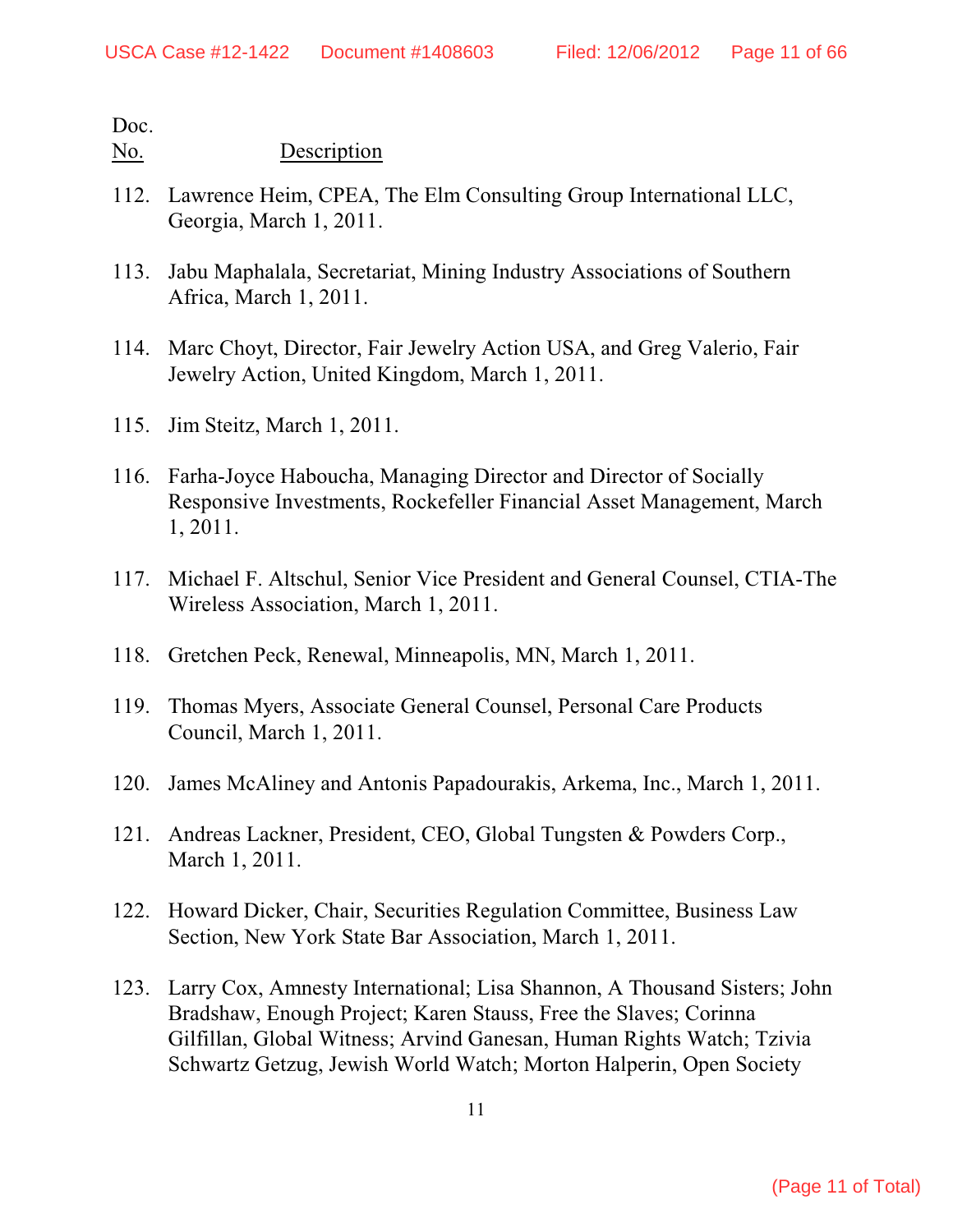| Doc. No. | Description |
|---|---|
| 112. | Lawrence Heim, CPEA, The Elm Consulting Group International LLC, Georgia, March 1, 2011. |
| 113. | Jabu Maphalala, Secretariat, Mining Industry Associations of Southern Africa, March 1, 2011. |
| 114. | Marc Choyt, Director, Fair Jewelry Action USA, and Greg Valerio, Fair Jewelry Action, United Kingdom, March 1, 2011. |
| 115. | Jim Steitz, March 1, 2011. |
| 116. | Farha-Joyce Haboucha, Managing Director and Director of Socially Responsive Investments, Rockefeller Financial Asset Management, March 1, 2011. |
| 117. | Michael F. Altschul, Senior Vice President and General Counsel, CTIA-The Wireless Association, March 1, 2011. |
| 118. | Gretchen Peck, Renewal, Minneapolis, MN, March 1, 2011. |
| 119. | Thomas Myers, Associate General Counsel, Personal Care Products Council, March 1, 2011. |
| 120. | James McAliney and Antonis Papadourakis, Arkema, Inc., March 1, 2011. |
| 121. | Andreas Lackner, President, CEO, Global Tungsten & Powders Corp., March 1, 2011. |
| 122. | Howard Dicker, Chair, Securities Regulation Committee, Business Law Section, New York State Bar Association, March 1, 2011. |
| 123. | Larry Cox, Amnesty International; Lisa Shannon, A Thousand Sisters; John Bradshaw, Enough Project; Karen Stauss, Free the Slaves; Corinna Gilfillan, Global Witness; Arvind Ganesan, Human Rights Watch; Tzivia Schwartz Getzug, Jewish World Watch; Morton Halperin, Open Society |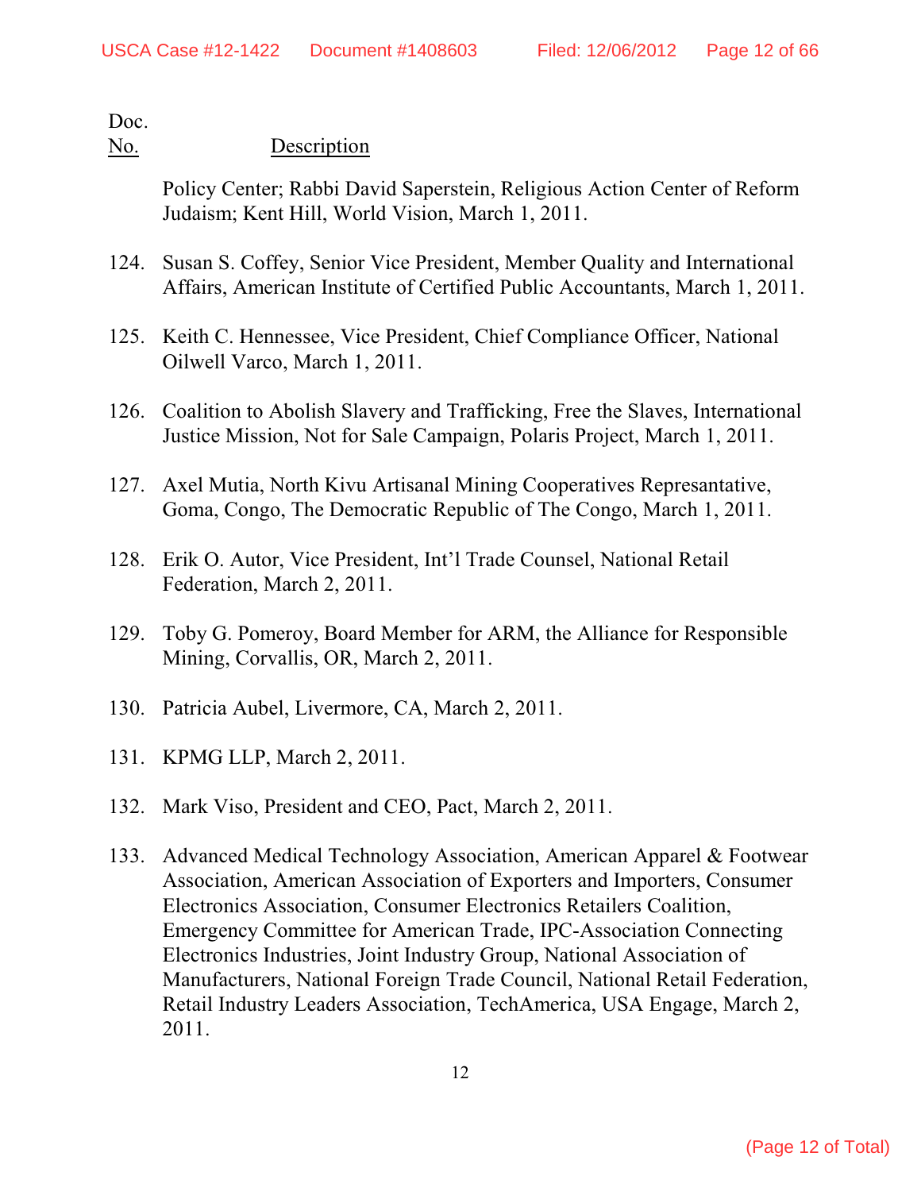| Doc. No. | Description |
|---|---|
| | Policy Center; Rabbi David Saperstein, Religious Action Center of Reform Judaism; Kent Hill, World Vision, March 1, 2011. |
| 124. | Susan S. Coffey, Senior Vice President, Member Quality and International Affairs, American Institute of Certified Public Accountants, March 1, 2011. |
| 125. | Keith C. Hennessee, Vice President, Chief Compliance Officer, National Oilwell Varco, March 1, 2011. |
| 126. | Coalition to Abolish Slavery and Trafficking, Free the Slaves, International Justice Mission, Not for Sale Campaign, Polaris Project, March 1, 2011. |
| 127. | Axel Mutia, North Kivu Artisanal Mining Cooperatives Represantative, Goma, Congo, The Democratic Republic of The Congo, March 1, 2011. |
| 128. | Erik O. Autor, Vice President, Int'l Trade Counsel, National Retail Federation, March 2, 2011. |
| 129. | Toby G. Pomeroy, Board Member for ARM, the Alliance for Responsible Mining, Corvallis, OR, March 2, 2011. |
| 130. | Patricia Aubel, Livermore, CA, March 2, 2011. |
| 131. | KPMG LLP, March 2, 2011. |
| 132. | Mark Viso, President and CEO, Pact, March 2, 2011. |
| 133. | Advanced Medical Technology Association, American Apparel & Footwear Association, American Association of Exporters and Importers, Consumer Electronics Association, Consumer Electronics Retailers Coalition, Emergency Committee for American Trade, IPC-Association Connecting Electronics Industries, Joint Industry Group, National Association of Manufacturers, National Foreign Trade Council, National Retail Federation, Retail Industry Leaders Association, TechAmerica, USA Engage, March 2, 2011. |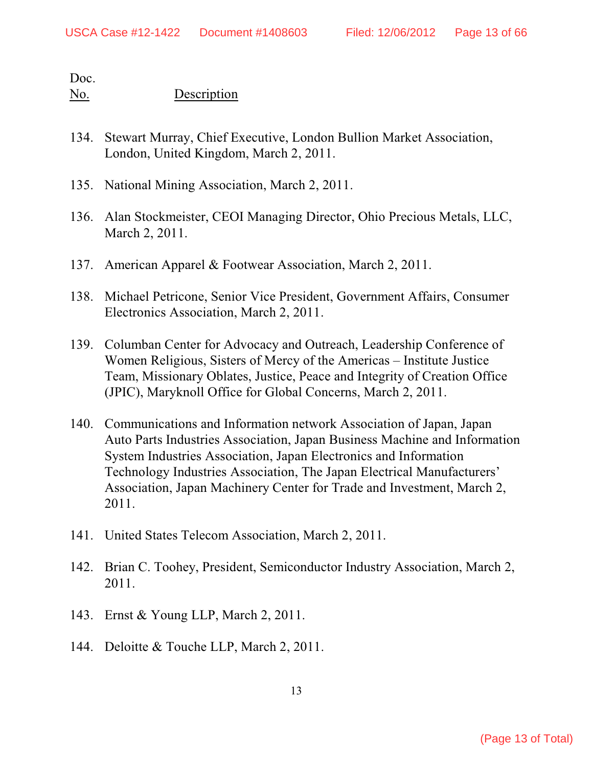| Doc. No. | Description |
|---|---|
| 134. | Stewart Murray, Chief Executive, London Bullion Market Association, London, United Kingdom, March 2, 2011. |
| 135. | National Mining Association, March 2, 2011. |
| 136. | Alan Stockmeister, CEOI Managing Director, Ohio Precious Metals, LLC, March 2, 2011. |
| 137. | American Apparel & Footwear Association, March 2, 2011. |
| 138. | Michael Petricone, Senior Vice President, Government Affairs, Consumer Electronics Association, March 2, 2011. |
| 139. | Columban Center for Advocacy and Outreach, Leadership Conference of Women Religious, Sisters of Mercy of the Americas – Institute Justice Team, Missionary Oblates, Justice, Peace and Integrity of Creation Office (JPIC), Maryknoll Office for Global Concerns, March 2, 2011. |
| 140. | Communications and Information network Association of Japan, Japan Auto Parts Industries Association, Japan Business Machine and Information System Industries Association, Japan Electronics and Information Technology Industries Association, The Japan Electrical Manufacturers' Association, Japan Machinery Center for Trade and Investment, March 2, 2011. |
| 141. | United States Telecom Association, March 2, 2011. |
| 142. | Brian C. Toohey, President, Semiconductor Industry Association, March 2, 2011. |
| 143. | Ernst & Young LLP, March 2, 2011. |
| 144. | Deloitte & Touche LLP, March 2, 2011. |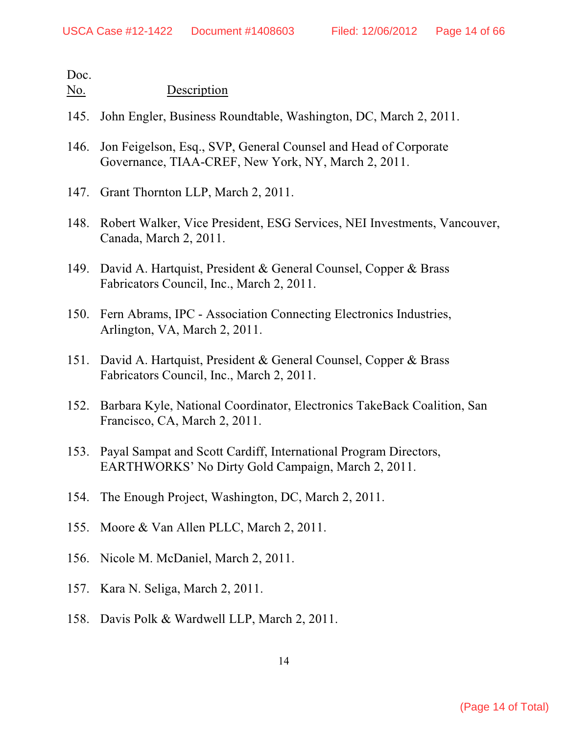| Doc. No. | Description |
|---|---|
| 145. | John Engler, Business Roundtable, Washington, DC, March 2, 2011. |
| 146. | Jon Feigelson, Esq., SVP, General Counsel and Head of Corporate Governance, TIAA-CREF, New York, NY, March 2, 2011. |
| 147. | Grant Thornton LLP, March 2, 2011. |
| 148. | Robert Walker, Vice President, ESG Services, NEI Investments, Vancouver, Canada, March 2, 2011. |
| 149. | David A. Hartquist, President & General Counsel, Copper & Brass Fabricators Council, Inc., March 2, 2011. |
| 150. | Fern Abrams, IPC - Association Connecting Electronics Industries, Arlington, VA, March 2, 2011. |
| 151. | David A. Hartquist, President & General Counsel, Copper & Brass Fabricators Council, Inc., March 2, 2011. |
| 152. | Barbara Kyle, National Coordinator, Electronics TakeBack Coalition, San Francisco, CA, March 2, 2011. |
| 153. | Payal Sampat and Scott Cardiff, International Program Directors, EARTHWORKS' No Dirty Gold Campaign, March 2, 2011. |
| 154. | The Enough Project, Washington, DC, March 2, 2011. |
| 155. | Moore & Van Allen PLLC, March 2, 2011. |
| 156. | Nicole M. McDaniel, March 2, 2011. |
| 157. | Kara N. Seliga, March 2, 2011. |
| 158. | Davis Polk & Wardwell LLP, March 2, 2011. |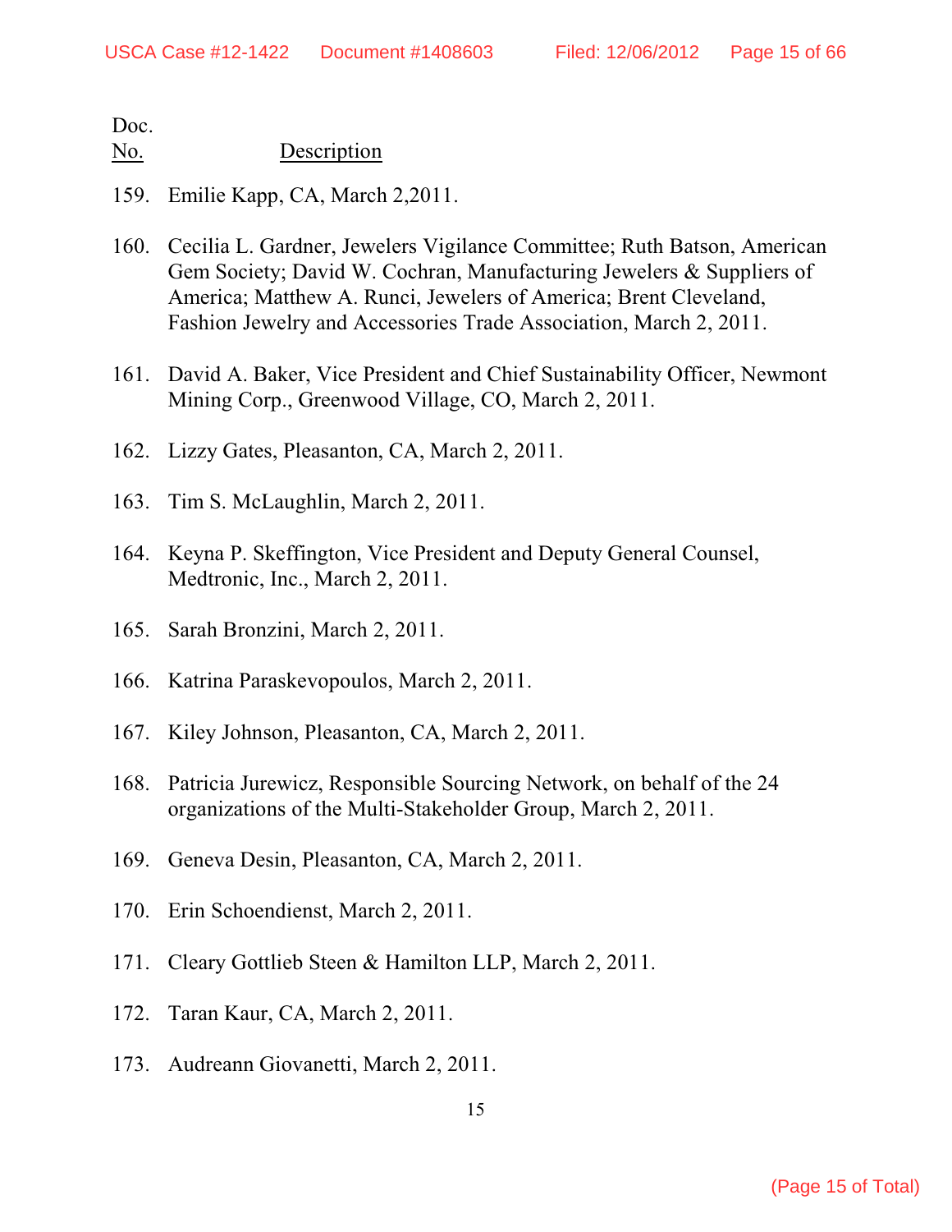| Doc. No. | Description |
|---|---|
| 159. | Emilie Kapp, CA, March 2,2011. |
| 160. | Cecilia L. Gardner, Jewelers Vigilance Committee; Ruth Batson, American Gem Society; David W. Cochran, Manufacturing Jewelers & Suppliers of America; Matthew A. Runci, Jewelers of America; Brent Cleveland, Fashion Jewelry and Accessories Trade Association, March 2, 2011. |
| 161. | David A. Baker, Vice President and Chief Sustainability Officer, Newmont Mining Corp., Greenwood Village, CO, March 2, 2011. |
| 162. | Lizzy Gates, Pleasanton, CA, March 2, 2011. |
| 163. | Tim S. McLaughlin, March 2, 2011. |
| 164. | Keyna P. Skeffington, Vice President and Deputy General Counsel, Medtronic, Inc., March 2, 2011. |
| 165. | Sarah Bronzini, March 2, 2011. |
| 166. | Katrina Paraskevopoulos, March 2, 2011. |
| 167. | Kiley Johnson, Pleasanton, CA, March 2, 2011. |
| 168. | Patricia Jurewicz, Responsible Sourcing Network, on behalf of the 24 organizations of the Multi-Stakeholder Group, March 2, 2011. |
| 169. | Geneva Desin, Pleasanton, CA, March 2, 2011. |
| 170. | Erin Schoendienst, March 2, 2011. |
| 171. | Cleary Gottlieb Steen & Hamilton LLP, March 2, 2011. |
| 172. | Taran Kaur, CA, March 2, 2011. |
| 173. | Audreann Giovanetti, March 2, 2011. |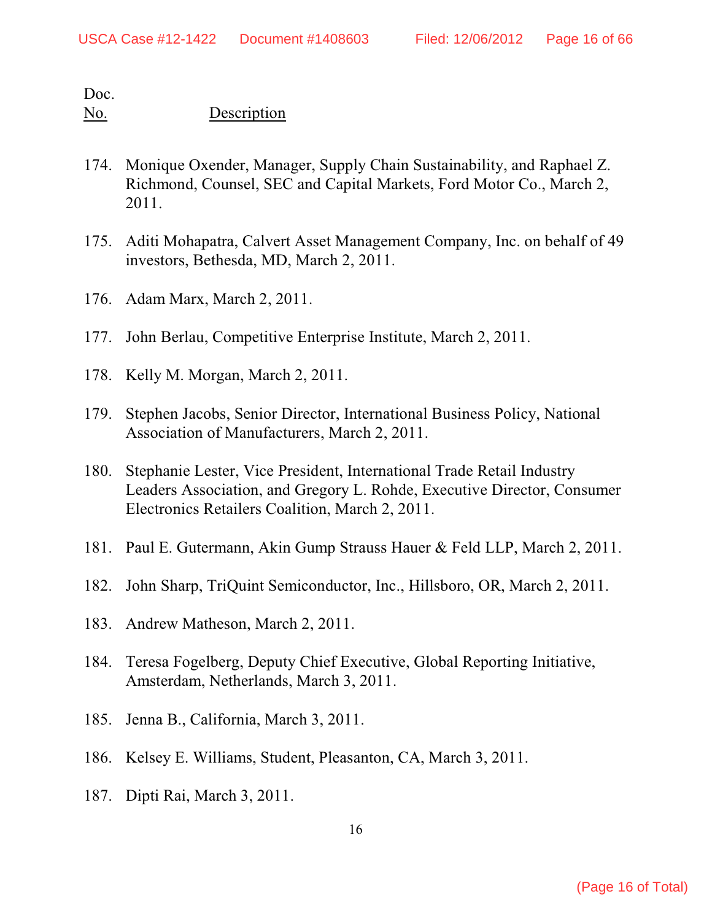| Doc. No. | Description |
|---|---|
| 174. | Monique Oxender, Manager, Supply Chain Sustainability, and Raphael Z. Richmond, Counsel, SEC and Capital Markets, Ford Motor Co., March 2, 2011. |
| 175. | Aditi Mohapatra, Calvert Asset Management Company, Inc. on behalf of 49 investors, Bethesda, MD, March 2, 2011. |
| 176. | Adam Marx, March 2, 2011. |
| 177. | John Berlau, Competitive Enterprise Institute, March 2, 2011. |
| 178. | Kelly M. Morgan, March 2, 2011. |
| 179. | Stephen Jacobs, Senior Director, International Business Policy, National Association of Manufacturers, March 2, 2011. |
| 180. | Stephanie Lester, Vice President, International Trade Retail Industry Leaders Association, and Gregory L. Rohde, Executive Director, Consumer Electronics Retailers Coalition, March 2, 2011. |
| 181. | Paul E. Gutermann, Akin Gump Strauss Hauer & Feld LLP, March 2, 2011. |
| 182. | John Sharp, TriQuint Semiconductor, Inc., Hillsboro, OR, March 2, 2011. |
| 183. | Andrew Matheson, March 2, 2011. |
| 184. | Teresa Fogelberg, Deputy Chief Executive, Global Reporting Initiative, Amsterdam, Netherlands, March 3, 2011. |
| 185. | Jenna B., California, March 3, 2011. |
| 186. | Kelsey E. Williams, Student, Pleasanton, CA, March 3, 2011. |
| 187. | Dipti Rai, March 3, 2011. |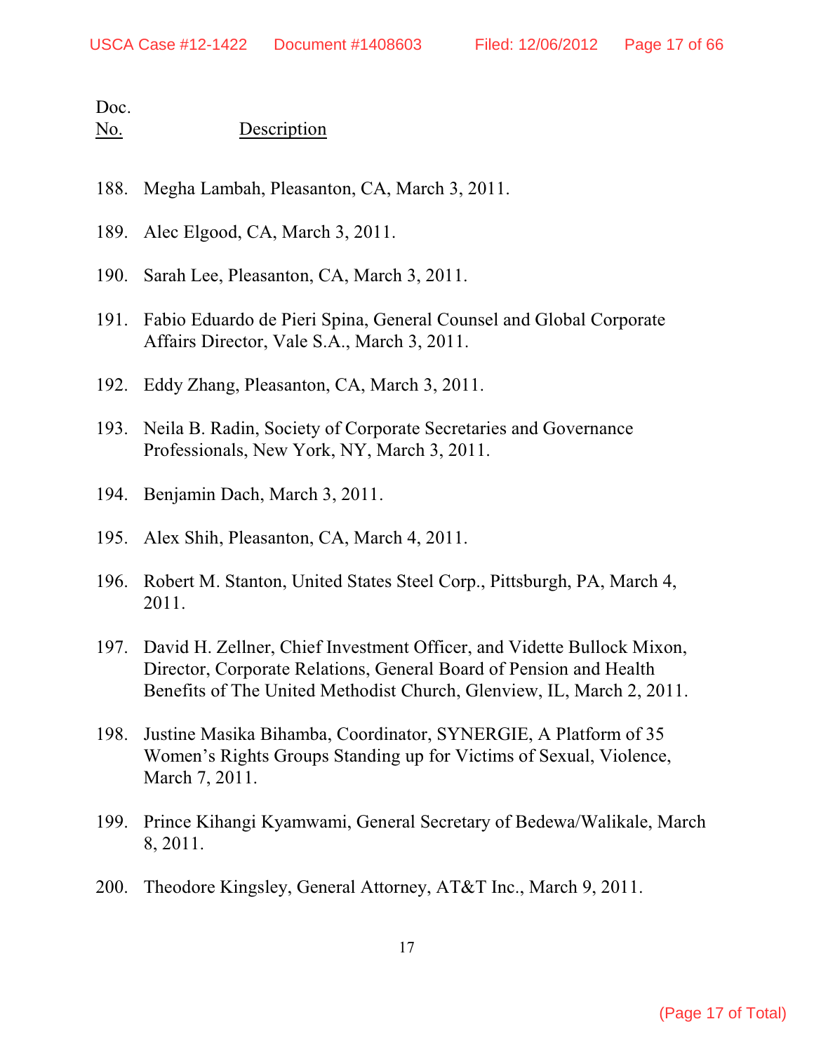| Doc. No. | Description |
|---|---|
| 188. | Megha Lambah, Pleasanton, CA, March 3, 2011. |
| 189. | Alec Elgood, CA, March 3, 2011. |
| 190. | Sarah Lee, Pleasanton, CA, March 3, 2011. |
| 191. | Fabio Eduardo de Pieri Spina, General Counsel and Global Corporate Affairs Director, Vale S.A., March 3, 2011. |
| 192. | Eddy Zhang, Pleasanton, CA, March 3, 2011. |
| 193. | Neila B. Radin, Society of Corporate Secretaries and Governance Professionals, New York, NY, March 3, 2011. |
| 194. | Benjamin Dach, March 3, 2011. |
| 195. | Alex Shih, Pleasanton, CA, March 4, 2011. |
| 196. | Robert M. Stanton, United States Steel Corp., Pittsburgh, PA, March 4, 2011. |
| 197. | David H. Zellner, Chief Investment Officer, and Vidette Bullock Mixon, Director, Corporate Relations, General Board of Pension and Health Benefits of The United Methodist Church, Glenview, IL, March 2, 2011. |
| 198. | Justine Masika Bihamba, Coordinator, SYNERGIE, A Platform of 35 Women's Rights Groups Standing up for Victims of Sexual, Violence, March 7, 2011. |
| 199. | Prince Kihangi Kyamwami, General Secretary of Bedewa/Walikale, March 8, 2011. |
| 200. | Theodore Kingsley, General Attorney, AT&T Inc., March 9, 2011. |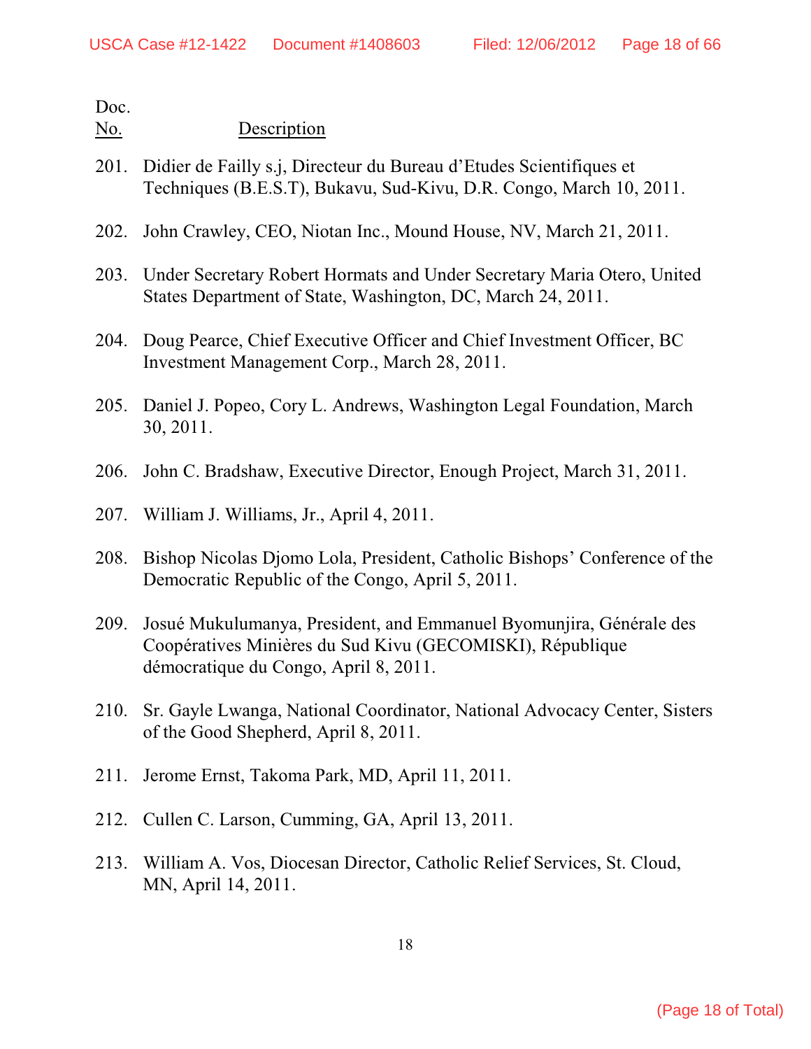Doc.
No. Description

201. Didier de Failly s.j, Directeur du Bureau d'Etudes Scientifiques et Techniques (B.E.S.T), Bukavu, Sud-Kivu, D.R. Congo, March 10, 2011.

202. John Crawley, CEO, Niotan Inc., Mound House, NV, March 21, 2011.

203. Under Secretary Robert Hormats and Under Secretary Maria Otero, United States Department of State, Washington, DC, March 24, 2011.

204. Doug Pearce, Chief Executive Officer and Chief Investment Officer, BC Investment Management Corp., March 28, 2011.

205. Daniel J. Popeo, Cory L. Andrews, Washington Legal Foundation, March 30, 2011.

206. John C. Bradshaw, Executive Director, Enough Project, March 31, 2011.

207. William J. Williams, Jr., April 4, 2011.

208. Bishop Nicolas Djomo Lola, President, Catholic Bishops' Conference of the Democratic Republic of the Congo, April 5, 2011.

209. Josué Mukulumanya, President, and Emmanuel Byomunjira, Générale des Coopératives Minières du Sud Kivu (GECOMISKI), République démocratique du Congo, April 8, 2011.

210. Sr. Gayle Lwanga, National Coordinator, National Advocacy Center, Sisters of the Good Shepherd, April 8, 2011.

211. Jerome Ernst, Takoma Park, MD, April 11, 2011.

212. Cullen C. Larson, Cumming, GA, April 13, 2011.

213. William A. Vos, Diocesan Director, Catholic Relief Services, St. Cloud, MN, April 14, 2011.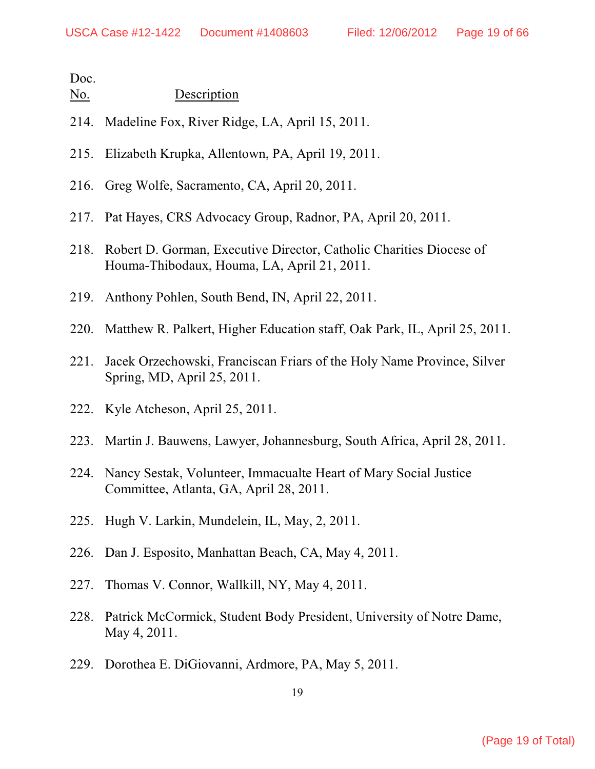| Doc. No. | Description |
|---|---|
| 214. | Madeline Fox, River Ridge, LA, April 15, 2011. |
| 215. | Elizabeth Krupka, Allentown, PA, April 19, 2011. |
| 216. | Greg Wolfe, Sacramento, CA, April 20, 2011. |
| 217. | Pat Hayes, CRS Advocacy Group, Radnor, PA, April 20, 2011. |
| 218. | Robert D. Gorman, Executive Director, Catholic Charities Diocese of Houma-Thibodaux, Houma, LA, April 21, 2011. |
| 219. | Anthony Pohlen, South Bend, IN, April 22, 2011. |
| 220. | Matthew R. Palkert, Higher Education staff, Oak Park, IL, April 25, 2011. |
| 221. | Jacek Orzechowski, Franciscan Friars of the Holy Name Province, Silver Spring, MD, April 25, 2011. |
| 222. | Kyle Atcheson, April 25, 2011. |
| 223. | Martin J. Bauwens, Lawyer, Johannesburg, South Africa, April 28, 2011. |
| 224. | Nancy Sestak, Volunteer, Immacualte Heart of Mary Social Justice Committee, Atlanta, GA, April 28, 2011. |
| 225. | Hugh V. Larkin, Mundelein, IL, May, 2, 2011. |
| 226. | Dan J. Esposito, Manhattan Beach, CA, May 4, 2011. |
| 227. | Thomas V. Connor, Wallkill, NY, May 4, 2011. |
| 228. | Patrick McCormick, Student Body President, University of Notre Dame, May 4, 2011. |
| 229. | Dorothea E. DiGiovanni, Ardmore, PA, May 5, 2011. |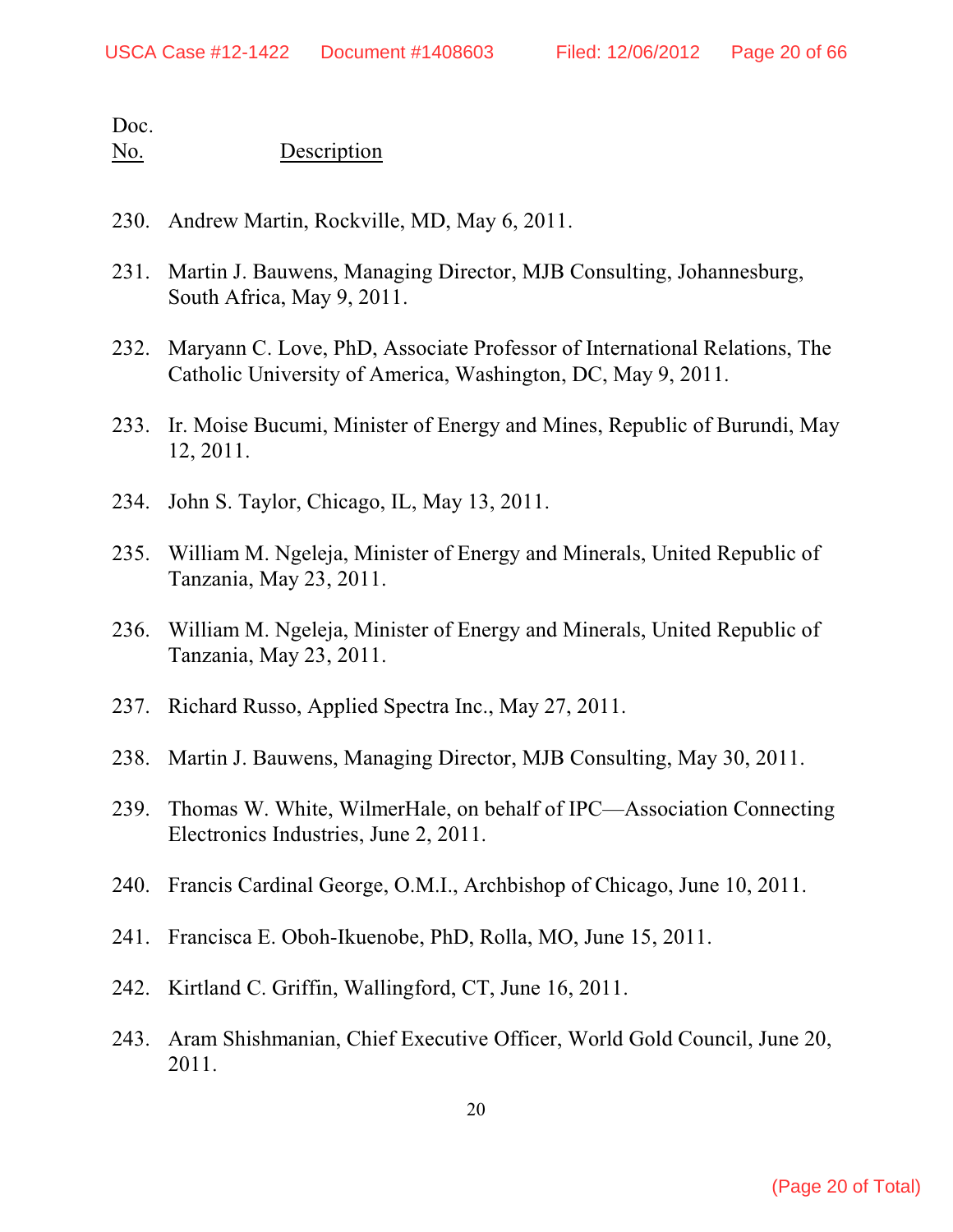Doc.
<u>No.</u> <u>Description</u>

230. Andrew Martin, Rockville, MD, May 6, 2011.

231. Martin J. Bauwens, Managing Director, MJB Consulting, Johannesburg, South Africa, May 9, 2011.

232. Maryann C. Love, PhD, Associate Professor of International Relations, The Catholic University of America, Washington, DC, May 9, 2011.

233. Ir. Moise Bucumi, Minister of Energy and Mines, Republic of Burundi, May 12, 2011.

234. John S. Taylor, Chicago, IL, May 13, 2011.

235. William M. Ngeleja, Minister of Energy and Minerals, United Republic of Tanzania, May 23, 2011.

236. William M. Ngeleja, Minister of Energy and Minerals, United Republic of Tanzania, May 23, 2011.

237. Richard Russo, Applied Spectra Inc., May 27, 2011.

238. Martin J. Bauwens, Managing Director, MJB Consulting, May 30, 2011.

239. Thomas W. White, WilmerHale, on behalf of IPC—Association Connecting Electronics Industries, June 2, 2011.

240. Francis Cardinal George, O.M.I., Archbishop of Chicago, June 10, 2011.

241. Francisca E. Oboh-Ikuenobe, PhD, Rolla, MO, June 15, 2011.

242. Kirtland C. Griffin, Wallingford, CT, June 16, 2011.

243. Aram Shishmanian, Chief Executive Officer, World Gold Council, June 20, 2011.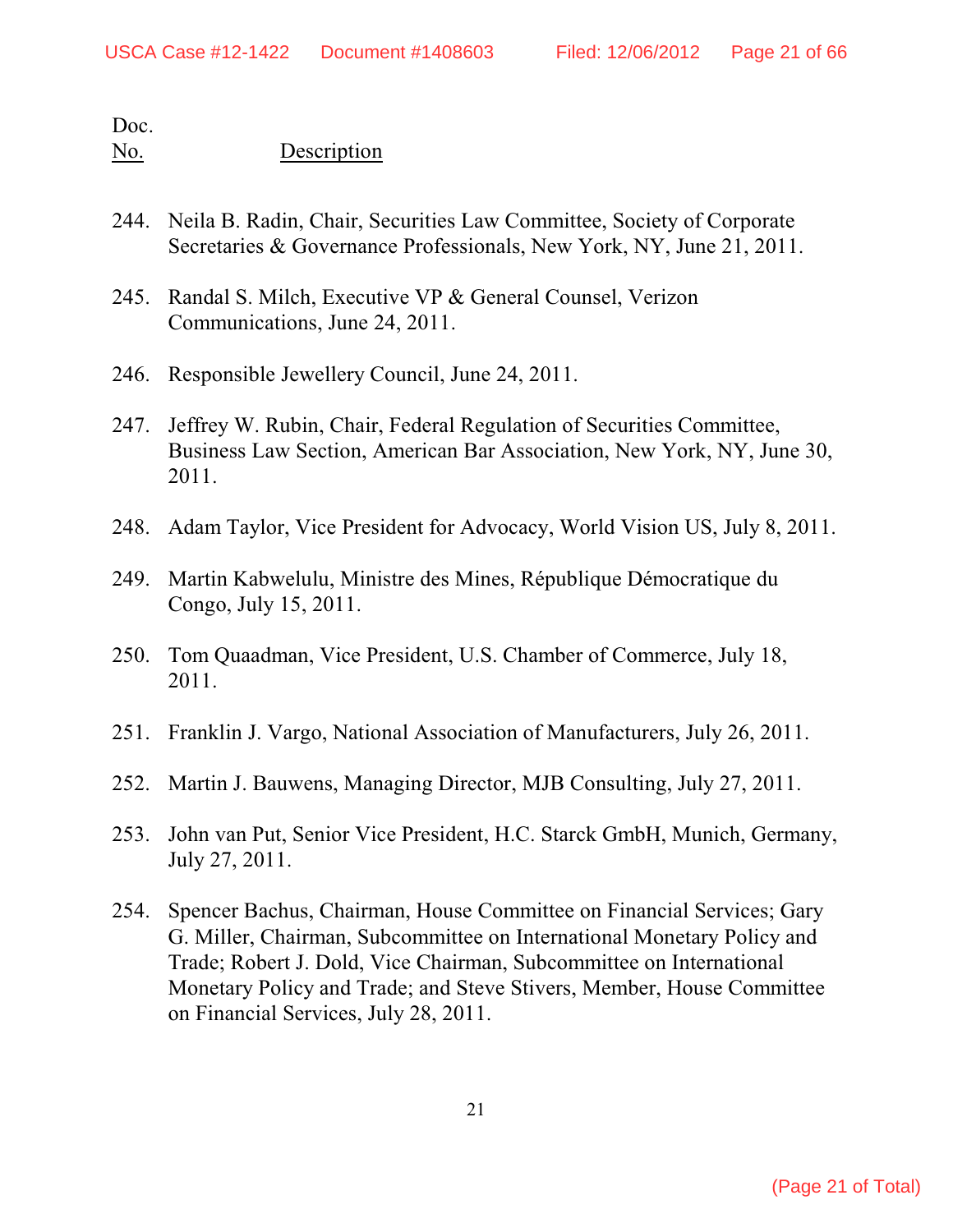Doc.
No. Description

244. Neila B. Radin, Chair, Securities Law Committee, Society of Corporate Secretaries & Governance Professionals, New York, NY, June 21, 2011.

245. Randal S. Milch, Executive VP & General Counsel, Verizon Communications, June 24, 2011.

246. Responsible Jewellery Council, June 24, 2011.

247. Jeffrey W. Rubin, Chair, Federal Regulation of Securities Committee, Business Law Section, American Bar Association, New York, NY, June 30, 2011.

248. Adam Taylor, Vice President for Advocacy, World Vision US, July 8, 2011.

249. Martin Kabwelulu, Ministre des Mines, République Démocratique du Congo, July 15, 2011.

250. Tom Quaadman, Vice President, U.S. Chamber of Commerce, July 18, 2011.

251. Franklin J. Vargo, National Association of Manufacturers, July 26, 2011.

252. Martin J. Bauwens, Managing Director, MJB Consulting, July 27, 2011.

253. John van Put, Senior Vice President, H.C. Starck GmbH, Munich, Germany, July 27, 2011.

254. Spencer Bachus, Chairman, House Committee on Financial Services; Gary G. Miller, Chairman, Subcommittee on International Monetary Policy and Trade; Robert J. Dold, Vice Chairman, Subcommittee on International Monetary Policy and Trade; and Steve Stivers, Member, House Committee on Financial Services, July 28, 2011.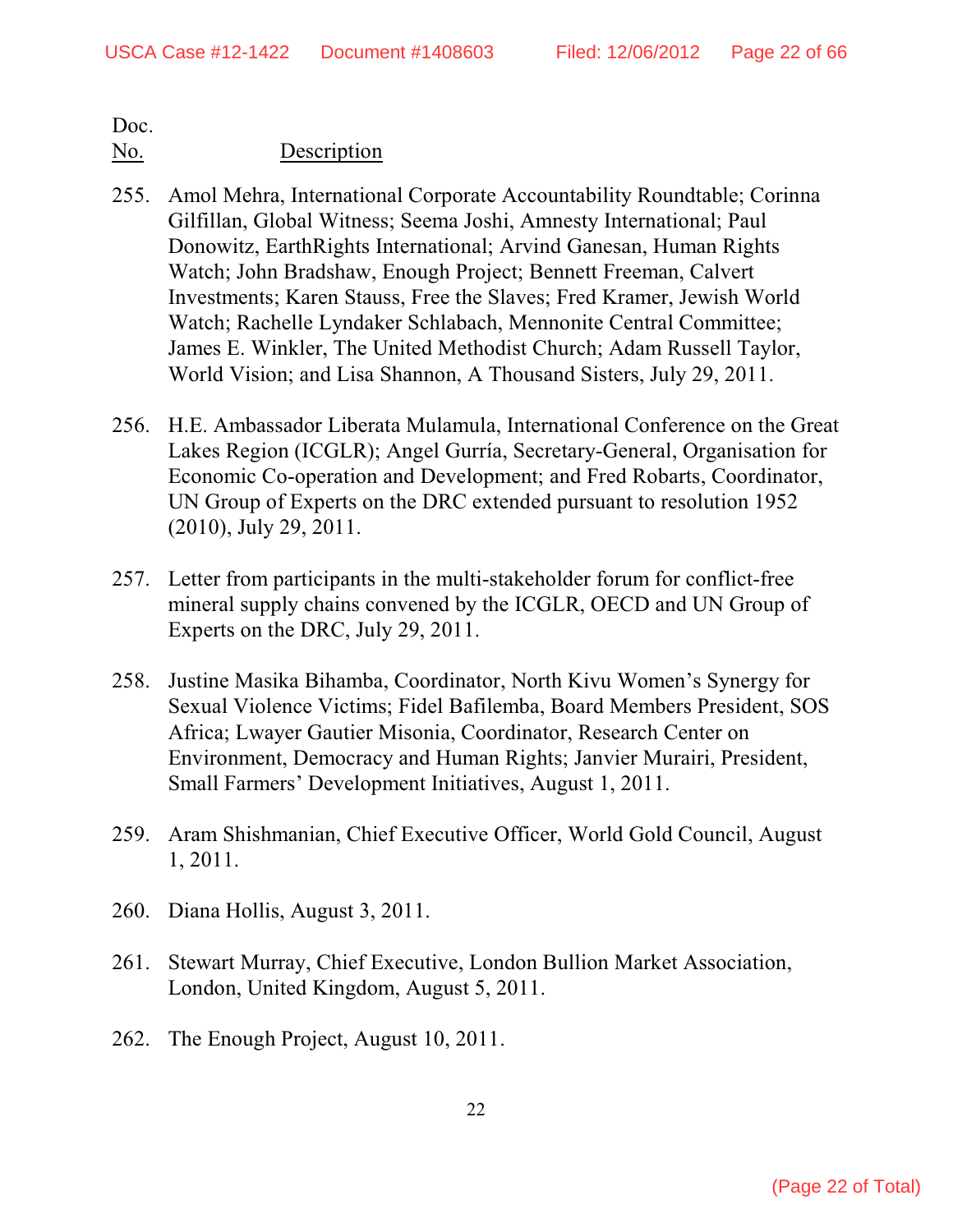| Doc. No. | Description |
|---|---|
| 255. | Amol Mehra, International Corporate Accountability Roundtable; Corinna Gilfillan, Global Witness; Seema Joshi, Amnesty International; Paul Donowitz, EarthRights International; Arvind Ganesan, Human Rights Watch; John Bradshaw, Enough Project; Bennett Freeman, Calvert Investments; Karen Stauss, Free the Slaves; Fred Kramer, Jewish World Watch; Rachelle Lyndaker Schlabach, Mennonite Central Committee; James E. Winkler, The United Methodist Church; Adam Russell Taylor, World Vision; and Lisa Shannon, A Thousand Sisters, July 29, 2011. |
| 256. | H.E. Ambassador Liberata Mulamula, International Conference on the Great Lakes Region (ICGLR); Angel Gurría, Secretary-General, Organisation for Economic Co-operation and Development; and Fred Robarts, Coordinator, UN Group of Experts on the DRC extended pursuant to resolution 1952 (2010), July 29, 2011. |
| 257. | Letter from participants in the multi-stakeholder forum for conflict-free mineral supply chains convened by the ICGLR, OECD and UN Group of Experts on the DRC, July 29, 2011. |
| 258. | Justine Masika Bihamba, Coordinator, North Kivu Women's Synergy for Sexual Violence Victims; Fidel Bafilemba, Board Members President, SOS Africa; Lwayer Gautier Misonia, Coordinator, Research Center on Environment, Democracy and Human Rights; Janvier Murairi, President, Small Farmers' Development Initiatives, August 1, 2011. |
| 259. | Aram Shishmanian, Chief Executive Officer, World Gold Council, August 1, 2011. |
| 260. | Diana Hollis, August 3, 2011. |
| 261. | Stewart Murray, Chief Executive, London Bullion Market Association, London, United Kingdom, August 5, 2011. |
| 262. | The Enough Project, August 10, 2011. |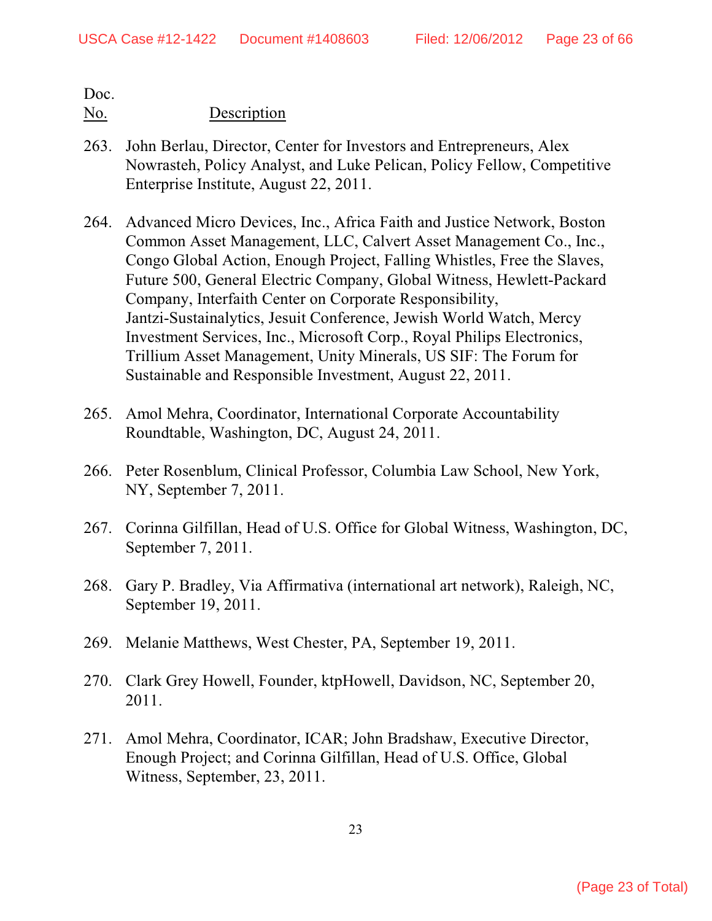Doc.
<u>No.</u> <u>Description</u>

263. John Berlau, Director, Center for Investors and Entrepreneurs, Alex Nowrasteh, Policy Analyst, and Luke Pelican, Policy Fellow, Competitive Enterprise Institute, August 22, 2011.

264. Advanced Micro Devices, Inc., Africa Faith and Justice Network, Boston Common Asset Management, LLC, Calvert Asset Management Co., Inc., Congo Global Action, Enough Project, Falling Whistles, Free the Slaves, Future 500, General Electric Company, Global Witness, Hewlett-Packard Company, Interfaith Center on Corporate Responsibility, Jantzi-Sustainalytics, Jesuit Conference, Jewish World Watch, Mercy Investment Services, Inc., Microsoft Corp., Royal Philips Electronics, Trillium Asset Management, Unity Minerals, US SIF: The Forum for Sustainable and Responsible Investment, August 22, 2011.

265. Amol Mehra, Coordinator, International Corporate Accountability Roundtable, Washington, DC, August 24, 2011.

266. Peter Rosenblum, Clinical Professor, Columbia Law School, New York, NY, September 7, 2011.

267. Corinna Gilfillan, Head of U.S. Office for Global Witness, Washington, DC, September 7, 2011.

268. Gary P. Bradley, Via Affirmativa (international art network), Raleigh, NC, September 19, 2011.

269. Melanie Matthews, West Chester, PA, September 19, 2011.

270. Clark Grey Howell, Founder, ktpHowell, Davidson, NC, September 20, 2011.

271. Amol Mehra, Coordinator, ICAR; John Bradshaw, Executive Director, Enough Project; and Corinna Gilfillan, Head of U.S. Office, Global Witness, September, 23, 2011.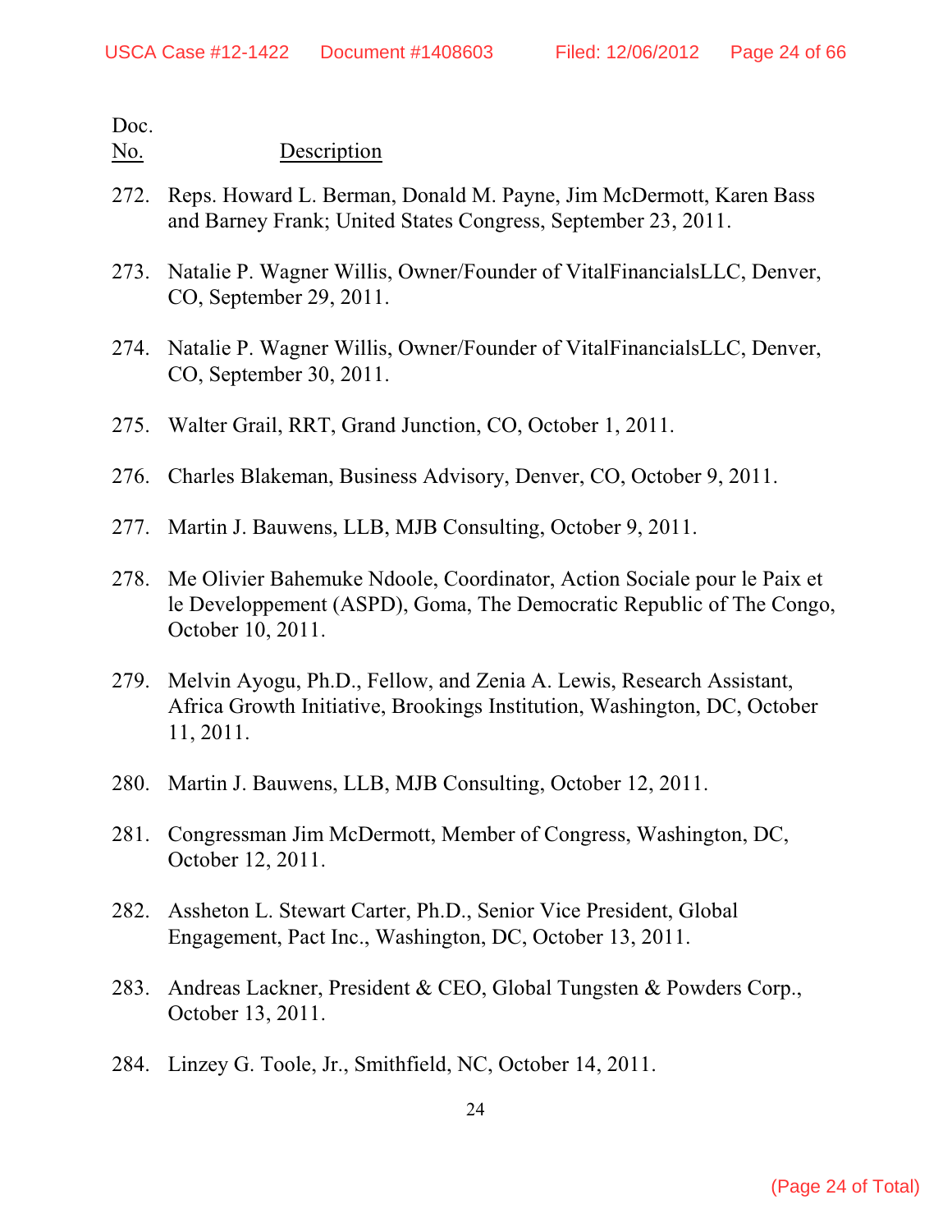Doc.
<u>No.</u> <u>Description</u>

272. Reps. Howard L. Berman, Donald M. Payne, Jim McDermott, Karen Bass and Barney Frank; United States Congress, September 23, 2011.

273. Natalie P. Wagner Willis, Owner/Founder of VitalFinancialsLLC, Denver, CO, September 29, 2011.

274. Natalie P. Wagner Willis, Owner/Founder of VitalFinancialsLLC, Denver, CO, September 30, 2011.

275. Walter Grail, RRT, Grand Junction, CO, October 1, 2011.

276. Charles Blakeman, Business Advisory, Denver, CO, October 9, 2011.

277. Martin J. Bauwens, LLB, MJB Consulting, October 9, 2011.

278. Me Olivier Bahemuke Ndoole, Coordinator, Action Sociale pour le Paix et le Developpement (ASPD), Goma, The Democratic Republic of The Congo, October 10, 2011.

279. Melvin Ayogu, Ph.D., Fellow, and Zenia A. Lewis, Research Assistant, Africa Growth Initiative, Brookings Institution, Washington, DC, October 11, 2011.

280. Martin J. Bauwens, LLB, MJB Consulting, October 12, 2011.

281. Congressman Jim McDermott, Member of Congress, Washington, DC, October 12, 2011.

282. Assheton L. Stewart Carter, Ph.D., Senior Vice President, Global Engagement, Pact Inc., Washington, DC, October 13, 2011.

283. Andreas Lackner, President & CEO, Global Tungsten & Powders Corp., October 13, 2011.

284. Linzey G. Toole, Jr., Smithfield, NC, October 14, 2011.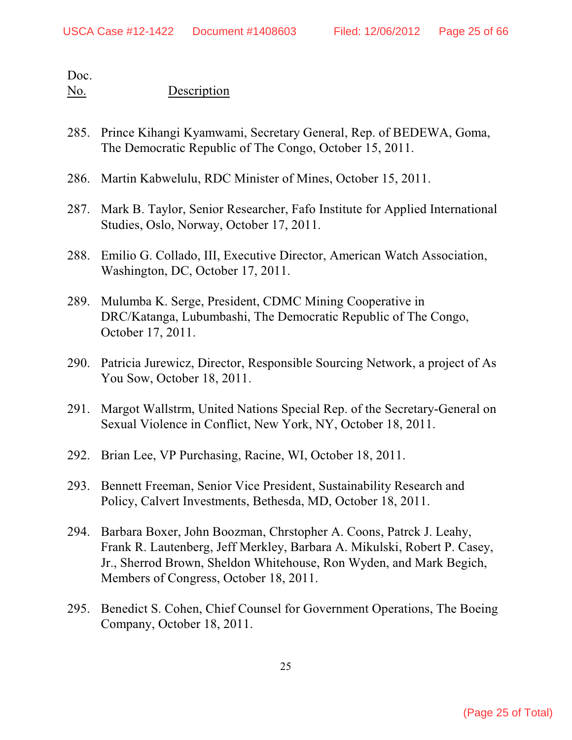Doc.
No. Description

285. Prince Kihangi Kyamwami, Secretary General, Rep. of BEDEWA, Goma, The Democratic Republic of The Congo, October 15, 2011.

286. Martin Kabwelulu, RDC Minister of Mines, October 15, 2011.

287. Mark B. Taylor, Senior Researcher, Fafo Institute for Applied International Studies, Oslo, Norway, October 17, 2011.

288. Emilio G. Collado, III, Executive Director, American Watch Association, Washington, DC, October 17, 2011.

289. Mulumba K. Serge, President, CDMC Mining Cooperative in DRC/Katanga, Lubumbashi, The Democratic Republic of The Congo, October 17, 2011.

290. Patricia Jurewicz, Director, Responsible Sourcing Network, a project of As You Sow, October 18, 2011.

291. Margot Wallstrm, United Nations Special Rep. of the Secretary-General on Sexual Violence in Conflict, New York, NY, October 18, 2011.

292. Brian Lee, VP Purchasing, Racine, WI, October 18, 2011.

293. Bennett Freeman, Senior Vice President, Sustainability Research and Policy, Calvert Investments, Bethesda, MD, October 18, 2011.

294. Barbara Boxer, John Boozman, Chrstopher A. Coons, Patrck J. Leahy, Frank R. Lautenberg, Jeff Merkley, Barbara A. Mikulski, Robert P. Casey, Jr., Sherrod Brown, Sheldon Whitehouse, Ron Wyden, and Mark Begich, Members of Congress, October 18, 2011.

295. Benedict S. Cohen, Chief Counsel for Government Operations, The Boeing Company, October 18, 2011.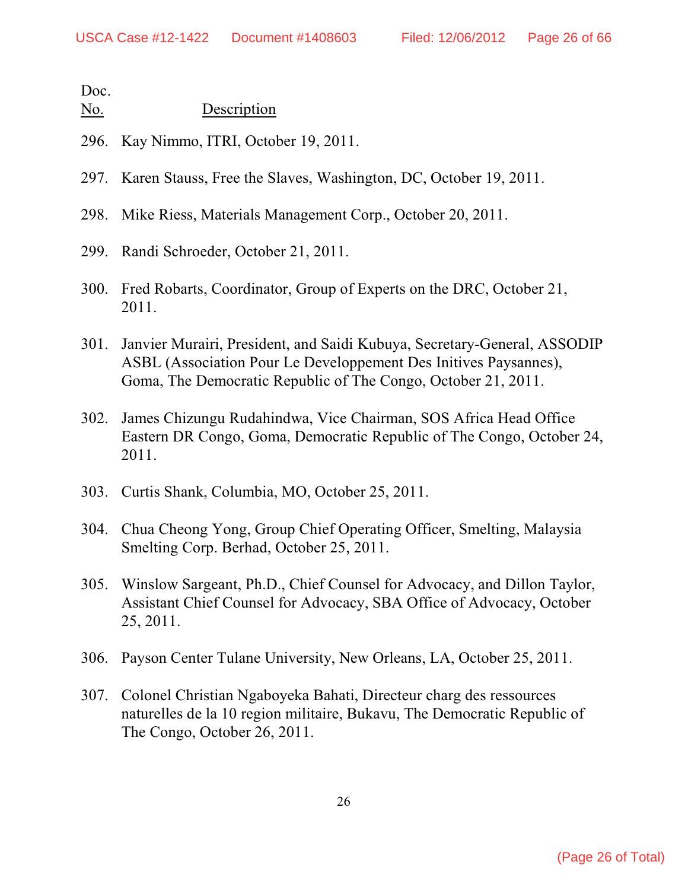| Doc. No. | Description |
|---|---|
| 296. | Kay Nimmo, ITRI, October 19, 2011. |
| 297. | Karen Stauss, Free the Slaves, Washington, DC, October 19, 2011. |
| 298. | Mike Riess, Materials Management Corp., October 20, 2011. |
| 299. | Randi Schroeder, October 21, 2011. |
| 300. | Fred Robarts, Coordinator, Group of Experts on the DRC, October 21, 2011. |
| 301. | Janvier Murairi, President, and Saidi Kubuya, Secretary-General, ASSODIP ASBL (Association Pour Le Developpement Des Initives Paysannes), Goma, The Democratic Republic of The Congo, October 21, 2011. |
| 302. | James Chizungu Rudahindwa, Vice Chairman, SOS Africa Head Office Eastern DR Congo, Goma, Democratic Republic of The Congo, October 24, 2011. |
| 303. | Curtis Shank, Columbia, MO, October 25, 2011. |
| 304. | Chua Cheong Yong, Group Chief Operating Officer, Smelting, Malaysia Smelting Corp. Berhad, October 25, 2011. |
| 305. | Winslow Sargeant, Ph.D., Chief Counsel for Advocacy, and Dillon Taylor, Assistant Chief Counsel for Advocacy, SBA Office of Advocacy, October 25, 2011. |
| 306. | Payson Center Tulane University, New Orleans, LA, October 25, 2011. |
| 307. | Colonel Christian Ngaboyeka Bahati, Directeur charg des ressources naturelles de la 10 region militaire, Bukavu, The Democratic Republic of The Congo, October 26, 2011. |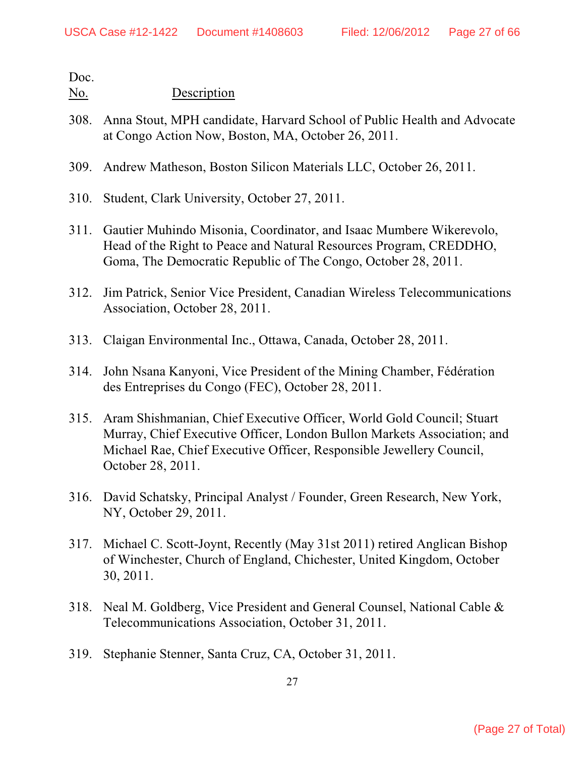Doc.
No. Description

308. Anna Stout, MPH candidate, Harvard School of Public Health and Advocate at Congo Action Now, Boston, MA, October 26, 2011.

309. Andrew Matheson, Boston Silicon Materials LLC, October 26, 2011.

310. Student, Clark University, October 27, 2011.

311. Gautier Muhindo Misonia, Coordinator, and Isaac Mumbere Wikerevolo, Head of the Right to Peace and Natural Resources Program, CREDDHO, Goma, The Democratic Republic of The Congo, October 28, 2011.

312. Jim Patrick, Senior Vice President, Canadian Wireless Telecommunications Association, October 28, 2011.

313. Claigan Environmental Inc., Ottawa, Canada, October 28, 2011.

314. John Nsana Kanyoni, Vice President of the Mining Chamber, Fédération des Entreprises du Congo (FEC), October 28, 2011.

315. Aram Shishmanian, Chief Executive Officer, World Gold Council; Stuart Murray, Chief Executive Officer, London Bullon Markets Association; and Michael Rae, Chief Executive Officer, Responsible Jewellery Council, October 28, 2011.

316. David Schatsky, Principal Analyst / Founder, Green Research, New York, NY, October 29, 2011.

317. Michael C. Scott-Joynt, Recently (May 31st 2011) retired Anglican Bishop of Winchester, Church of England, Chichester, United Kingdom, October 30, 2011.

318. Neal M. Goldberg, Vice President and General Counsel, National Cable & Telecommunications Association, October 31, 2011.

319. Stephanie Stenner, Santa Cruz, CA, October 31, 2011.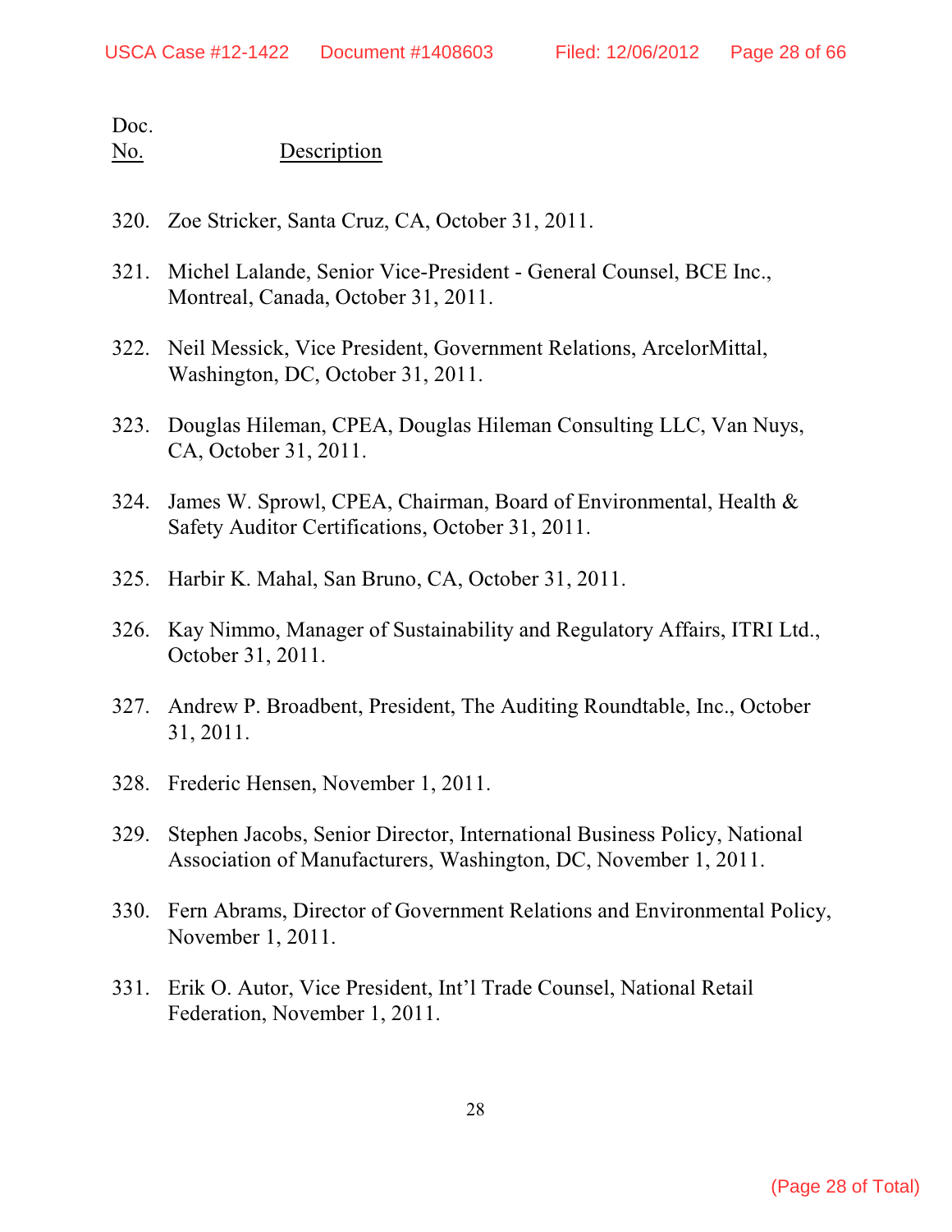Doc.
No.    Description

320. Zoe Stricker, Santa Cruz, CA, October 31, 2011.

321. Michel Lalande, Senior Vice-President - General Counsel, BCE Inc., Montreal, Canada, October 31, 2011.

322. Neil Messick, Vice President, Government Relations, ArcelorMittal, Washington, DC, October 31, 2011.

323. Douglas Hileman, CPEA, Douglas Hileman Consulting LLC, Van Nuys, CA, October 31, 2011.

324. James W. Sprowl, CPEA, Chairman, Board of Environmental, Health & Safety Auditor Certifications, October 31, 2011.

325. Harbir K. Mahal, San Bruno, CA, October 31, 2011.

326. Kay Nimmo, Manager of Sustainability and Regulatory Affairs, ITRI Ltd., October 31, 2011.

327. Andrew P. Broadbent, President, The Auditing Roundtable, Inc., October 31, 2011.

328. Frederic Hensen, November 1, 2011.

329. Stephen Jacobs, Senior Director, International Business Policy, National Association of Manufacturers, Washington, DC, November 1, 2011.

330. Fern Abrams, Director of Government Relations and Environmental Policy, November 1, 2011.

331. Erik O. Autor, Vice President, Int'l Trade Counsel, National Retail Federation, November 1, 2011.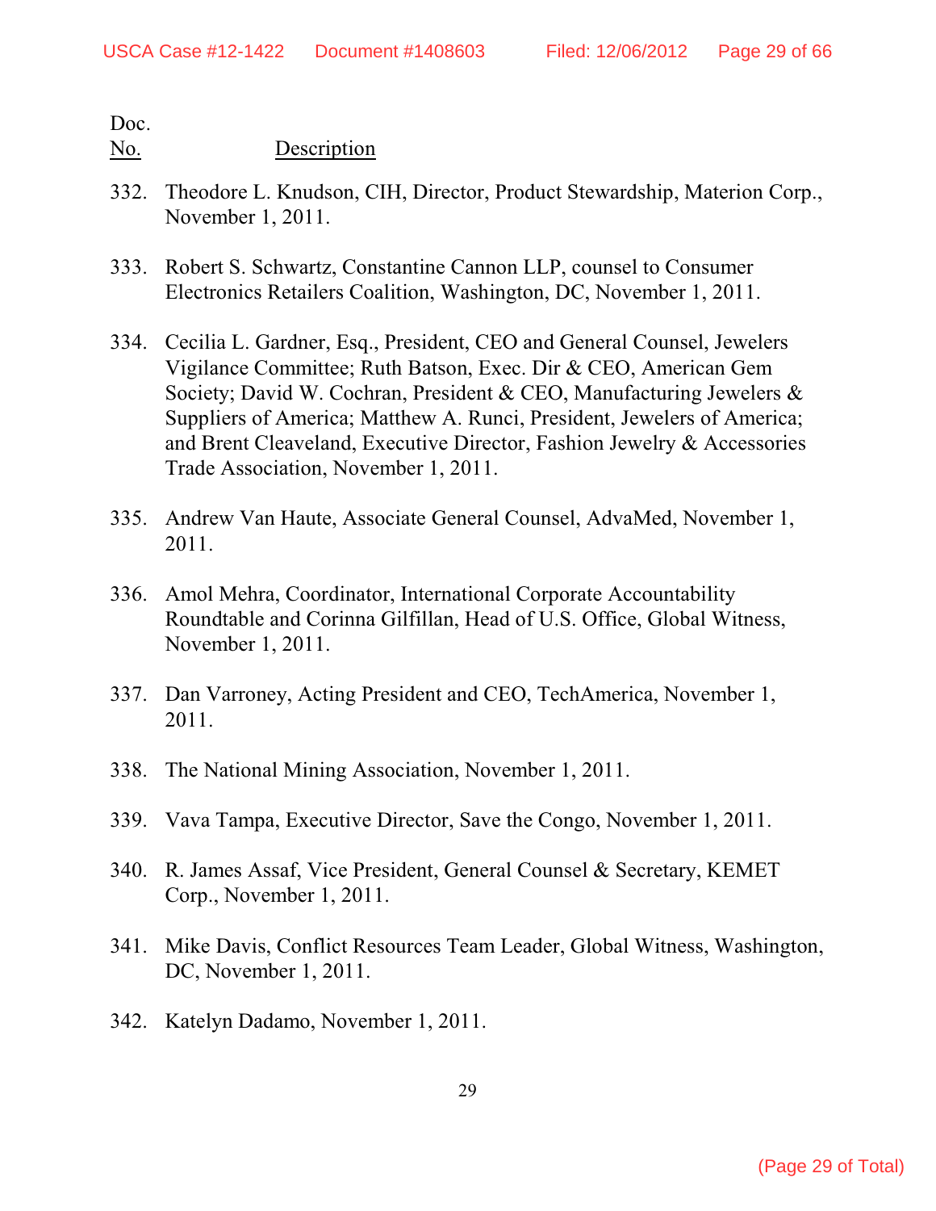Doc.
No. Description

332. Theodore L. Knudson, CIH, Director, Product Stewardship, Materion Corp., November 1, 2011.

333. Robert S. Schwartz, Constantine Cannon LLP, counsel to Consumer Electronics Retailers Coalition, Washington, DC, November 1, 2011.

334. Cecilia L. Gardner, Esq., President, CEO and General Counsel, Jewelers Vigilance Committee; Ruth Batson, Exec. Dir & CEO, American Gem Society; David W. Cochran, President & CEO, Manufacturing Jewelers & Suppliers of America; Matthew A. Runci, President, Jewelers of America; and Brent Cleaveland, Executive Director, Fashion Jewelry & Accessories Trade Association, November 1, 2011.

335. Andrew Van Haute, Associate General Counsel, AdvaMed, November 1, 2011.

336. Amol Mehra, Coordinator, International Corporate Accountability Roundtable and Corinna Gilfillan, Head of U.S. Office, Global Witness, November 1, 2011.

337. Dan Varroney, Acting President and CEO, TechAmerica, November 1, 2011.

338. The National Mining Association, November 1, 2011.

339. Vava Tampa, Executive Director, Save the Congo, November 1, 2011.

340. R. James Assaf, Vice President, General Counsel & Secretary, KEMET Corp., November 1, 2011.

341. Mike Davis, Conflict Resources Team Leader, Global Witness, Washington, DC, November 1, 2011.

342. Katelyn Dadamo, November 1, 2011.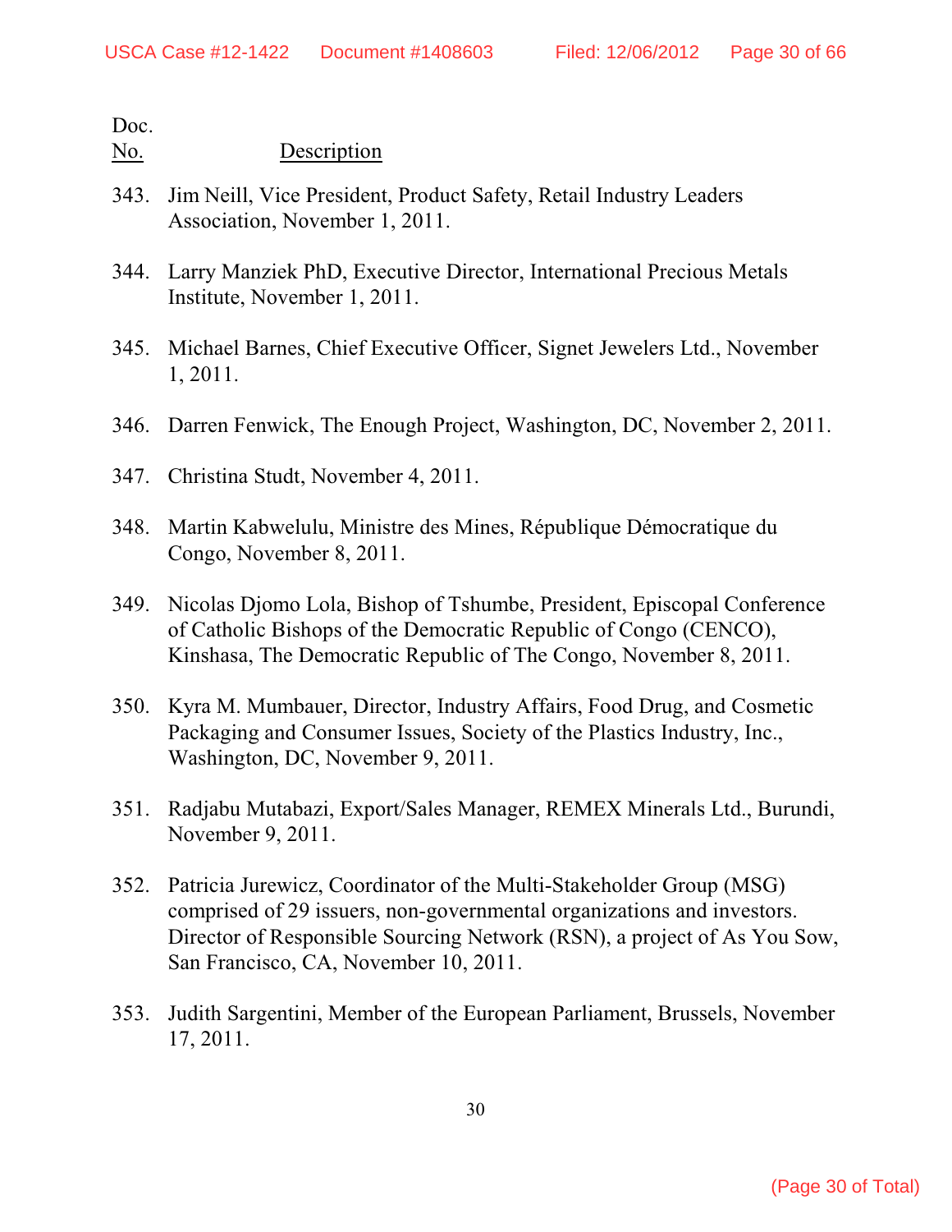Doc.
No. Description

343. Jim Neill, Vice President, Product Safety, Retail Industry Leaders Association, November 1, 2011.

344. Larry Manziek PhD, Executive Director, International Precious Metals Institute, November 1, 2011.

345. Michael Barnes, Chief Executive Officer, Signet Jewelers Ltd., November 1, 2011.

346. Darren Fenwick, The Enough Project, Washington, DC, November 2, 2011.

347. Christina Studt, November 4, 2011.

348. Martin Kabwelulu, Ministre des Mines, République Démocratique du Congo, November 8, 2011.

349. Nicolas Djomo Lola, Bishop of Tshumbe, President, Episcopal Conference of Catholic Bishops of the Democratic Republic of Congo (CENCO), Kinshasa, The Democratic Republic of The Congo, November 8, 2011.

350. Kyra M. Mumbauer, Director, Industry Affairs, Food Drug, and Cosmetic Packaging and Consumer Issues, Society of the Plastics Industry, Inc., Washington, DC, November 9, 2011.

351. Radjabu Mutabazi, Export/Sales Manager, REMEX Minerals Ltd., Burundi, November 9, 2011.

352. Patricia Jurewicz, Coordinator of the Multi-Stakeholder Group (MSG) comprised of 29 issuers, non-governmental organizations and investors. Director of Responsible Sourcing Network (RSN), a project of As You Sow, San Francisco, CA, November 10, 2011.

353. Judith Sargentini, Member of the European Parliament, Brussels, November 17, 2011.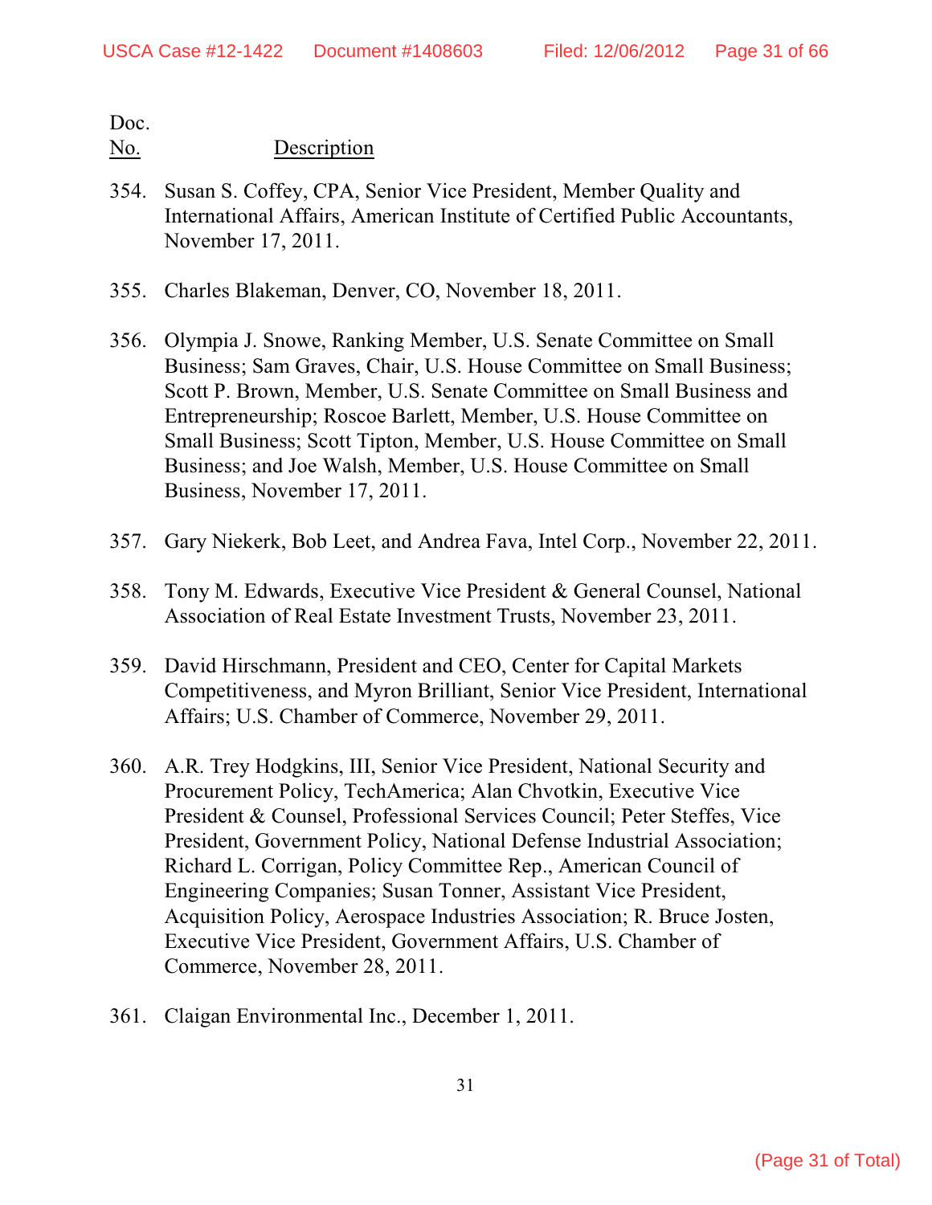| Doc. No. | Description |
|---|---|
| 354. | Susan S. Coffey, CPA, Senior Vice President, Member Quality and International Affairs, American Institute of Certified Public Accountants, November 17, 2011. |
| 355. | Charles Blakeman, Denver, CO, November 18, 2011. |
| 356. | Olympia J. Snowe, Ranking Member, U.S. Senate Committee on Small Business; Sam Graves, Chair, U.S. House Committee on Small Business; Scott P. Brown, Member, U.S. Senate Committee on Small Business and Entrepreneurship; Roscoe Barlett, Member, U.S. House Committee on Small Business; Scott Tipton, Member, U.S. House Committee on Small Business; and Joe Walsh, Member, U.S. House Committee on Small Business, November 17, 2011. |
| 357. | Gary Niekerk, Bob Leet, and Andrea Fava, Intel Corp., November 22, 2011. |
| 358. | Tony M. Edwards, Executive Vice President & General Counsel, National Association of Real Estate Investment Trusts, November 23, 2011. |
| 359. | David Hirschmann, President and CEO, Center for Capital Markets Competitiveness, and Myron Brilliant, Senior Vice President, International Affairs; U.S. Chamber of Commerce, November 29, 2011. |
| 360. | A.R. Trey Hodgkins, III, Senior Vice President, National Security and Procurement Policy, TechAmerica; Alan Chvotkin, Executive Vice President & Counsel, Professional Services Council; Peter Steffes, Vice President, Government Policy, National Defense Industrial Association; Richard L. Corrigan, Policy Committee Rep., American Council of Engineering Companies; Susan Tonner, Assistant Vice President, Acquisition Policy, Aerospace Industries Association; R. Bruce Josten, Executive Vice President, Government Affairs, U.S. Chamber of Commerce, November 28, 2011. |
| 361. | Claigan Environmental Inc., December 1, 2011. |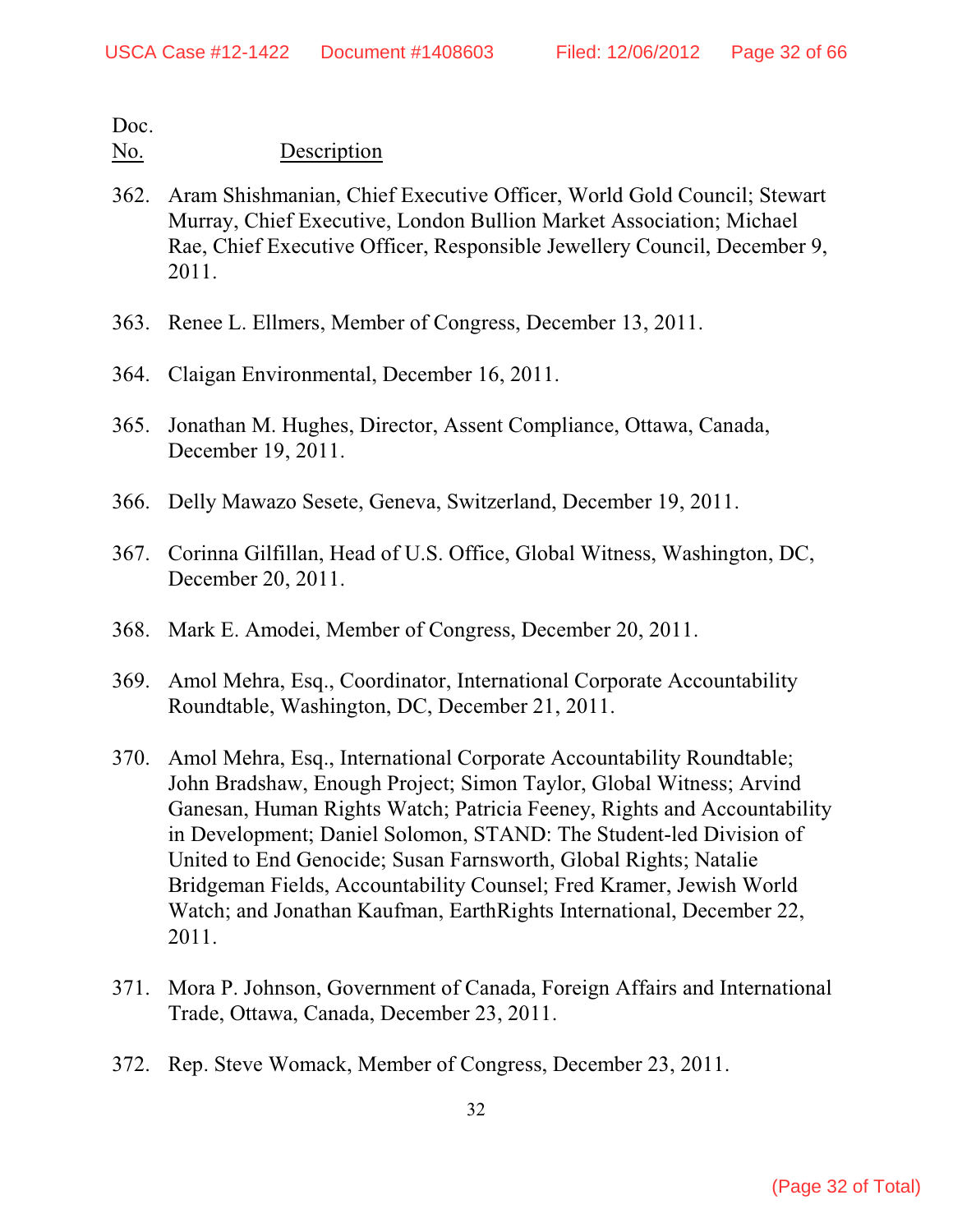Doc.
No. Description

362. Aram Shishmanian, Chief Executive Officer, World Gold Council; Stewart Murray, Chief Executive, London Bullion Market Association; Michael Rae, Chief Executive Officer, Responsible Jewellery Council, December 9, 2011.

363. Renee L. Ellmers, Member of Congress, December 13, 2011.

364. Claigan Environmental, December 16, 2011.

365. Jonathan M. Hughes, Director, Assent Compliance, Ottawa, Canada, December 19, 2011.

366. Delly Mawazo Sesete, Geneva, Switzerland, December 19, 2011.

367. Corinna Gilfillan, Head of U.S. Office, Global Witness, Washington, DC, December 20, 2011.

368. Mark E. Amodei, Member of Congress, December 20, 2011.

369. Amol Mehra, Esq., Coordinator, International Corporate Accountability Roundtable, Washington, DC, December 21, 2011.

370. Amol Mehra, Esq., International Corporate Accountability Roundtable; John Bradshaw, Enough Project; Simon Taylor, Global Witness; Arvind Ganesan, Human Rights Watch; Patricia Feeney, Rights and Accountability in Development; Daniel Solomon, STAND: The Student-led Division of United to End Genocide; Susan Farnsworth, Global Rights; Natalie Bridgeman Fields, Accountability Counsel; Fred Kramer, Jewish World Watch; and Jonathan Kaufman, EarthRights International, December 22, 2011.

371. Mora P. Johnson, Government of Canada, Foreign Affairs and International Trade, Ottawa, Canada, December 23, 2011.

372. Rep. Steve Womack, Member of Congress, December 23, 2011.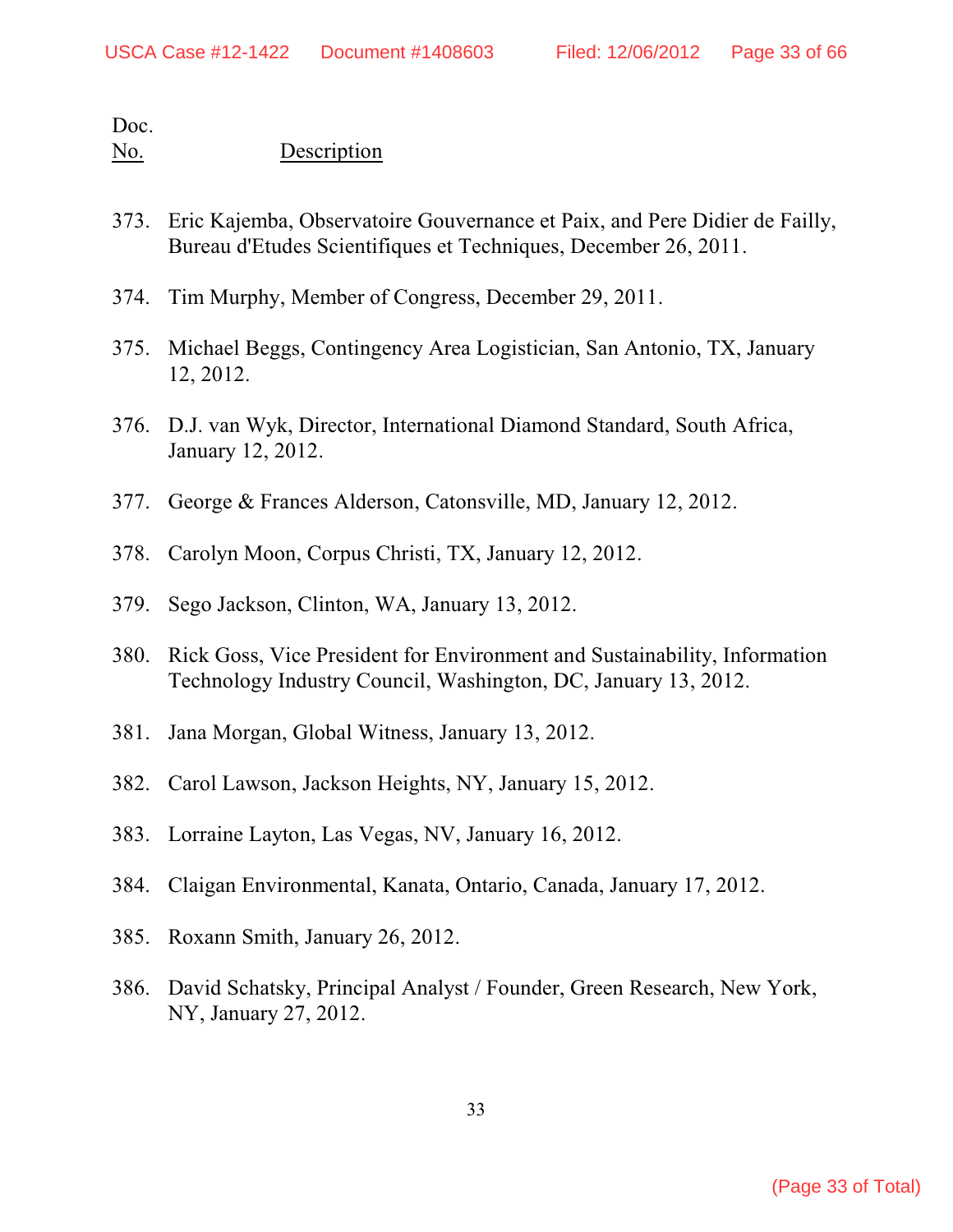Doc.
No. Description

373. Eric Kajemba, Observatoire Gouvernance et Paix, and Pere Didier de Failly, Bureau d'Etudes Scientifiques et Techniques, December 26, 2011.

374. Tim Murphy, Member of Congress, December 29, 2011.

375. Michael Beggs, Contingency Area Logistician, San Antonio, TX, January 12, 2012.

376. D.J. van Wyk, Director, International Diamond Standard, South Africa, January 12, 2012.

377. George & Frances Alderson, Catonsville, MD, January 12, 2012.

378. Carolyn Moon, Corpus Christi, TX, January 12, 2012.

379. Sego Jackson, Clinton, WA, January 13, 2012.

380. Rick Goss, Vice President for Environment and Sustainability, Information Technology Industry Council, Washington, DC, January 13, 2012.

381. Jana Morgan, Global Witness, January 13, 2012.

382. Carol Lawson, Jackson Heights, NY, January 15, 2012.

383. Lorraine Layton, Las Vegas, NV, January 16, 2012.

384. Claigan Environmental, Kanata, Ontario, Canada, January 17, 2012.

385. Roxann Smith, January 26, 2012.

386. David Schatsky, Principal Analyst / Founder, Green Research, New York, NY, January 27, 2012.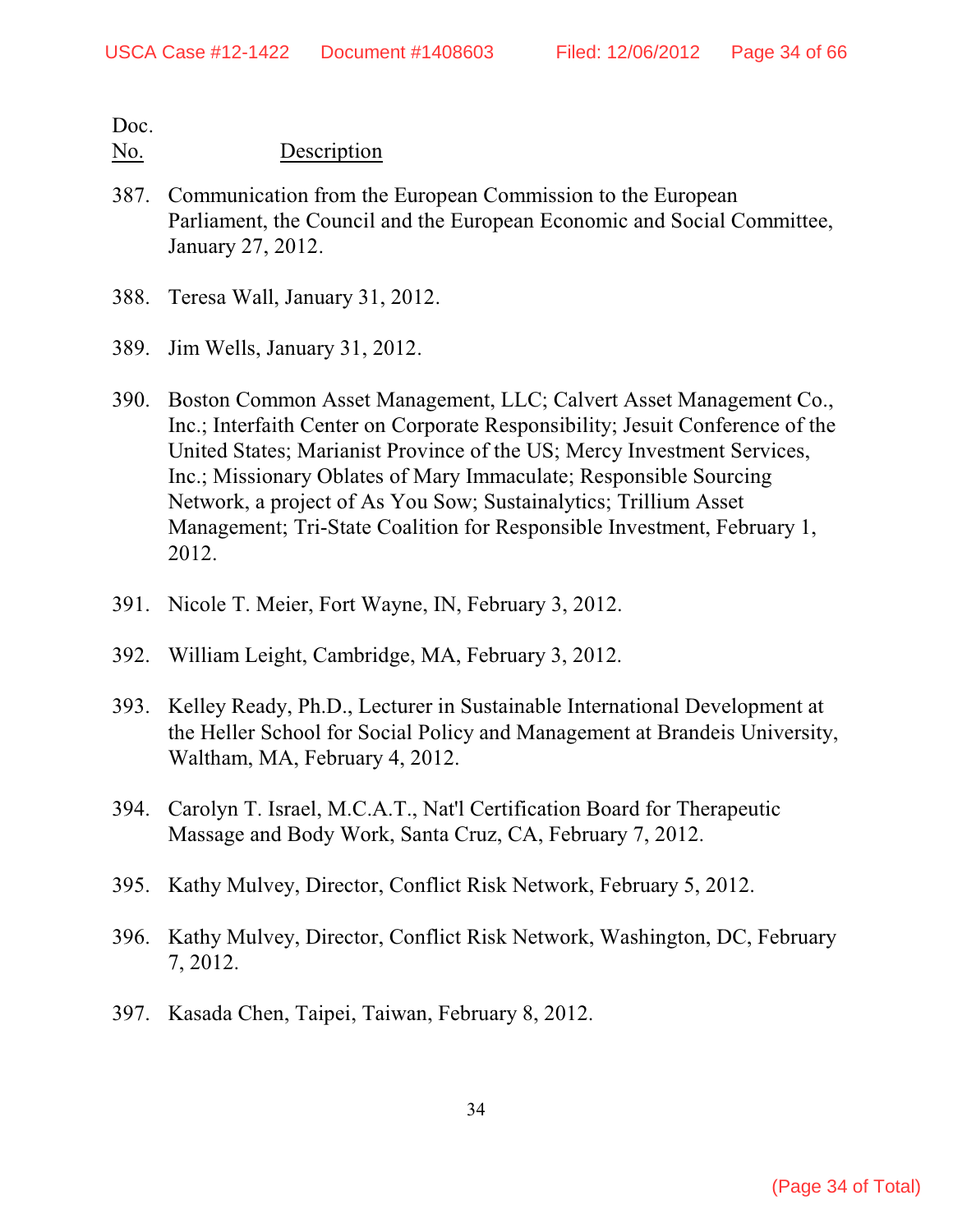Doc.
No. Description

387. Communication from the European Commission to the European Parliament, the Council and the European Economic and Social Committee, January 27, 2012.

388. Teresa Wall, January 31, 2012.

389. Jim Wells, January 31, 2012.

390. Boston Common Asset Management, LLC; Calvert Asset Management Co., Inc.; Interfaith Center on Corporate Responsibility; Jesuit Conference of the United States; Marianist Province of the US; Mercy Investment Services, Inc.; Missionary Oblates of Mary Immaculate; Responsible Sourcing Network, a project of As You Sow; Sustainalytics; Trillium Asset Management; Tri-State Coalition for Responsible Investment, February 1, 2012.

391. Nicole T. Meier, Fort Wayne, IN, February 3, 2012.

392. William Leight, Cambridge, MA, February 3, 2012.

393. Kelley Ready, Ph.D., Lecturer in Sustainable International Development at the Heller School for Social Policy and Management at Brandeis University, Waltham, MA, February 4, 2012.

394. Carolyn T. Israel, M.C.A.T., Nat'l Certification Board for Therapeutic Massage and Body Work, Santa Cruz, CA, February 7, 2012.

395. Kathy Mulvey, Director, Conflict Risk Network, February 5, 2012.

396. Kathy Mulvey, Director, Conflict Risk Network, Washington, DC, February 7, 2012.

397. Kasada Chen, Taipei, Taiwan, February 8, 2012.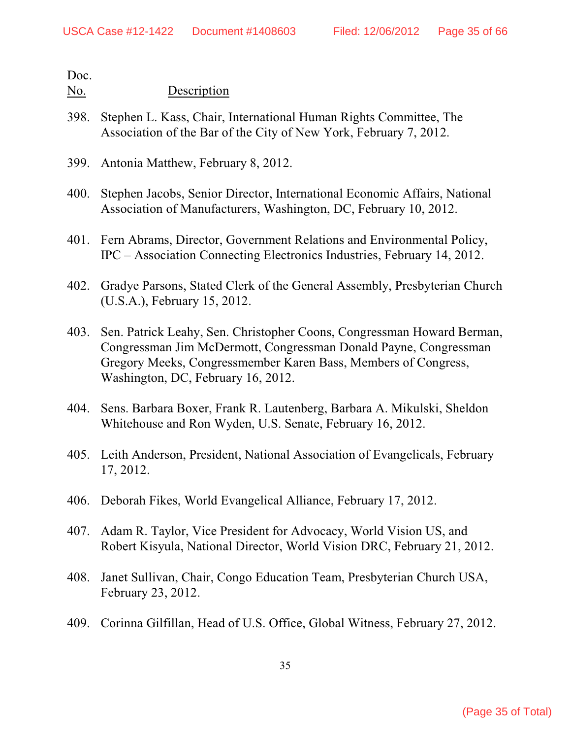Doc.
No. Description

398. Stephen L. Kass, Chair, International Human Rights Committee, The Association of the Bar of the City of New York, February 7, 2012.

399. Antonia Matthew, February 8, 2012.

400. Stephen Jacobs, Senior Director, International Economic Affairs, National Association of Manufacturers, Washington, DC, February 10, 2012.

401. Fern Abrams, Director, Government Relations and Environmental Policy, IPC – Association Connecting Electronics Industries, February 14, 2012.

402. Gradye Parsons, Stated Clerk of the General Assembly, Presbyterian Church (U.S.A.), February 15, 2012.

403. Sen. Patrick Leahy, Sen. Christopher Coons, Congressman Howard Berman, Congressman Jim McDermott, Congressman Donald Payne, Congressman Gregory Meeks, Congressmember Karen Bass, Members of Congress, Washington, DC, February 16, 2012.

404. Sens. Barbara Boxer, Frank R. Lautenberg, Barbara A. Mikulski, Sheldon Whitehouse and Ron Wyden, U.S. Senate, February 16, 2012.

405. Leith Anderson, President, National Association of Evangelicals, February 17, 2012.

406. Deborah Fikes, World Evangelical Alliance, February 17, 2012.

407. Adam R. Taylor, Vice President for Advocacy, World Vision US, and Robert Kisyula, National Director, World Vision DRC, February 21, 2012.

408. Janet Sullivan, Chair, Congo Education Team, Presbyterian Church USA, February 23, 2012.

409. Corinna Gilfillan, Head of U.S. Office, Global Witness, February 27, 2012.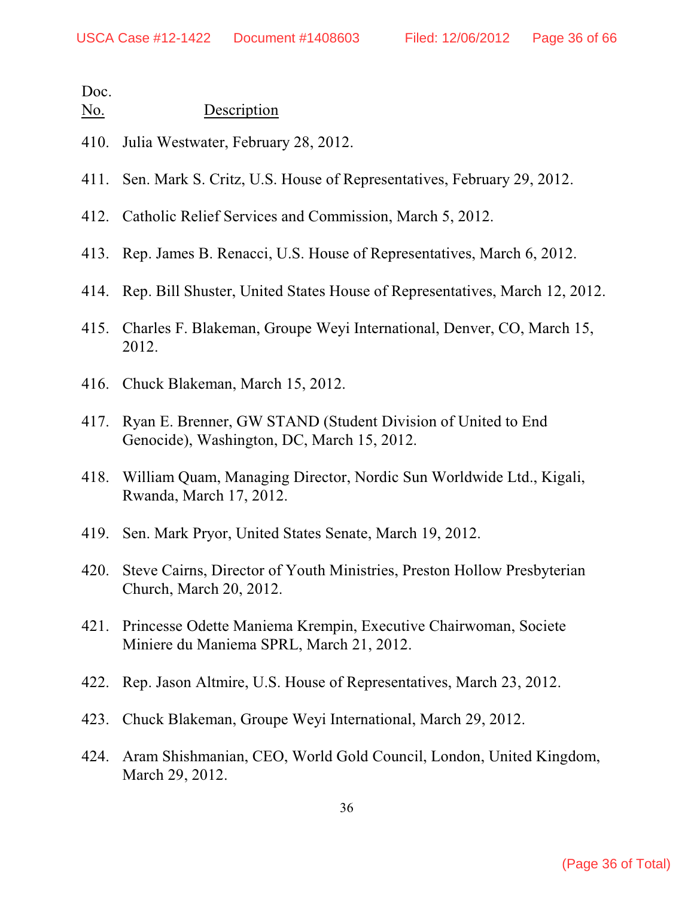| Doc. No. | Description |
|---|---|
| 410. | Julia Westwater, February 28, 2012. |
| 411. | Sen. Mark S. Critz, U.S. House of Representatives, February 29, 2012. |
| 412. | Catholic Relief Services and Commission, March 5, 2012. |
| 413. | Rep. James B. Renacci, U.S. House of Representatives, March 6, 2012. |
| 414. | Rep. Bill Shuster, United States House of Representatives, March 12, 2012. |
| 415. | Charles F. Blakeman, Groupe Weyi International, Denver, CO, March 15, 2012. |
| 416. | Chuck Blakeman, March 15, 2012. |
| 417. | Ryan E. Brenner, GW STAND (Student Division of United to End Genocide), Washington, DC, March 15, 2012. |
| 418. | William Quam, Managing Director, Nordic Sun Worldwide Ltd., Kigali, Rwanda, March 17, 2012. |
| 419. | Sen. Mark Pryor, United States Senate, March 19, 2012. |
| 420. | Steve Cairns, Director of Youth Ministries, Preston Hollow Presbyterian Church, March 20, 2012. |
| 421. | Princesse Odette Maniema Krempin, Executive Chairwoman, Societe Miniere du Maniema SPRL, March 21, 2012. |
| 422. | Rep. Jason Altmire, U.S. House of Representatives, March 23, 2012. |
| 423. | Chuck Blakeman, Groupe Weyi International, March 29, 2012. |
| 424. | Aram Shishmanian, CEO, World Gold Council, London, United Kingdom, March 29, 2012. |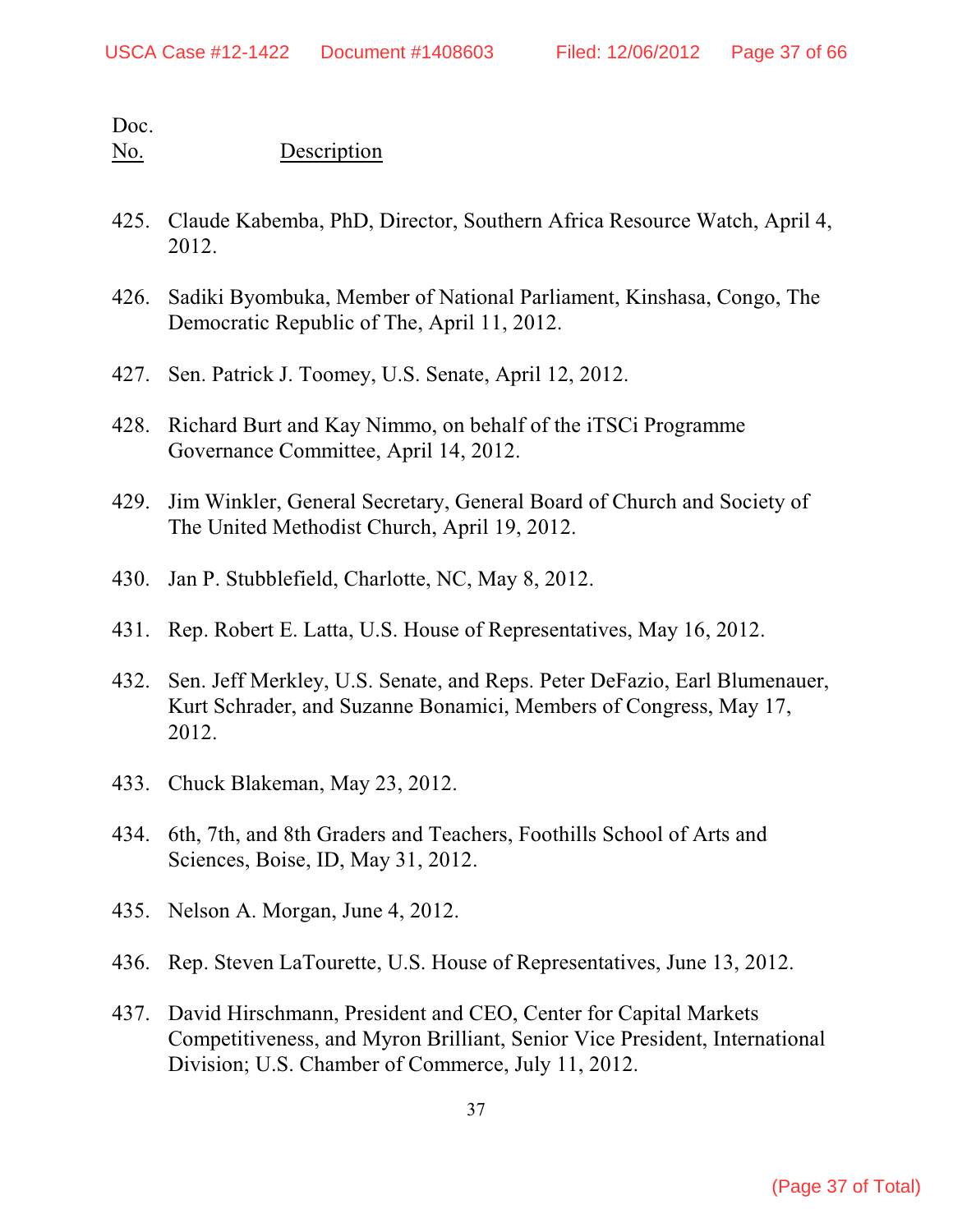Doc.
No. Description

425. Claude Kabemba, PhD, Director, Southern Africa Resource Watch, April 4, 2012.

426. Sadiki Byombuka, Member of National Parliament, Kinshasa, Congo, The Democratic Republic of The, April 11, 2012.

427. Sen. Patrick J. Toomey, U.S. Senate, April 12, 2012.

428. Richard Burt and Kay Nimmo, on behalf of the iTSCi Programme Governance Committee, April 14, 2012.

429. Jim Winkler, General Secretary, General Board of Church and Society of The United Methodist Church, April 19, 2012.

430. Jan P. Stubblefield, Charlotte, NC, May 8, 2012.

431. Rep. Robert E. Latta, U.S. House of Representatives, May 16, 2012.

432. Sen. Jeff Merkley, U.S. Senate, and Reps. Peter DeFazio, Earl Blumenauer, Kurt Schrader, and Suzanne Bonamici, Members of Congress, May 17, 2012.

433. Chuck Blakeman, May 23, 2012.

434. 6th, 7th, and 8th Graders and Teachers, Foothills School of Arts and Sciences, Boise, ID, May 31, 2012.

435. Nelson A. Morgan, June 4, 2012.

436. Rep. Steven LaTourette, U.S. House of Representatives, June 13, 2012.

437. David Hirschmann, President and CEO, Center for Capital Markets Competitiveness, and Myron Brilliant, Senior Vice President, International Division; U.S. Chamber of Commerce, July 11, 2012.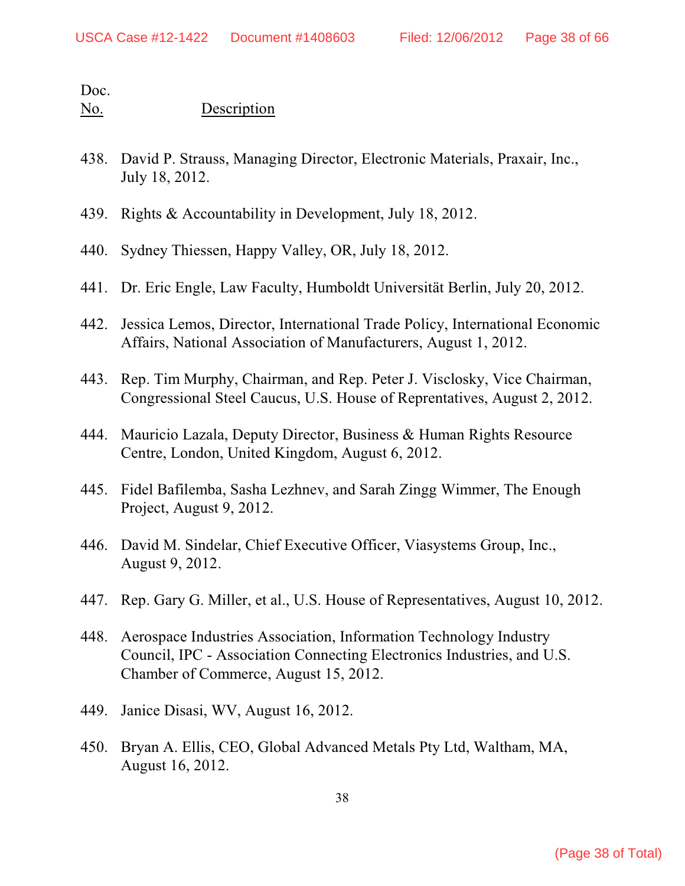| Doc. No. | Description |
|---|---|
| 438. | David P. Strauss, Managing Director, Electronic Materials, Praxair, Inc., July 18, 2012. |
| 439. | Rights & Accountability in Development, July 18, 2012. |
| 440. | Sydney Thiessen, Happy Valley, OR, July 18, 2012. |
| 441. | Dr. Eric Engle, Law Faculty, Humboldt Universität Berlin, July 20, 2012. |
| 442. | Jessica Lemos, Director, International Trade Policy, International Economic Affairs, National Association of Manufacturers, August 1, 2012. |
| 443. | Rep. Tim Murphy, Chairman, and Rep. Peter J. Visclosky, Vice Chairman, Congressional Steel Caucus, U.S. House of Reprentatives, August 2, 2012. |
| 444. | Mauricio Lazala, Deputy Director, Business & Human Rights Resource Centre, London, United Kingdom, August 6, 2012. |
| 445. | Fidel Bafilemba, Sasha Lezhnev, and Sarah Zingg Wimmer, The Enough Project, August 9, 2012. |
| 446. | David M. Sindelar, Chief Executive Officer, Viasystems Group, Inc., August 9, 2012. |
| 447. | Rep. Gary G. Miller, et al., U.S. House of Representatives, August 10, 2012. |
| 448. | Aerospace Industries Association, Information Technology Industry Council, IPC - Association Connecting Electronics Industries, and U.S. Chamber of Commerce, August 15, 2012. |
| 449. | Janice Disasi, WV, August 16, 2012. |
| 450. | Bryan A. Ellis, CEO, Global Advanced Metals Pty Ltd, Waltham, MA, August 16, 2012. |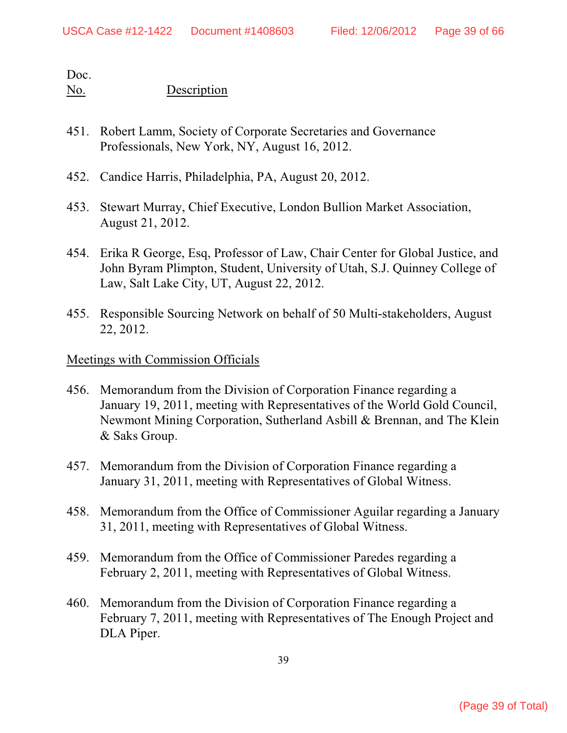Doc.
No. Description

451. Robert Lamm, Society of Corporate Secretaries and Governance Professionals, New York, NY, August 16, 2012.

452. Candice Harris, Philadelphia, PA, August 20, 2012.

453. Stewart Murray, Chief Executive, London Bullion Market Association, August 21, 2012.

454. Erika R George, Esq, Professor of Law, Chair Center for Global Justice, and John Byram Plimpton, Student, University of Utah, S.J. Quinney College of Law, Salt Lake City, UT, August 22, 2012.

455. Responsible Sourcing Network on behalf of 50 Multi-stakeholders, August 22, 2012.

Meetings with Commission Officials

456. Memorandum from the Division of Corporation Finance regarding a January 19, 2011, meeting with Representatives of the World Gold Council, Newmont Mining Corporation, Sutherland Asbill & Brennan, and The Klein & Saks Group.

457. Memorandum from the Division of Corporation Finance regarding a January 31, 2011, meeting with Representatives of Global Witness.

458. Memorandum from the Office of Commissioner Aguilar regarding a January 31, 2011, meeting with Representatives of Global Witness.

459. Memorandum from the Office of Commissioner Paredes regarding a February 2, 2011, meeting with Representatives of Global Witness.

460. Memorandum from the Division of Corporation Finance regarding a February 7, 2011, meeting with Representatives of The Enough Project and DLA Piper.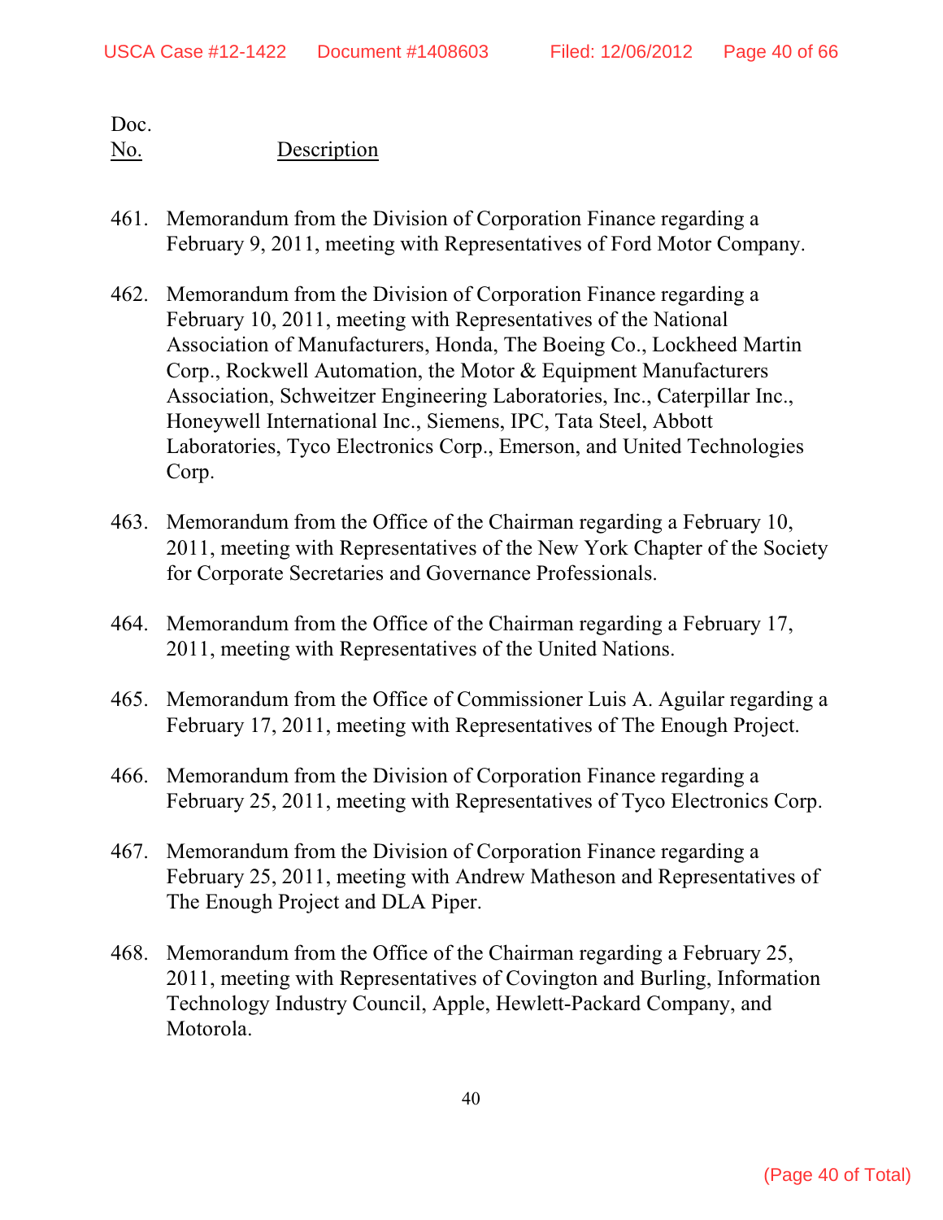Doc.
No. Description

461. Memorandum from the Division of Corporation Finance regarding a February 9, 2011, meeting with Representatives of Ford Motor Company.

462. Memorandum from the Division of Corporation Finance regarding a February 10, 2011, meeting with Representatives of the National Association of Manufacturers, Honda, The Boeing Co., Lockheed Martin Corp., Rockwell Automation, the Motor & Equipment Manufacturers Association, Schweitzer Engineering Laboratories, Inc., Caterpillar Inc., Honeywell International Inc., Siemens, IPC, Tata Steel, Abbott Laboratories, Tyco Electronics Corp., Emerson, and United Technologies Corp.

463. Memorandum from the Office of the Chairman regarding a February 10, 2011, meeting with Representatives of the New York Chapter of the Society for Corporate Secretaries and Governance Professionals.

464. Memorandum from the Office of the Chairman regarding a February 17, 2011, meeting with Representatives of the United Nations.

465. Memorandum from the Office of Commissioner Luis A. Aguilar regarding a February 17, 2011, meeting with Representatives of The Enough Project.

466. Memorandum from the Division of Corporation Finance regarding a February 25, 2011, meeting with Representatives of Tyco Electronics Corp.

467. Memorandum from the Division of Corporation Finance regarding a February 25, 2011, meeting with Andrew Matheson and Representatives of The Enough Project and DLA Piper.

468. Memorandum from the Office of the Chairman regarding a February 25, 2011, meeting with Representatives of Covington and Burling, Information Technology Industry Council, Apple, Hewlett-Packard Company, and Motorola.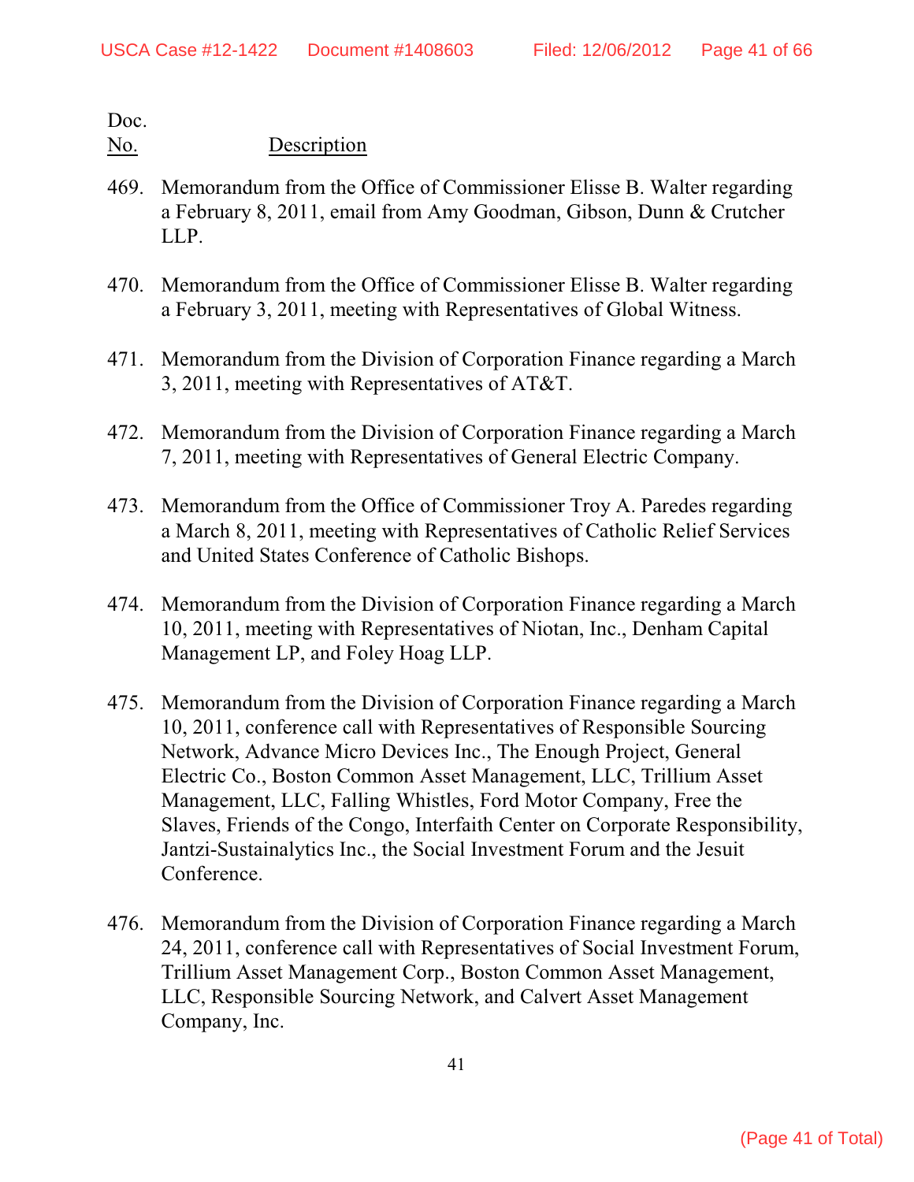| Doc. No. | Description |
|---|---|
| 469. | Memorandum from the Office of Commissioner Elisse B. Walter regarding a February 8, 2011, email from Amy Goodman, Gibson, Dunn & Crutcher LLP. |
| 470. | Memorandum from the Office of Commissioner Elisse B. Walter regarding a February 3, 2011, meeting with Representatives of Global Witness. |
| 471. | Memorandum from the Division of Corporation Finance regarding a March 3, 2011, meeting with Representatives of AT&T. |
| 472. | Memorandum from the Division of Corporation Finance regarding a March 7, 2011, meeting with Representatives of General Electric Company. |
| 473. | Memorandum from the Office of Commissioner Troy A. Paredes regarding a March 8, 2011, meeting with Representatives of Catholic Relief Services and United States Conference of Catholic Bishops. |
| 474. | Memorandum from the Division of Corporation Finance regarding a March 10, 2011, meeting with Representatives of Niotan, Inc., Denham Capital Management LP, and Foley Hoag LLP. |
| 475. | Memorandum from the Division of Corporation Finance regarding a March 10, 2011, conference call with Representatives of Responsible Sourcing Network, Advance Micro Devices Inc., The Enough Project, General Electric Co., Boston Common Asset Management, LLC, Trillium Asset Management, LLC, Falling Whistles, Ford Motor Company, Free the Slaves, Friends of the Congo, Interfaith Center on Corporate Responsibility, Jantzi-Sustainalytics Inc., the Social Investment Forum and the Jesuit Conference. |
| 476. | Memorandum from the Division of Corporation Finance regarding a March 24, 2011, conference call with Representatives of Social Investment Forum, Trillium Asset Management Corp., Boston Common Asset Management, LLC, Responsible Sourcing Network, and Calvert Asset Management Company, Inc. |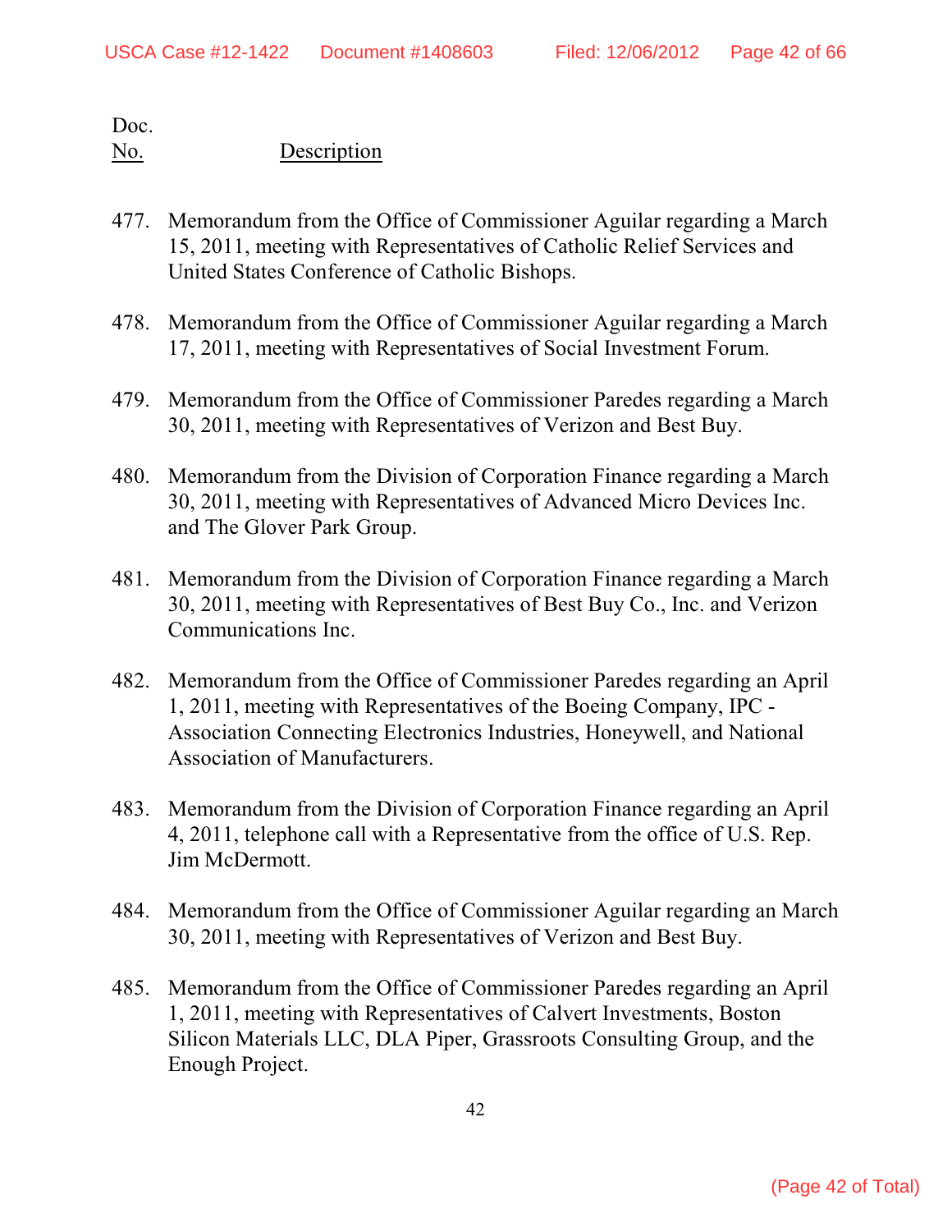Doc.
No. Description

477. Memorandum from the Office of Commissioner Aguilar regarding a March 15, 2011, meeting with Representatives of Catholic Relief Services and United States Conference of Catholic Bishops.

478. Memorandum from the Office of Commissioner Aguilar regarding a March 17, 2011, meeting with Representatives of Social Investment Forum.

479. Memorandum from the Office of Commissioner Paredes regarding a March 30, 2011, meeting with Representatives of Verizon and Best Buy.

480. Memorandum from the Division of Corporation Finance regarding a March 30, 2011, meeting with Representatives of Advanced Micro Devices Inc. and The Glover Park Group.

481. Memorandum from the Division of Corporation Finance regarding a March 30, 2011, meeting with Representatives of Best Buy Co., Inc. and Verizon Communications Inc.

482. Memorandum from the Office of Commissioner Paredes regarding an April 1, 2011, meeting with Representatives of the Boeing Company, IPC - Association Connecting Electronics Industries, Honeywell, and National Association of Manufacturers.

483. Memorandum from the Division of Corporation Finance regarding an April 4, 2011, telephone call with a Representative from the office of U.S. Rep. Jim McDermott.

484. Memorandum from the Office of Commissioner Aguilar regarding an March 30, 2011, meeting with Representatives of Verizon and Best Buy.

485. Memorandum from the Office of Commissioner Paredes regarding an April 1, 2011, meeting with Representatives of Calvert Investments, Boston Silicon Materials LLC, DLA Piper, Grassroots Consulting Group, and the Enough Project.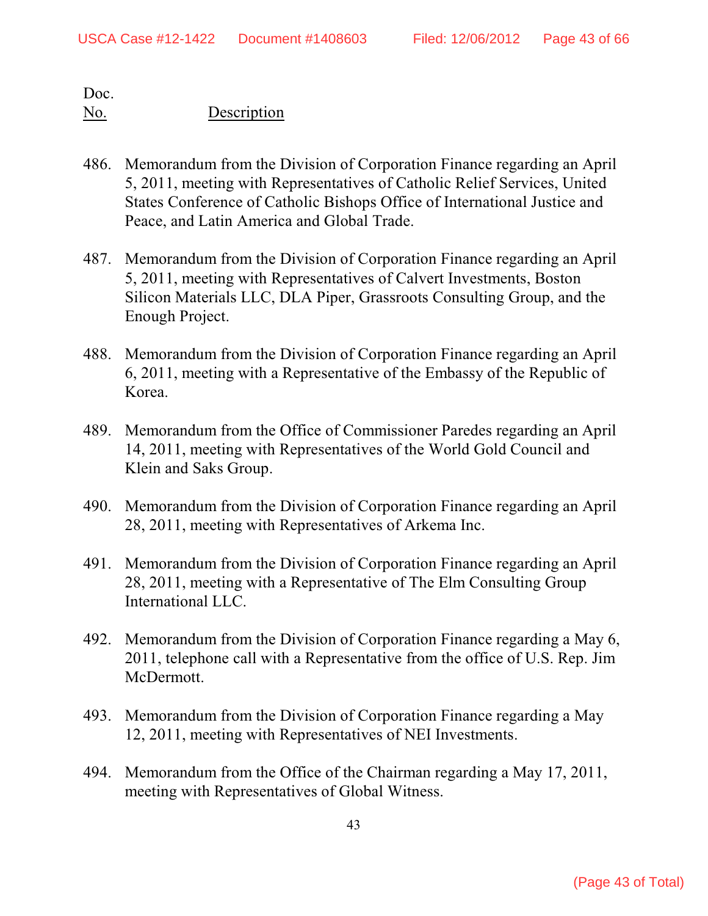Doc.
No. Description

486. Memorandum from the Division of Corporation Finance regarding an April 5, 2011, meeting with Representatives of Catholic Relief Services, United States Conference of Catholic Bishops Office of International Justice and Peace, and Latin America and Global Trade.

487. Memorandum from the Division of Corporation Finance regarding an April 5, 2011, meeting with Representatives of Calvert Investments, Boston Silicon Materials LLC, DLA Piper, Grassroots Consulting Group, and the Enough Project.

488. Memorandum from the Division of Corporation Finance regarding an April 6, 2011, meeting with a Representative of the Embassy of the Republic of Korea.

489. Memorandum from the Office of Commissioner Paredes regarding an April 14, 2011, meeting with Representatives of the World Gold Council and Klein and Saks Group.

490. Memorandum from the Division of Corporation Finance regarding an April 28, 2011, meeting with Representatives of Arkema Inc.

491. Memorandum from the Division of Corporation Finance regarding an April 28, 2011, meeting with a Representative of The Elm Consulting Group International LLC.

492. Memorandum from the Division of Corporation Finance regarding a May 6, 2011, telephone call with a Representative from the office of U.S. Rep. Jim McDermott.

493. Memorandum from the Division of Corporation Finance regarding a May 12, 2011, meeting with Representatives of NEI Investments.

494. Memorandum from the Office of the Chairman regarding a May 17, 2011, meeting with Representatives of Global Witness.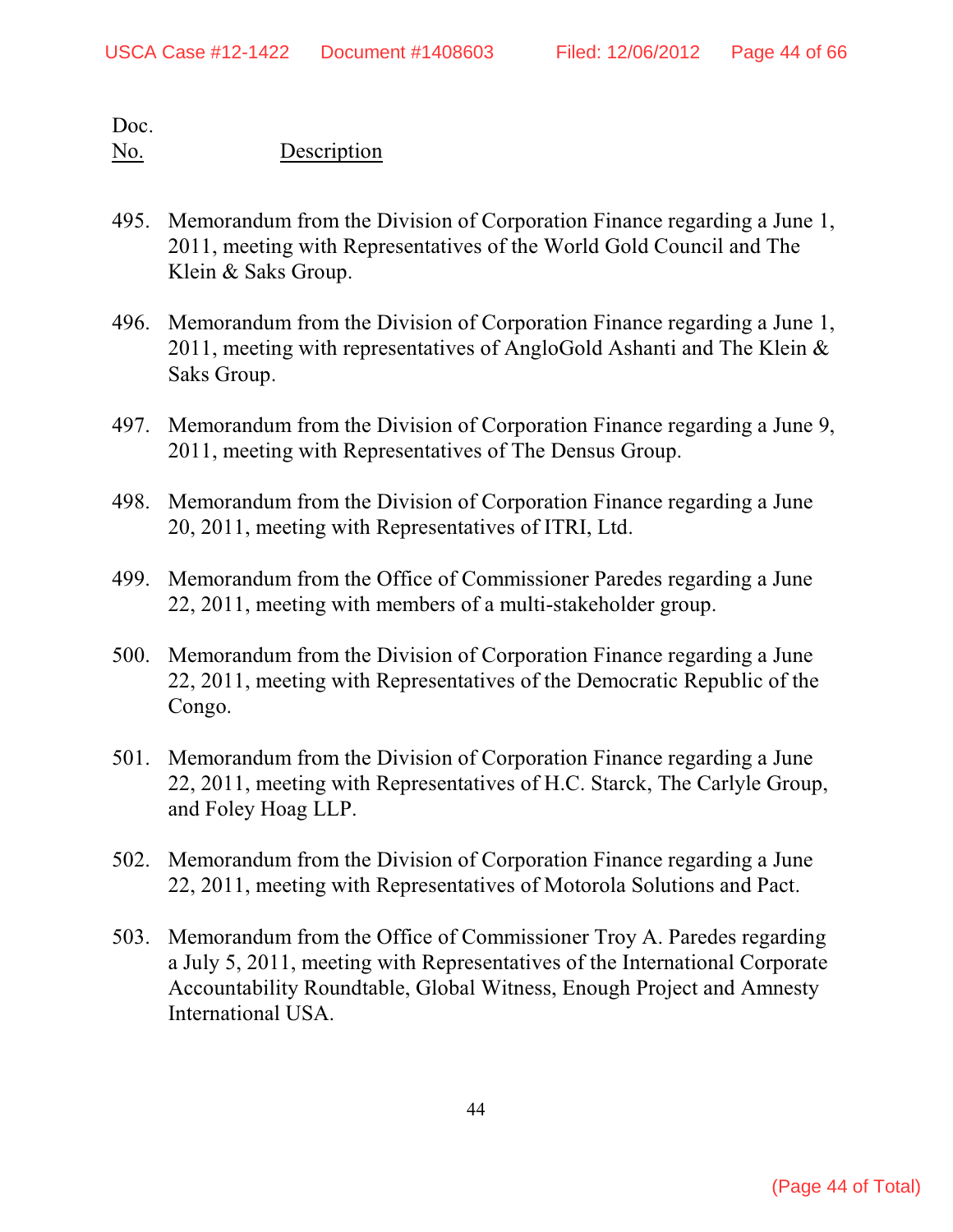Doc.
No. Description

495. Memorandum from the Division of Corporation Finance regarding a June 1, 2011, meeting with Representatives of the World Gold Council and The Klein & Saks Group.

496. Memorandum from the Division of Corporation Finance regarding a June 1, 2011, meeting with representatives of AngloGold Ashanti and The Klein & Saks Group.

497. Memorandum from the Division of Corporation Finance regarding a June 9, 2011, meeting with Representatives of The Densus Group.

498. Memorandum from the Division of Corporation Finance regarding a June 20, 2011, meeting with Representatives of ITRI, Ltd.

499. Memorandum from the Office of Commissioner Paredes regarding a June 22, 2011, meeting with members of a multi-stakeholder group.

500. Memorandum from the Division of Corporation Finance regarding a June 22, 2011, meeting with Representatives of the Democratic Republic of the Congo.

501. Memorandum from the Division of Corporation Finance regarding a June 22, 2011, meeting with Representatives of H.C. Starck, The Carlyle Group, and Foley Hoag LLP.

502. Memorandum from the Division of Corporation Finance regarding a June 22, 2011, meeting with Representatives of Motorola Solutions and Pact.

503. Memorandum from the Office of Commissioner Troy A. Paredes regarding a July 5, 2011, meeting with Representatives of the International Corporate Accountability Roundtable, Global Witness, Enough Project and Amnesty International USA.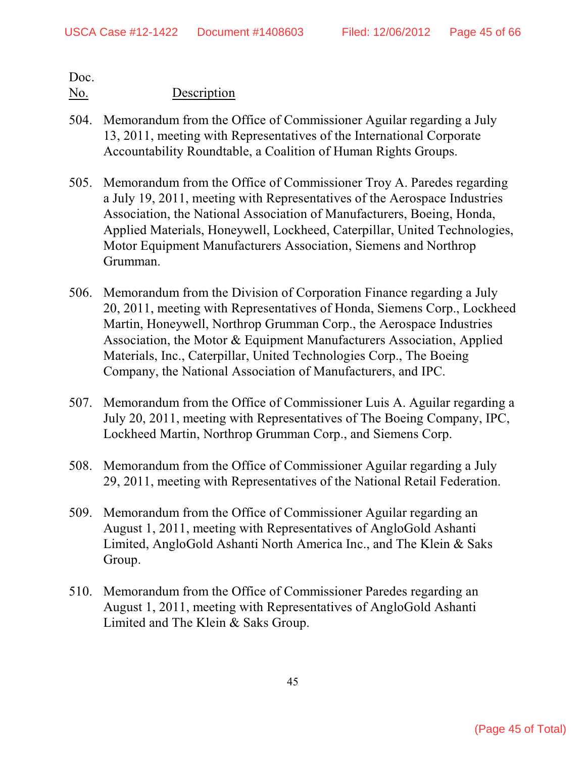| Doc. No. | Description |
|---|---|
| 504. | Memorandum from the Office of Commissioner Aguilar regarding a July 13, 2011, meeting with Representatives of the International Corporate Accountability Roundtable, a Coalition of Human Rights Groups. |
| 505. | Memorandum from the Office of Commissioner Troy A. Paredes regarding a July 19, 2011, meeting with Representatives of the Aerospace Industries Association, the National Association of Manufacturers, Boeing, Honda, Applied Materials, Honeywell, Lockheed, Caterpillar, United Technologies, Motor Equipment Manufacturers Association, Siemens and Northrop Grumman. |
| 506. | Memorandum from the Division of Corporation Finance regarding a July 20, 2011, meeting with Representatives of Honda, Siemens Corp., Lockheed Martin, Honeywell, Northrop Grumman Corp., the Aerospace Industries Association, the Motor & Equipment Manufacturers Association, Applied Materials, Inc., Caterpillar, United Technologies Corp., The Boeing Company, the National Association of Manufacturers, and IPC. |
| 507. | Memorandum from the Office of Commissioner Luis A. Aguilar regarding a July 20, 2011, meeting with Representatives of The Boeing Company, IPC, Lockheed Martin, Northrop Grumman Corp., and Siemens Corp. |
| 508. | Memorandum from the Office of Commissioner Aguilar regarding a July 29, 2011, meeting with Representatives of the National Retail Federation. |
| 509. | Memorandum from the Office of Commissioner Aguilar regarding an August 1, 2011, meeting with Representatives of AngloGold Ashanti Limited, AngloGold Ashanti North America Inc., and The Klein & Saks Group. |
| 510. | Memorandum from the Office of Commissioner Paredes regarding an August 1, 2011, meeting with Representatives of AngloGold Ashanti Limited and The Klein & Saks Group. |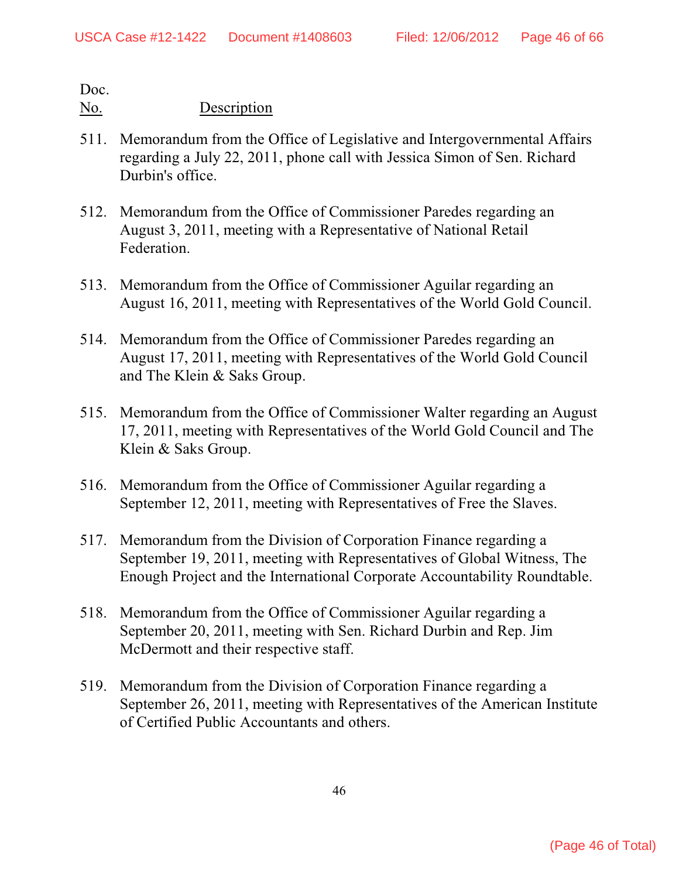| Doc. No. | Description |
|---|---|
| 511. | Memorandum from the Office of Legislative and Intergovernmental Affairs regarding a July 22, 2011, phone call with Jessica Simon of Sen. Richard Durbin's office. |
| 512. | Memorandum from the Office of Commissioner Paredes regarding an August 3, 2011, meeting with a Representative of National Retail Federation. |
| 513. | Memorandum from the Office of Commissioner Aguilar regarding an August 16, 2011, meeting with Representatives of the World Gold Council. |
| 514. | Memorandum from the Office of Commissioner Paredes regarding an August 17, 2011, meeting with Representatives of the World Gold Council and The Klein & Saks Group. |
| 515. | Memorandum from the Office of Commissioner Walter regarding an August 17, 2011, meeting with Representatives of the World Gold Council and The Klein & Saks Group. |
| 516. | Memorandum from the Office of Commissioner Aguilar regarding a September 12, 2011, meeting with Representatives of Free the Slaves. |
| 517. | Memorandum from the Division of Corporation Finance regarding a September 19, 2011, meeting with Representatives of Global Witness, The Enough Project and the International Corporate Accountability Roundtable. |
| 518. | Memorandum from the Office of Commissioner Aguilar regarding a September 20, 2011, meeting with Sen. Richard Durbin and Rep. Jim McDermott and their respective staff. |
| 519. | Memorandum from the Division of Corporation Finance regarding a September 26, 2011, meeting with Representatives of the American Institute of Certified Public Accountants and others. |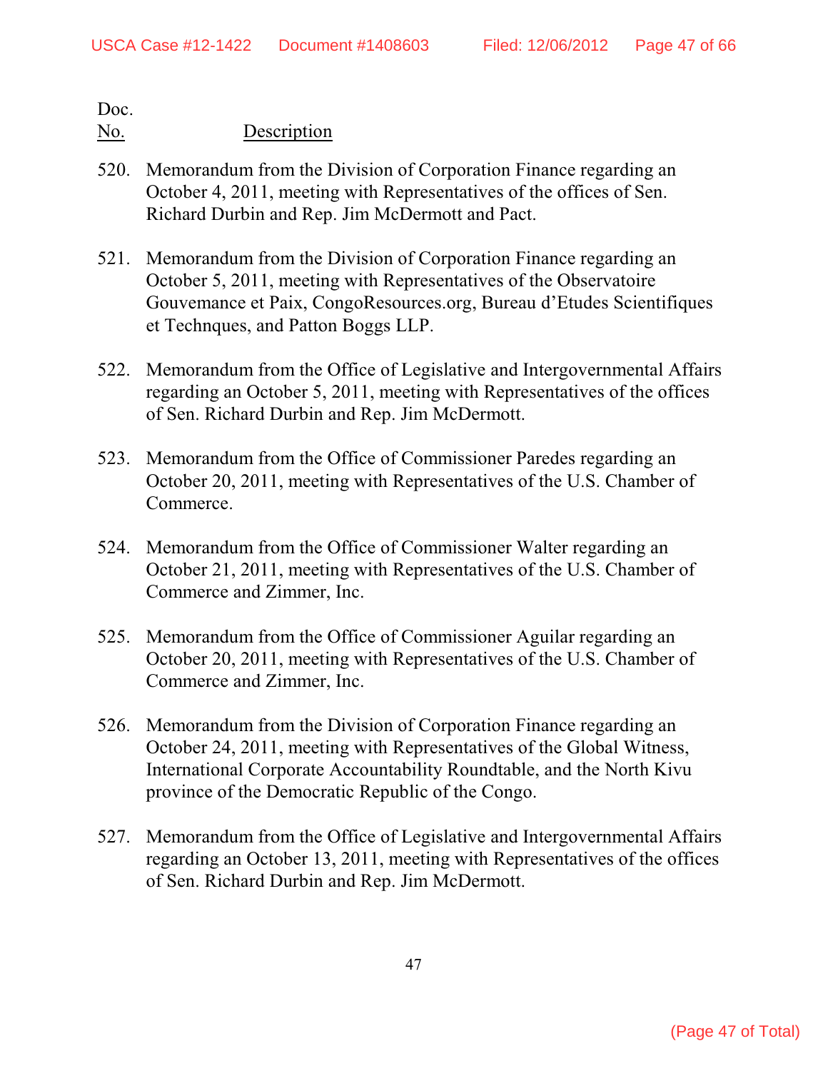Doc.
No. Description

520. Memorandum from the Division of Corporation Finance regarding an October 4, 2011, meeting with Representatives of the offices of Sen. Richard Durbin and Rep. Jim McDermott and Pact.

521. Memorandum from the Division of Corporation Finance regarding an October 5, 2011, meeting with Representatives of the Observatoire Gouvemance et Paix, CongoResources.org, Bureau d'Etudes Scientifiques et Technques, and Patton Boggs LLP.

522. Memorandum from the Office of Legislative and Intergovernmental Affairs regarding an October 5, 2011, meeting with Representatives of the offices of Sen. Richard Durbin and Rep. Jim McDermott.

523. Memorandum from the Office of Commissioner Paredes regarding an October 20, 2011, meeting with Representatives of the U.S. Chamber of Commerce.

524. Memorandum from the Office of Commissioner Walter regarding an October 21, 2011, meeting with Representatives of the U.S. Chamber of Commerce and Zimmer, Inc.

525. Memorandum from the Office of Commissioner Aguilar regarding an October 20, 2011, meeting with Representatives of the U.S. Chamber of Commerce and Zimmer, Inc.

526. Memorandum from the Division of Corporation Finance regarding an October 24, 2011, meeting with Representatives of the Global Witness, International Corporate Accountability Roundtable, and the North Kivu province of the Democratic Republic of the Congo.

527. Memorandum from the Office of Legislative and Intergovernmental Affairs regarding an October 13, 2011, meeting with Representatives of the offices of Sen. Richard Durbin and Rep. Jim McDermott.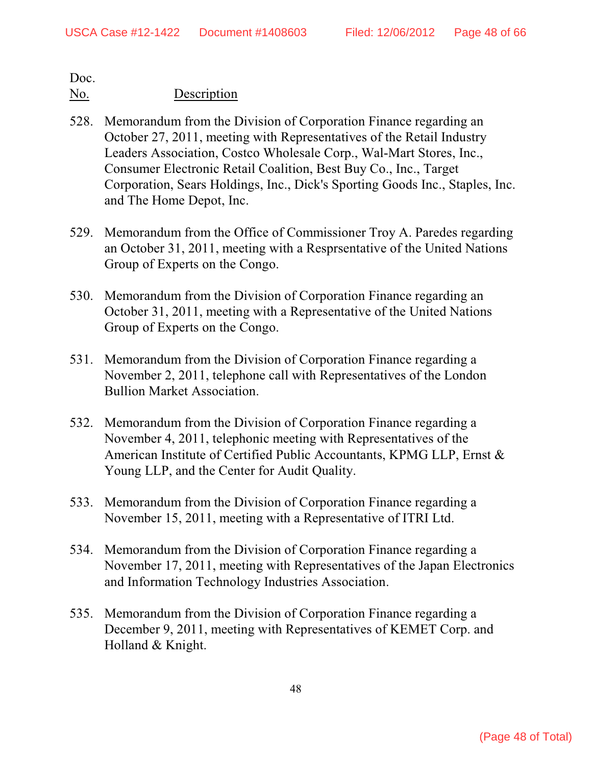Doc.
No. Description

528. Memorandum from the Division of Corporation Finance regarding an October 27, 2011, meeting with Representatives of the Retail Industry Leaders Association, Costco Wholesale Corp., Wal-Mart Stores, Inc., Consumer Electronic Retail Coalition, Best Buy Co., Inc., Target Corporation, Sears Holdings, Inc., Dick's Sporting Goods Inc., Staples, Inc. and The Home Depot, Inc.

529. Memorandum from the Office of Commissioner Troy A. Paredes regarding an October 31, 2011, meeting with a Resprsentative of the United Nations Group of Experts on the Congo.

530. Memorandum from the Division of Corporation Finance regarding an October 31, 2011, meeting with a Representative of the United Nations Group of Experts on the Congo.

531. Memorandum from the Division of Corporation Finance regarding a November 2, 2011, telephone call with Representatives of the London Bullion Market Association.

532. Memorandum from the Division of Corporation Finance regarding a November 4, 2011, telephonic meeting with Representatives of the American Institute of Certified Public Accountants, KPMG LLP, Ernst & Young LLP, and the Center for Audit Quality.

533. Memorandum from the Division of Corporation Finance regarding a November 15, 2011, meeting with a Representative of ITRI Ltd.

534. Memorandum from the Division of Corporation Finance regarding a November 17, 2011, meeting with Representatives of the Japan Electronics and Information Technology Industries Association.

535. Memorandum from the Division of Corporation Finance regarding a December 9, 2011, meeting with Representatives of KEMET Corp. and Holland & Knight.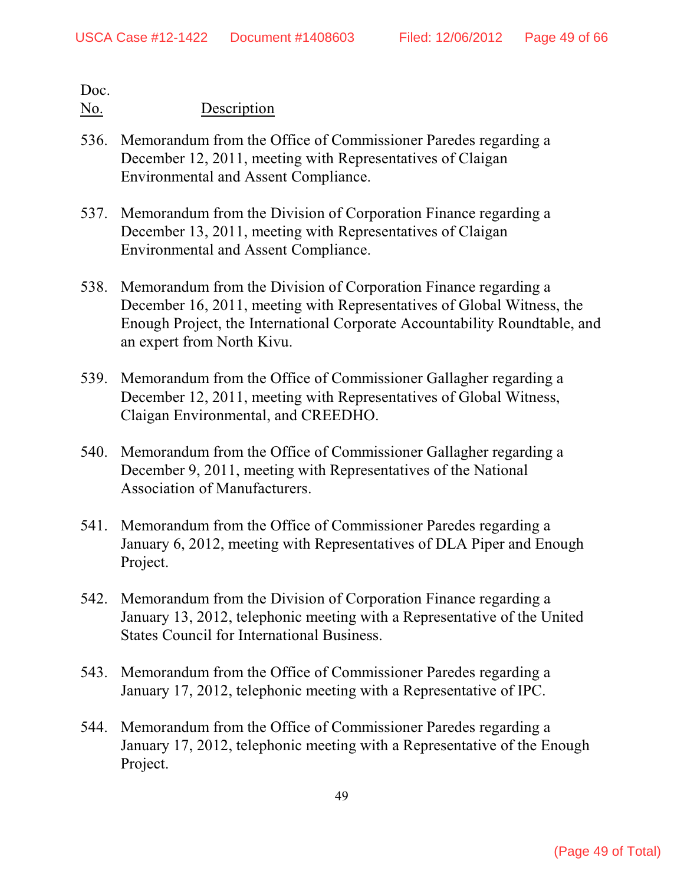| Doc. No. | Description |
|---|---|
| 536. | Memorandum from the Office of Commissioner Paredes regarding a December 12, 2011, meeting with Representatives of Claigan Environmental and Assent Compliance. |
| 537. | Memorandum from the Division of Corporation Finance regarding a December 13, 2011, meeting with Representatives of Claigan Environmental and Assent Compliance. |
| 538. | Memorandum from the Division of Corporation Finance regarding a December 16, 2011, meeting with Representatives of Global Witness, the Enough Project, the International Corporate Accountability Roundtable, and an expert from North Kivu. |
| 539. | Memorandum from the Office of Commissioner Gallagher regarding a December 12, 2011, meeting with Representatives of Global Witness, Claigan Environmental, and CREEDHO. |
| 540. | Memorandum from the Office of Commissioner Gallagher regarding a December 9, 2011, meeting with Representatives of the National Association of Manufacturers. |
| 541. | Memorandum from the Office of Commissioner Paredes regarding a January 6, 2012, meeting with Representatives of DLA Piper and Enough Project. |
| 542. | Memorandum from the Division of Corporation Finance regarding a January 13, 2012, telephonic meeting with a Representative of the United States Council for International Business. |
| 543. | Memorandum from the Office of Commissioner Paredes regarding a January 17, 2012, telephonic meeting with a Representative of IPC. |
| 544. | Memorandum from the Office of Commissioner Paredes regarding a January 17, 2012, telephonic meeting with a Representative of the Enough Project. |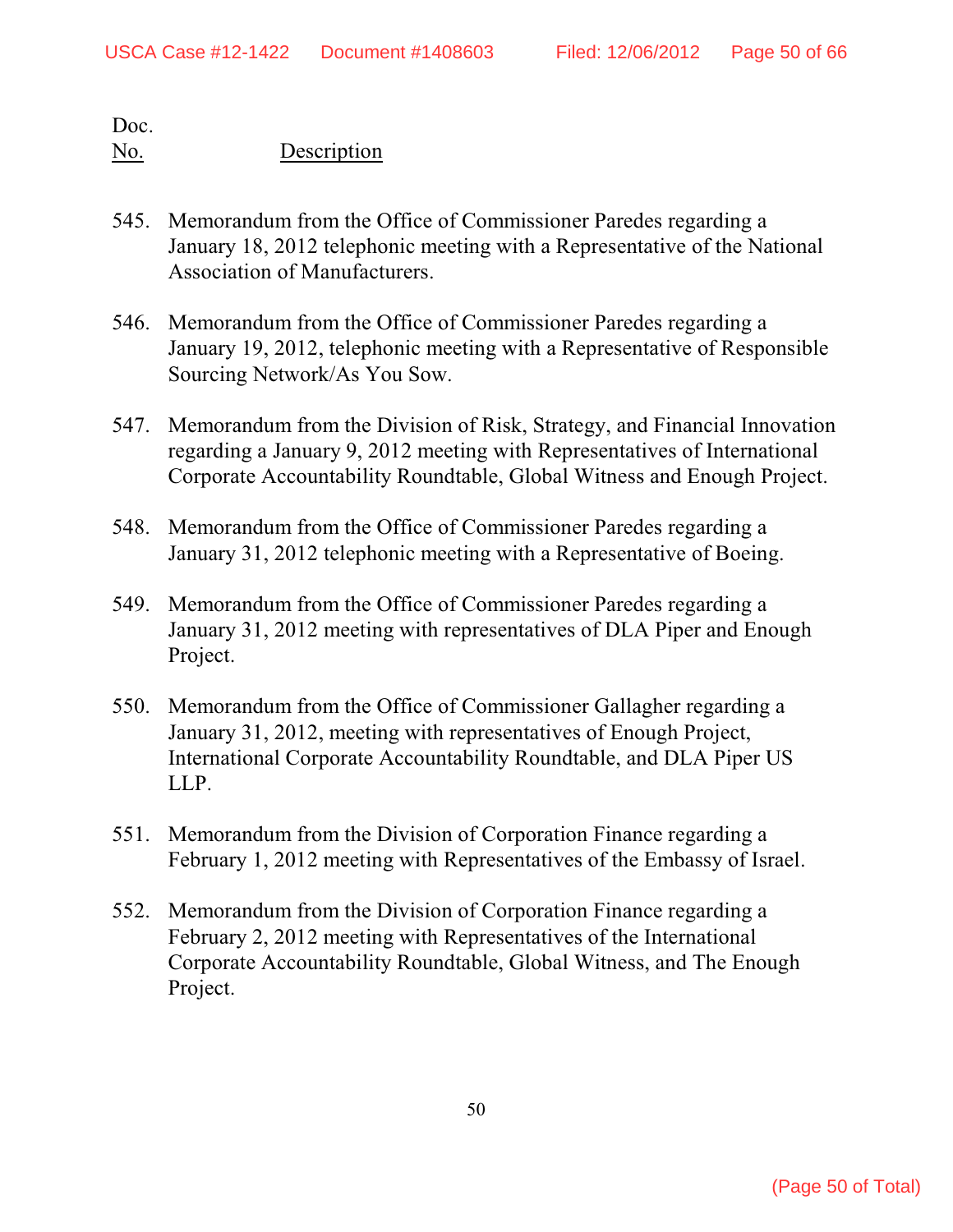Doc.
No. Description

545. Memorandum from the Office of Commissioner Paredes regarding a January 18, 2012 telephonic meeting with a Representative of the National Association of Manufacturers.

546. Memorandum from the Office of Commissioner Paredes regarding a January 19, 2012, telephonic meeting with a Representative of Responsible Sourcing Network/As You Sow.

547. Memorandum from the Division of Risk, Strategy, and Financial Innovation regarding a January 9, 2012 meeting with Representatives of International Corporate Accountability Roundtable, Global Witness and Enough Project.

548. Memorandum from the Office of Commissioner Paredes regarding a January 31, 2012 telephonic meeting with a Representative of Boeing.

549. Memorandum from the Office of Commissioner Paredes regarding a January 31, 2012 meeting with representatives of DLA Piper and Enough Project.

550. Memorandum from the Office of Commissioner Gallagher regarding a January 31, 2012, meeting with representatives of Enough Project, International Corporate Accountability Roundtable, and DLA Piper US LLP.

551. Memorandum from the Division of Corporation Finance regarding a February 1, 2012 meeting with Representatives of the Embassy of Israel.

552. Memorandum from the Division of Corporation Finance regarding a February 2, 2012 meeting with Representatives of the International Corporate Accountability Roundtable, Global Witness, and The Enough Project.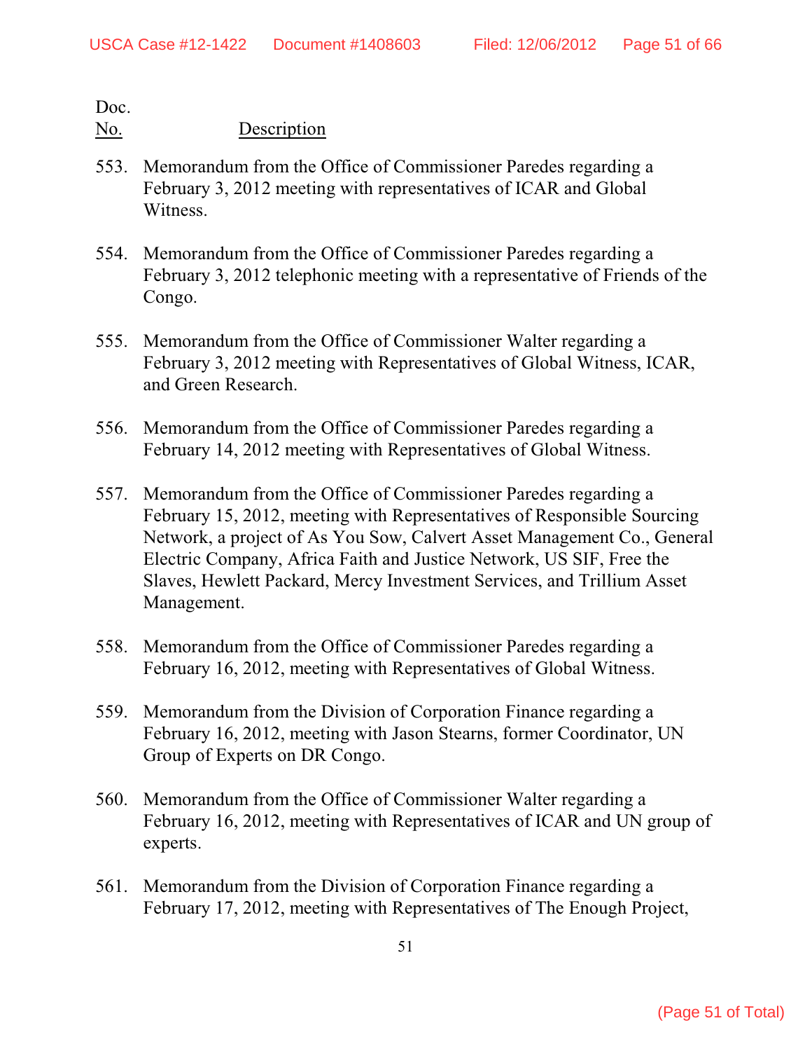| Doc. No. | Description |
|---|---|
| 553. | Memorandum from the Office of Commissioner Paredes regarding a February 3, 2012 meeting with representatives of ICAR and Global Witness. |
| 554. | Memorandum from the Office of Commissioner Paredes regarding a February 3, 2012 telephonic meeting with a representative of Friends of the Congo. |
| 555. | Memorandum from the Office of Commissioner Walter regarding a February 3, 2012 meeting with Representatives of Global Witness, ICAR, and Green Research. |
| 556. | Memorandum from the Office of Commissioner Paredes regarding a February 14, 2012 meeting with Representatives of Global Witness. |
| 557. | Memorandum from the Office of Commissioner Paredes regarding a February 15, 2012, meeting with Representatives of Responsible Sourcing Network, a project of As You Sow, Calvert Asset Management Co., General Electric Company, Africa Faith and Justice Network, US SIF, Free the Slaves, Hewlett Packard, Mercy Investment Services, and Trillium Asset Management. |
| 558. | Memorandum from the Office of Commissioner Paredes regarding a February 16, 2012, meeting with Representatives of Global Witness. |
| 559. | Memorandum from the Division of Corporation Finance regarding a February 16, 2012, meeting with Jason Stearns, former Coordinator, UN Group of Experts on DR Congo. |
| 560. | Memorandum from the Office of Commissioner Walter regarding a February 16, 2012, meeting with Representatives of ICAR and UN group of experts. |
| 561. | Memorandum from the Division of Corporation Finance regarding a February 17, 2012, meeting with Representatives of The Enough Project, |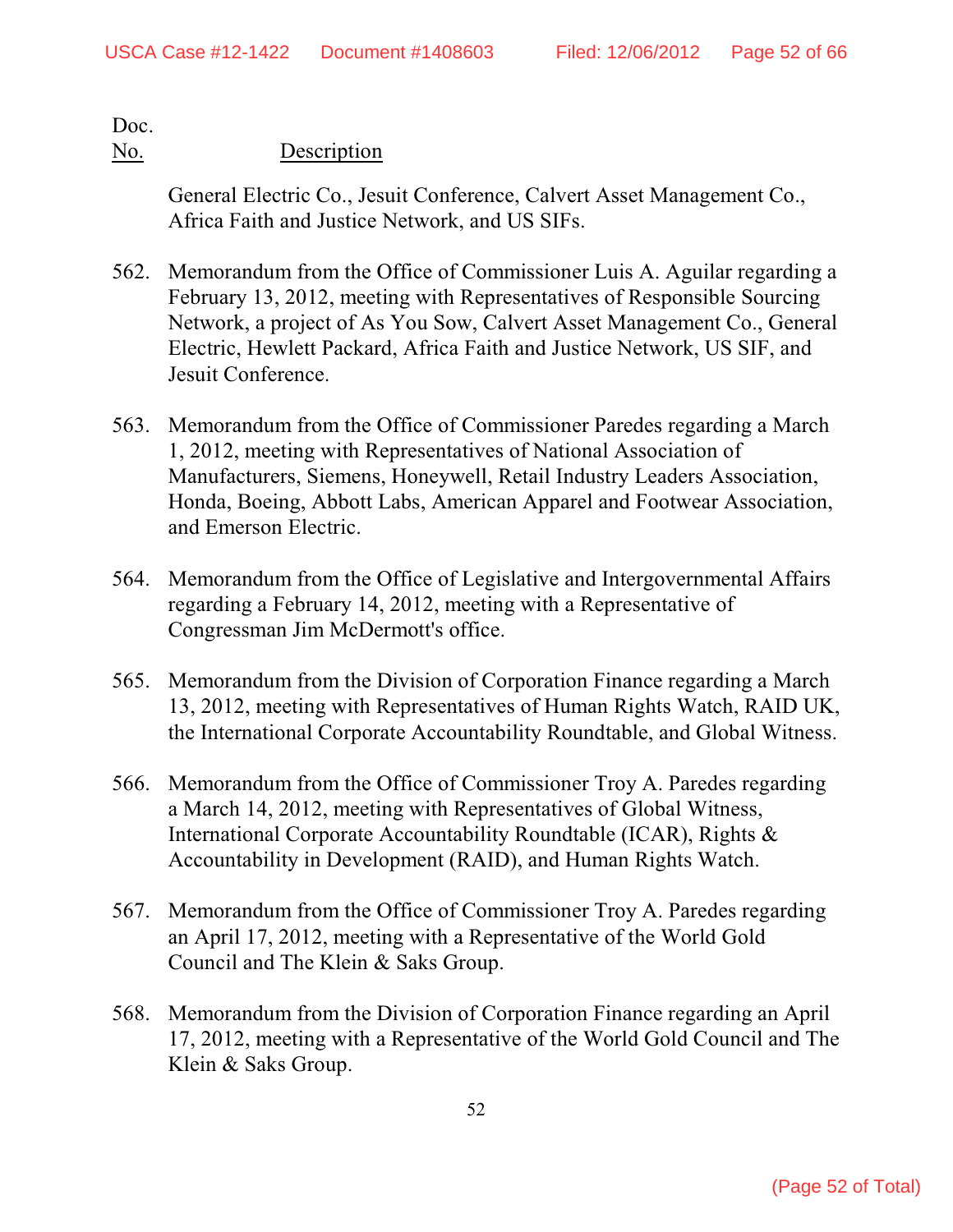| Doc. No. | Description |
|---|---|
| | General Electric Co., Jesuit Conference, Calvert Asset Management Co., Africa Faith and Justice Network, and US SIFs. |
| 562. | Memorandum from the Office of Commissioner Luis A. Aguilar regarding a February 13, 2012, meeting with Representatives of Responsible Sourcing Network, a project of As You Sow, Calvert Asset Management Co., General Electric, Hewlett Packard, Africa Faith and Justice Network, US SIF, and Jesuit Conference. |
| 563. | Memorandum from the Office of Commissioner Paredes regarding a March 1, 2012, meeting with Representatives of National Association of Manufacturers, Siemens, Honeywell, Retail Industry Leaders Association, Honda, Boeing, Abbott Labs, American Apparel and Footwear Association, and Emerson Electric. |
| 564. | Memorandum from the Office of Legislative and Intergovernmental Affairs regarding a February 14, 2012, meeting with a Representative of Congressman Jim McDermott's office. |
| 565. | Memorandum from the Division of Corporation Finance regarding a March 13, 2012, meeting with Representatives of Human Rights Watch, RAID UK, the International Corporate Accountability Roundtable, and Global Witness. |
| 566. | Memorandum from the Office of Commissioner Troy A. Paredes regarding a March 14, 2012, meeting with Representatives of Global Witness, International Corporate Accountability Roundtable (ICAR), Rights & Accountability in Development (RAID), and Human Rights Watch. |
| 567. | Memorandum from the Office of Commissioner Troy A. Paredes regarding an April 17, 2012, meeting with a Representative of the World Gold Council and The Klein & Saks Group. |
| 568. | Memorandum from the Division of Corporation Finance regarding an April 17, 2012, meeting with a Representative of the World Gold Council and The Klein & Saks Group. |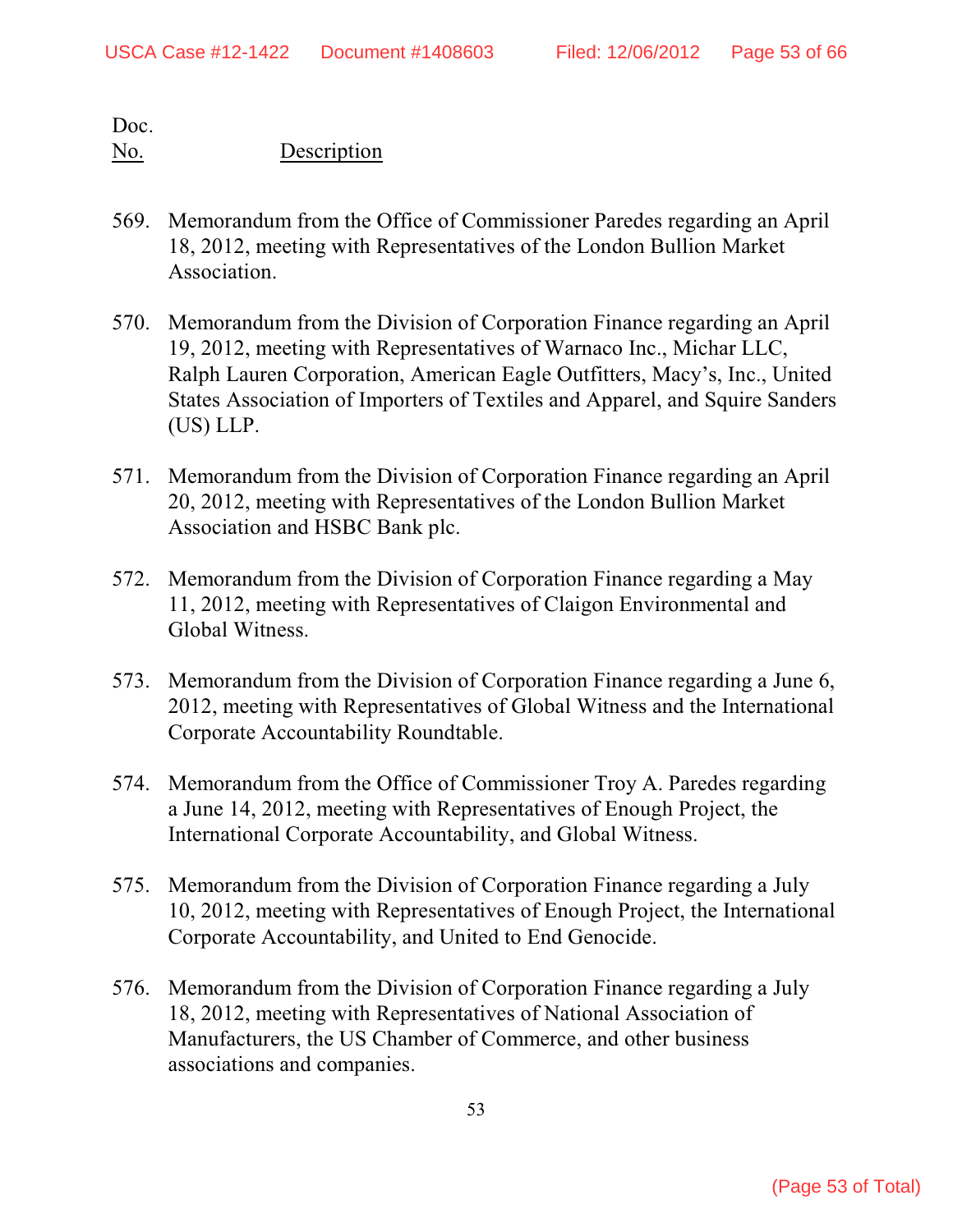Doc.
<u>No.</u> <u>Description</u>

569. Memorandum from the Office of Commissioner Paredes regarding an April 18, 2012, meeting with Representatives of the London Bullion Market Association.

570. Memorandum from the Division of Corporation Finance regarding an April 19, 2012, meeting with Representatives of Warnaco Inc., Michar LLC, Ralph Lauren Corporation, American Eagle Outfitters, Macy's, Inc., United States Association of Importers of Textiles and Apparel, and Squire Sanders (US) LLP.

571. Memorandum from the Division of Corporation Finance regarding an April 20, 2012, meeting with Representatives of the London Bullion Market Association and HSBC Bank plc.

572. Memorandum from the Division of Corporation Finance regarding a May 11, 2012, meeting with Representatives of Claigon Environmental and Global Witness.

573. Memorandum from the Division of Corporation Finance regarding a June 6, 2012, meeting with Representatives of Global Witness and the International Corporate Accountability Roundtable.

574. Memorandum from the Office of Commissioner Troy A. Paredes regarding a June 14, 2012, meeting with Representatives of Enough Project, the International Corporate Accountability, and Global Witness.

575. Memorandum from the Division of Corporation Finance regarding a July 10, 2012, meeting with Representatives of Enough Project, the International Corporate Accountability, and United to End Genocide.

576. Memorandum from the Division of Corporation Finance regarding a July 18, 2012, meeting with Representatives of National Association of Manufacturers, the US Chamber of Commerce, and other business associations and companies.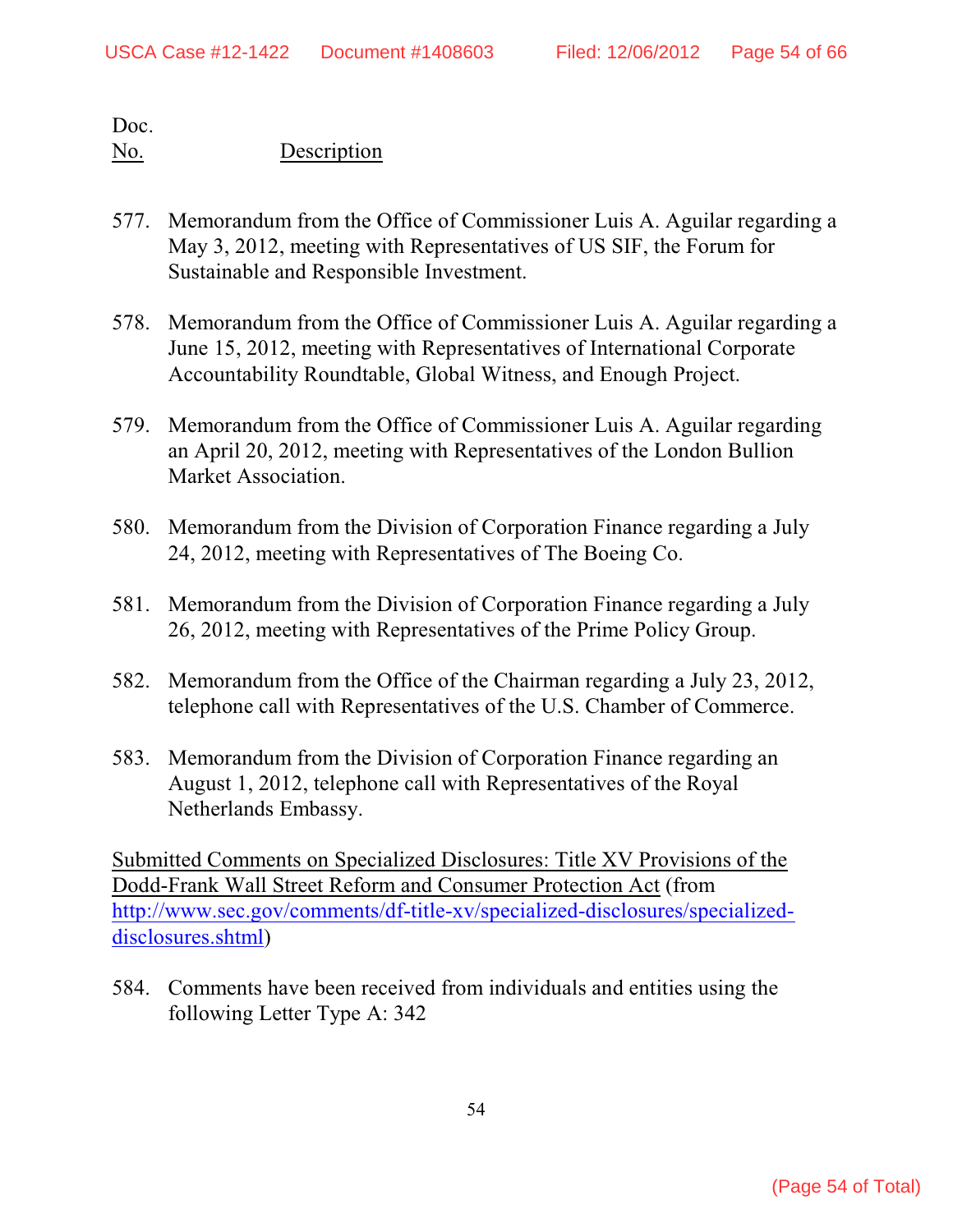Doc.
No. Description

577. Memorandum from the Office of Commissioner Luis A. Aguilar regarding a May 3, 2012, meeting with Representatives of US SIF, the Forum for Sustainable and Responsible Investment.

578. Memorandum from the Office of Commissioner Luis A. Aguilar regarding a June 15, 2012, meeting with Representatives of International Corporate Accountability Roundtable, Global Witness, and Enough Project.

579. Memorandum from the Office of Commissioner Luis A. Aguilar regarding an April 20, 2012, meeting with Representatives of the London Bullion Market Association.

580. Memorandum from the Division of Corporation Finance regarding a July 24, 2012, meeting with Representatives of The Boeing Co.

581. Memorandum from the Division of Corporation Finance regarding a July 26, 2012, meeting with Representatives of the Prime Policy Group.

582. Memorandum from the Office of the Chairman regarding a July 23, 2012, telephone call with Representatives of the U.S. Chamber of Commerce.

583. Memorandum from the Division of Corporation Finance regarding an August 1, 2012, telephone call with Representatives of the Royal Netherlands Embassy.

Submitted Comments on Specialized Disclosures: Title XV Provisions of the Dodd-Frank Wall Street Reform and Consumer Protection Act (from http://www.sec.gov/comments/df-title-xv/specialized-disclosures/specialized-disclosures.shtml)

584. Comments have been received from individuals and entities using the following Letter Type A: 342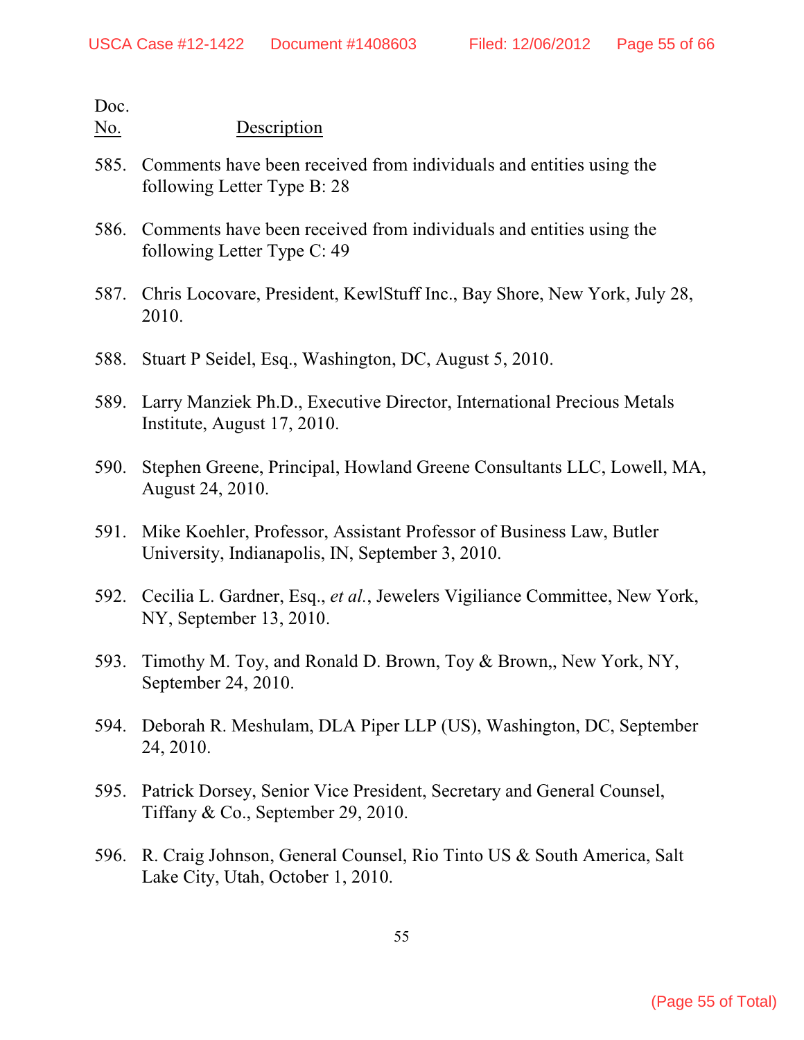| Doc. No. | Description |
|---|---|
| 585. | Comments have been received from individuals and entities using the following Letter Type B: 28 |
| 586. | Comments have been received from individuals and entities using the following Letter Type C: 49 |
| 587. | Chris Locovare, President, KewlStuff Inc., Bay Shore, New York, July 28, 2010. |
| 588. | Stuart P Seidel, Esq., Washington, DC, August 5, 2010. |
| 589. | Larry Manziek Ph.D., Executive Director, International Precious Metals Institute, August 17, 2010. |
| 590. | Stephen Greene, Principal, Howland Greene Consultants LLC, Lowell, MA, August 24, 2010. |
| 591. | Mike Koehler, Professor, Assistant Professor of Business Law, Butler University, Indianapolis, IN, September 3, 2010. |
| 592. | Cecilia L. Gardner, Esq., *et al.*, Jewelers Vigiliance Committee, New York, NY, September 13, 2010. |
| 593. | Timothy M. Toy, and Ronald D. Brown, Toy & Brown,, New York, NY, September 24, 2010. |
| 594. | Deborah R. Meshulam, DLA Piper LLP (US), Washington, DC, September 24, 2010. |
| 595. | Patrick Dorsey, Senior Vice President, Secretary and General Counsel, Tiffany & Co., September 29, 2010. |
| 596. | R. Craig Johnson, General Counsel, Rio Tinto US & South America, Salt Lake City, Utah, October 1, 2010. |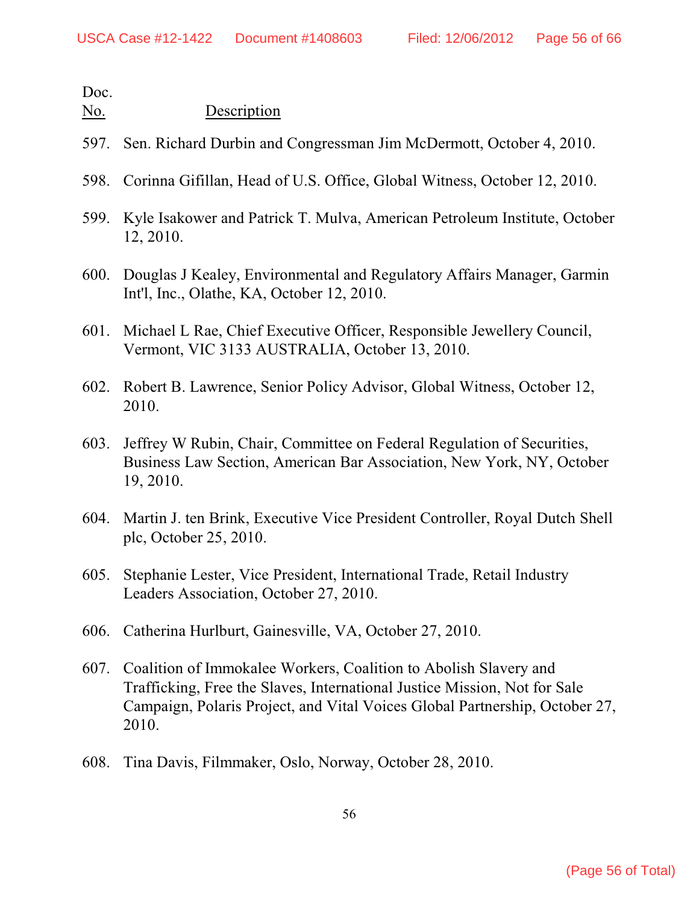Doc.
<u>No.</u> <u>Description</u>

597. Sen. Richard Durbin and Congressman Jim McDermott, October 4, 2010.

598. Corinna Gifillan, Head of U.S. Office, Global Witness, October 12, 2010.

599. Kyle Isakower and Patrick T. Mulva, American Petroleum Institute, October 12, 2010.

600. Douglas J Kealey, Environmental and Regulatory Affairs Manager, Garmin Int'l, Inc., Olathe, KA, October 12, 2010.

601. Michael L Rae, Chief Executive Officer, Responsible Jewellery Council, Vermont, VIC 3133 AUSTRALIA, October 13, 2010.

602. Robert B. Lawrence, Senior Policy Advisor, Global Witness, October 12, 2010.

603. Jeffrey W Rubin, Chair, Committee on Federal Regulation of Securities, Business Law Section, American Bar Association, New York, NY, October 19, 2010.

604. Martin J. ten Brink, Executive Vice President Controller, Royal Dutch Shell plc, October 25, 2010.

605. Stephanie Lester, Vice President, International Trade, Retail Industry Leaders Association, October 27, 2010.

606. Catherina Hurlburt, Gainesville, VA, October 27, 2010.

607. Coalition of Immokalee Workers, Coalition to Abolish Slavery and Trafficking, Free the Slaves, International Justice Mission, Not for Sale Campaign, Polaris Project, and Vital Voices Global Partnership, October 27, 2010.

608. Tina Davis, Filmmaker, Oslo, Norway, October 28, 2010.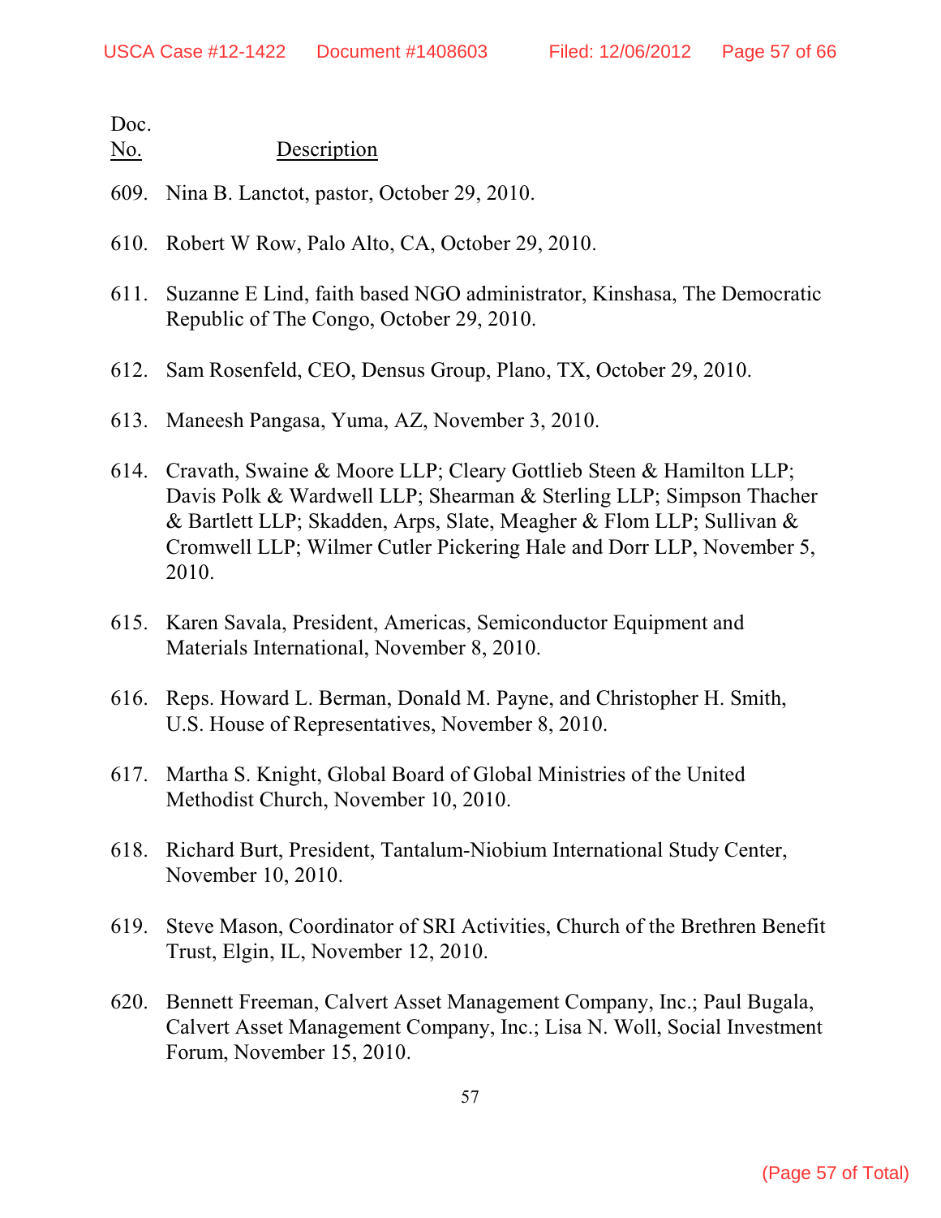Doc.
No. Description

609. Nina B. Lanctot, pastor, October 29, 2010.

610. Robert W Row, Palo Alto, CA, October 29, 2010.

611. Suzanne E Lind, faith based NGO administrator, Kinshasa, The Democratic Republic of The Congo, October 29, 2010.

612. Sam Rosenfeld, CEO, Densus Group, Plano, TX, October 29, 2010.

613. Maneesh Pangasa, Yuma, AZ, November 3, 2010.

614. Cravath, Swaine & Moore LLP; Cleary Gottlieb Steen & Hamilton LLP; Davis Polk & Wardwell LLP; Shearman & Sterling LLP; Simpson Thacher & Bartlett LLP; Skadden, Arps, Slate, Meagher & Flom LLP; Sullivan & Cromwell LLP; Wilmer Cutler Pickering Hale and Dorr LLP, November 5, 2010.

615. Karen Savala, President, Americas, Semiconductor Equipment and Materials International, November 8, 2010.

616. Reps. Howard L. Berman, Donald M. Payne, and Christopher H. Smith, U.S. House of Representatives, November 8, 2010.

617. Martha S. Knight, Global Board of Global Ministries of the United Methodist Church, November 10, 2010.

618. Richard Burt, President, Tantalum-Niobium International Study Center, November 10, 2010.

619. Steve Mason, Coordinator of SRI Activities, Church of the Brethren Benefit Trust, Elgin, IL, November 12, 2010.

620. Bennett Freeman, Calvert Asset Management Company, Inc.; Paul Bugala, Calvert Asset Management Company, Inc.; Lisa N. Woll, Social Investment Forum, November 15, 2010.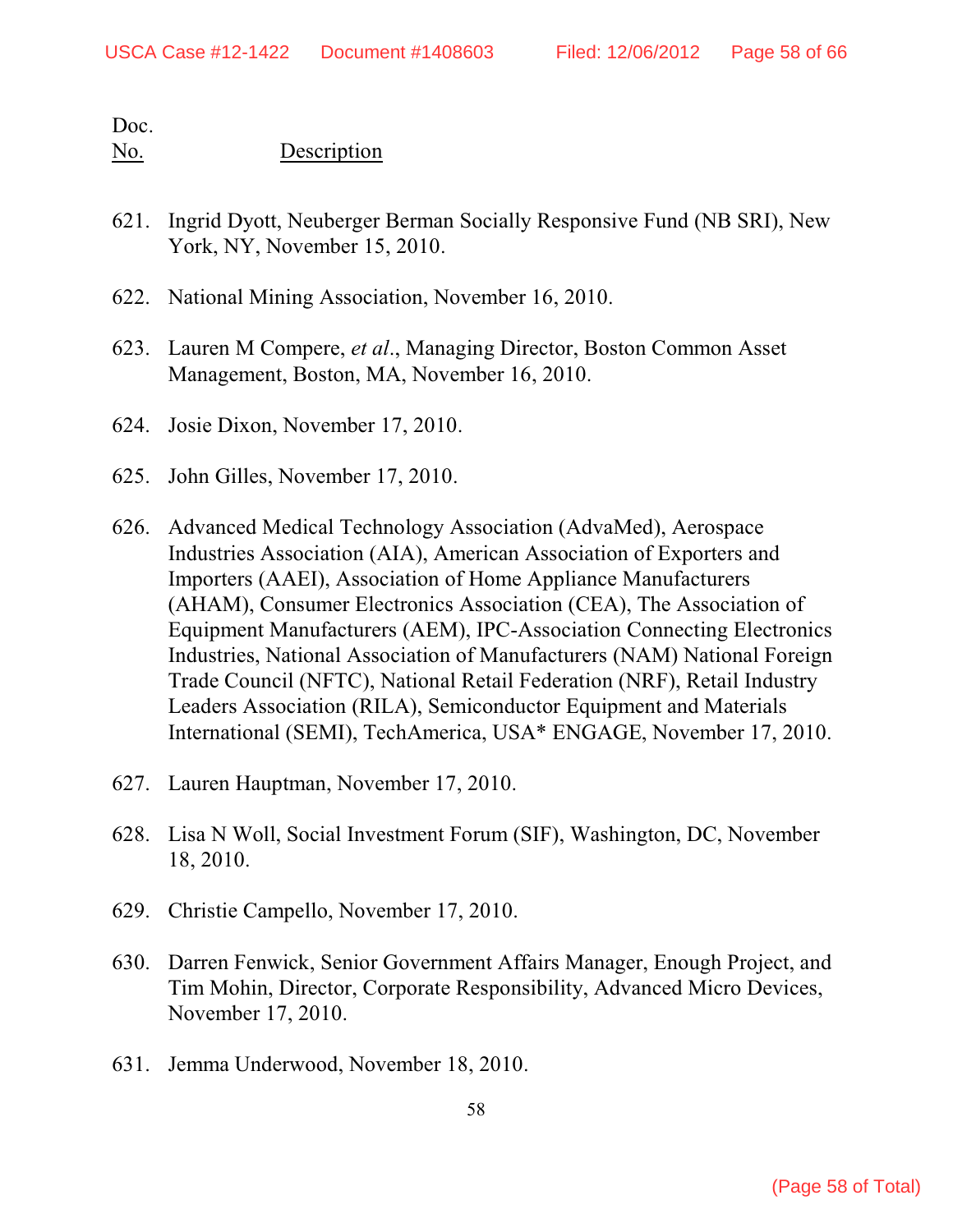Doc.
<u>No.</u> <u>Description</u>

621. Ingrid Dyott, Neuberger Berman Socially Responsive Fund (NB SRI), New York, NY, November 15, 2010.

622. National Mining Association, November 16, 2010.

623. Lauren M Compere, *et al*., Managing Director, Boston Common Asset Management, Boston, MA, November 16, 2010.

624. Josie Dixon, November 17, 2010.

625. John Gilles, November 17, 2010.

626. Advanced Medical Technology Association (AdvaMed), Aerospace Industries Association (AIA), American Association of Exporters and Importers (AAEI), Association of Home Appliance Manufacturers (AHAM), Consumer Electronics Association (CEA), The Association of Equipment Manufacturers (AEM), IPC-Association Connecting Electronics Industries, National Association of Manufacturers (NAM) National Foreign Trade Council (NFTC), National Retail Federation (NRF), Retail Industry Leaders Association (RILA), Semiconductor Equipment and Materials International (SEMI), TechAmerica, USA* ENGAGE, November 17, 2010.

627. Lauren Hauptman, November 17, 2010.

628. Lisa N Woll, Social Investment Forum (SIF), Washington, DC, November 18, 2010.

629. Christie Campello, November 17, 2010.

630. Darren Fenwick, Senior Government Affairs Manager, Enough Project, and Tim Mohin, Director, Corporate Responsibility, Advanced Micro Devices, November 17, 2010.

631. Jemma Underwood, November 18, 2010.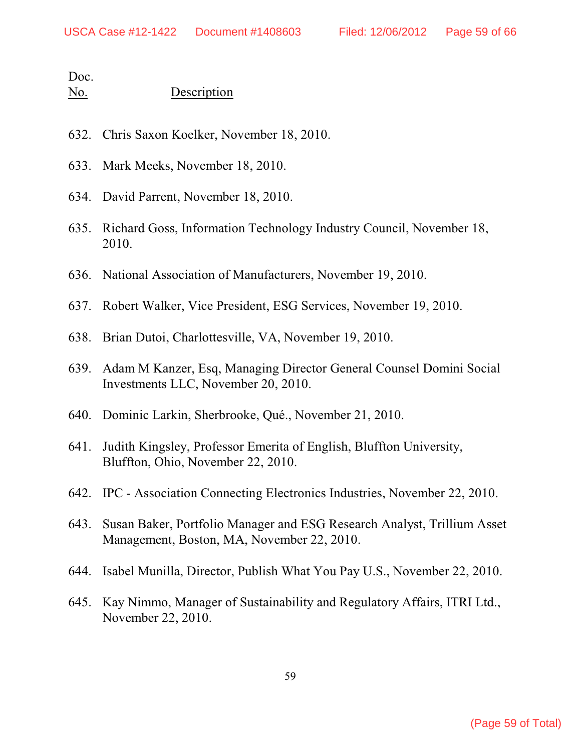| Doc. No. | Description |
| --- | --- |
| 632. | Chris Saxon Koelker, November 18, 2010. |
| 633. | Mark Meeks, November 18, 2010. |
| 634. | David Parrent, November 18, 2010. |
| 635. | Richard Goss, Information Technology Industry Council, November 18, 2010. |
| 636. | National Association of Manufacturers, November 19, 2010. |
| 637. | Robert Walker, Vice President, ESG Services, November 19, 2010. |
| 638. | Brian Dutoi, Charlottesville, VA, November 19, 2010. |
| 639. | Adam M Kanzer, Esq, Managing Director General Counsel Domini Social Investments LLC, November 20, 2010. |
| 640. | Dominic Larkin, Sherbrooke, Qué., November 21, 2010. |
| 641. | Judith Kingsley, Professor Emerita of English, Bluffton University, Bluffton, Ohio, November 22, 2010. |
| 642. | IPC - Association Connecting Electronics Industries, November 22, 2010. |
| 643. | Susan Baker, Portfolio Manager and ESG Research Analyst, Trillium Asset Management, Boston, MA, November 22, 2010. |
| 644. | Isabel Munilla, Director, Publish What You Pay U.S., November 22, 2010. |
| 645. | Kay Nimmo, Manager of Sustainability and Regulatory Affairs, ITRI Ltd., November 22, 2010. |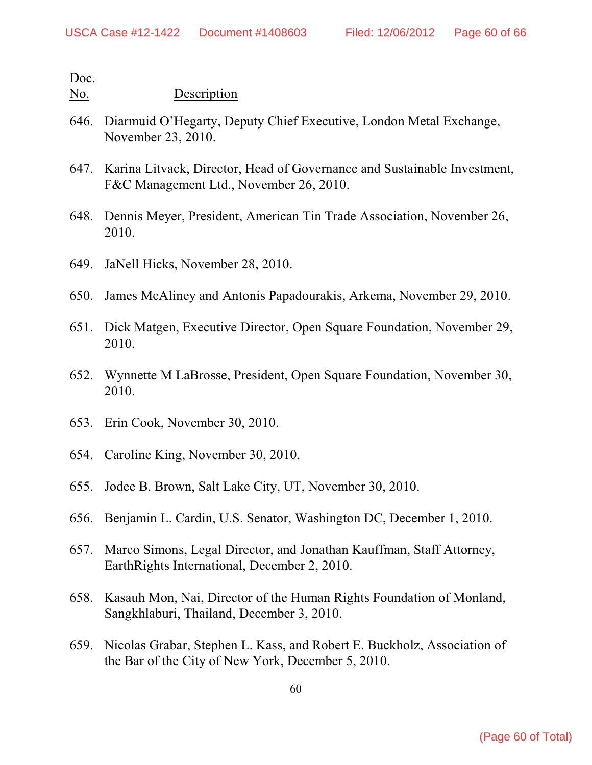Doc.
No. Description

646. Diarmuid O'Hegarty, Deputy Chief Executive, London Metal Exchange, November 23, 2010.

647. Karina Litvack, Director, Head of Governance and Sustainable Investment, F&C Management Ltd., November 26, 2010.

648. Dennis Meyer, President, American Tin Trade Association, November 26, 2010.

649. JaNell Hicks, November 28, 2010.

650. James McAliney and Antonis Papadourakis, Arkema, November 29, 2010.

651. Dick Matgen, Executive Director, Open Square Foundation, November 29, 2010.

652. Wynnette M LaBrosse, President, Open Square Foundation, November 30, 2010.

653. Erin Cook, November 30, 2010.

654. Caroline King, November 30, 2010.

655. Jodee B. Brown, Salt Lake City, UT, November 30, 2010.

656. Benjamin L. Cardin, U.S. Senator, Washington DC, December 1, 2010.

657. Marco Simons, Legal Director, and Jonathan Kauffman, Staff Attorney, EarthRights International, December 2, 2010.

658. Kasauh Mon, Nai, Director of the Human Rights Foundation of Monland, Sangkhlaburi, Thailand, December 3, 2010.

659. Nicolas Grabar, Stephen L. Kass, and Robert E. Buckholz, Association of the Bar of the City of New York, December 5, 2010.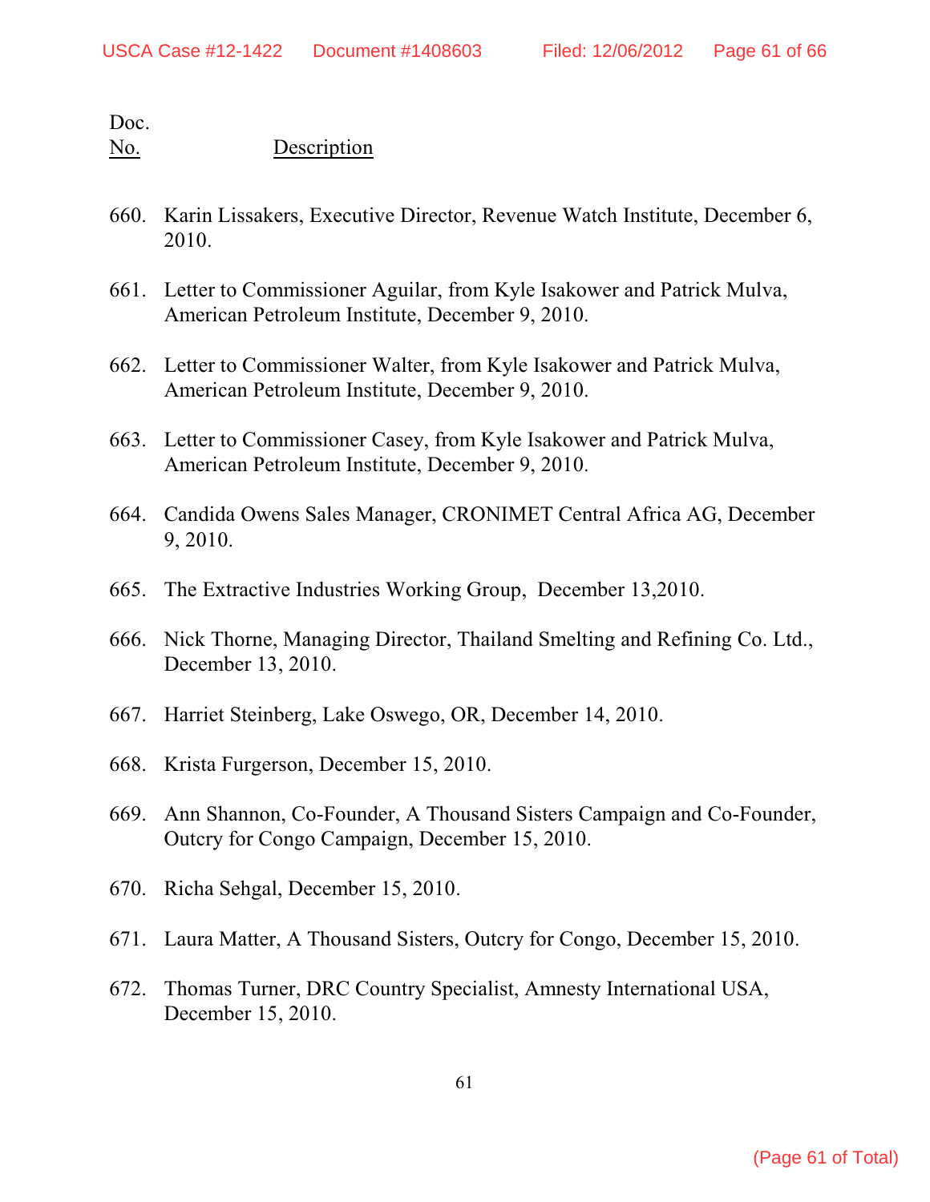Doc.
No. Description

660. Karin Lissakers, Executive Director, Revenue Watch Institute, December 6, 2010.

661. Letter to Commissioner Aguilar, from Kyle Isakower and Patrick Mulva, American Petroleum Institute, December 9, 2010.

662. Letter to Commissioner Walter, from Kyle Isakower and Patrick Mulva, American Petroleum Institute, December 9, 2010.

663. Letter to Commissioner Casey, from Kyle Isakower and Patrick Mulva, American Petroleum Institute, December 9, 2010.

664. Candida Owens Sales Manager, CRONIMET Central Africa AG, December 9, 2010.

665. The Extractive Industries Working Group, December 13,2010.

666. Nick Thorne, Managing Director, Thailand Smelting and Refining Co. Ltd., December 13, 2010.

667. Harriet Steinberg, Lake Oswego, OR, December 14, 2010.

668. Krista Furgerson, December 15, 2010.

669. Ann Shannon, Co-Founder, A Thousand Sisters Campaign and Co-Founder, Outcry for Congo Campaign, December 15, 2010.

670. Richa Sehgal, December 15, 2010.

671. Laura Matter, A Thousand Sisters, Outcry for Congo, December 15, 2010.

672. Thomas Turner, DRC Country Specialist, Amnesty International USA, December 15, 2010.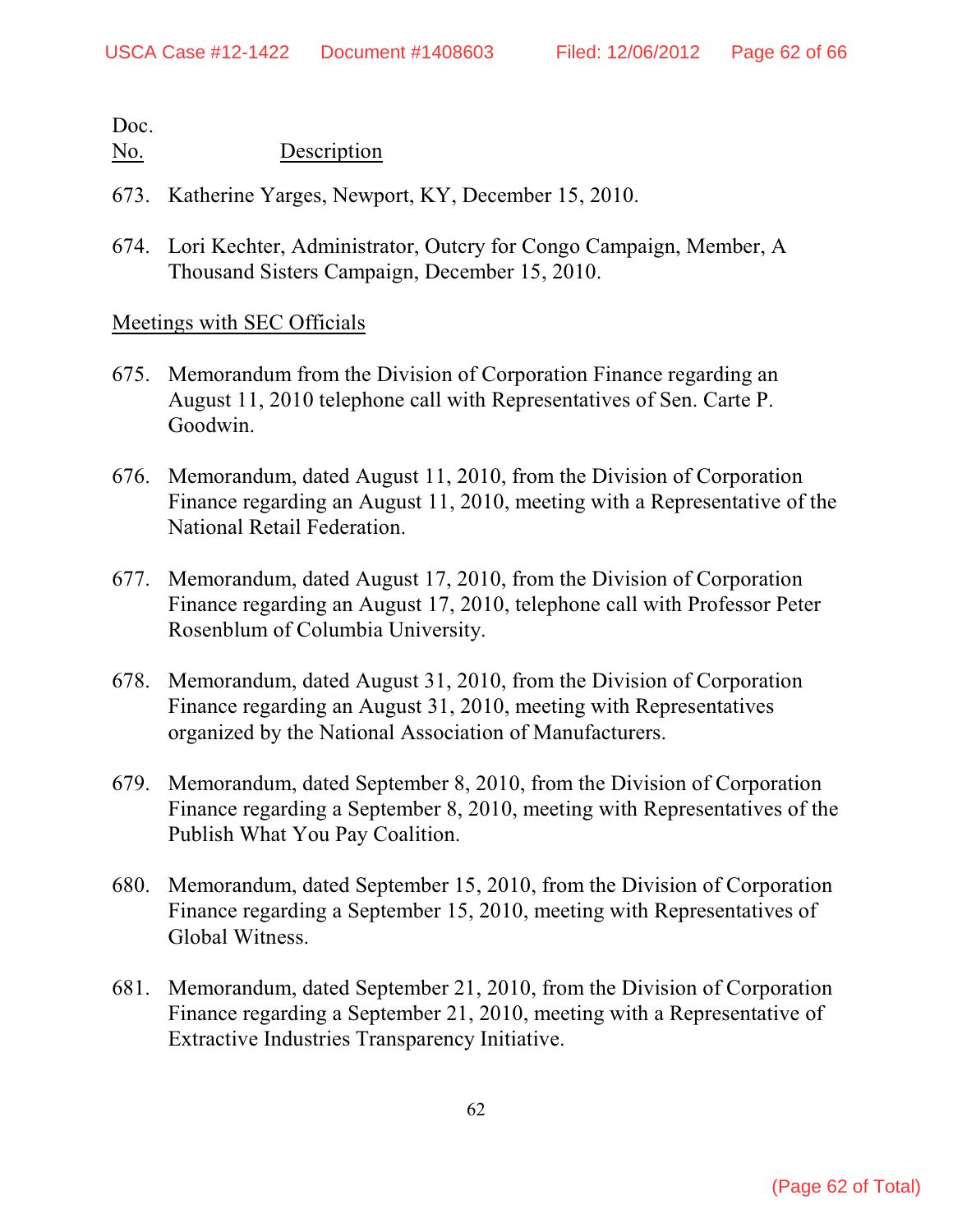Doc.
<u>No.</u> <u>Description</u>

673. Katherine Yarges, Newport, KY, December 15, 2010.

674. Lori Kechter, Administrator, Outcry for Congo Campaign, Member, A Thousand Sisters Campaign, December 15, 2010.

<u>Meetings with SEC Officials</u>

675. Memorandum from the Division of Corporation Finance regarding an August 11, 2010 telephone call with Representatives of Sen. Carte P. Goodwin.

676. Memorandum, dated August 11, 2010, from the Division of Corporation Finance regarding an August 11, 2010, meeting with a Representative of the National Retail Federation.

677. Memorandum, dated August 17, 2010, from the Division of Corporation Finance regarding an August 17, 2010, telephone call with Professor Peter Rosenblum of Columbia University.

678. Memorandum, dated August 31, 2010, from the Division of Corporation Finance regarding an August 31, 2010, meeting with Representatives organized by the National Association of Manufacturers.

679. Memorandum, dated September 8, 2010, from the Division of Corporation Finance regarding a September 8, 2010, meeting with Representatives of the Publish What You Pay Coalition.

680. Memorandum, dated September 15, 2010, from the Division of Corporation Finance regarding a September 15, 2010, meeting with Representatives of Global Witness.

681. Memorandum, dated September 21, 2010, from the Division of Corporation Finance regarding a September 21, 2010, meeting with a Representative of Extractive Industries Transparency Initiative.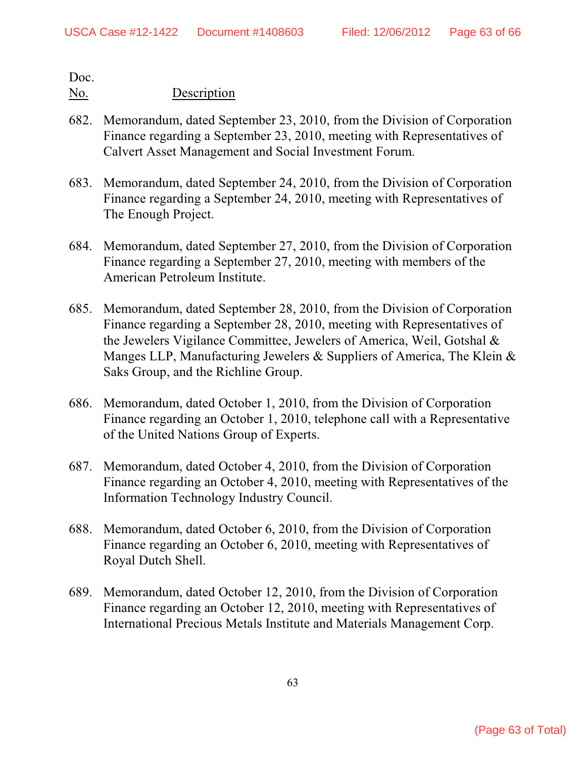| Doc. No. | Description |
|---|---|
| 682. | Memorandum, dated September 23, 2010, from the Division of Corporation Finance regarding a September 23, 2010, meeting with Representatives of Calvert Asset Management and Social Investment Forum. |
| 683. | Memorandum, dated September 24, 2010, from the Division of Corporation Finance regarding a September 24, 2010, meeting with Representatives of The Enough Project. |
| 684. | Memorandum, dated September 27, 2010, from the Division of Corporation Finance regarding a September 27, 2010, meeting with members of the American Petroleum Institute. |
| 685. | Memorandum, dated September 28, 2010, from the Division of Corporation Finance regarding a September 28, 2010, meeting with Representatives of the Jewelers Vigilance Committee, Jewelers of America, Weil, Gotshal & Manges LLP, Manufacturing Jewelers & Suppliers of America, The Klein & Saks Group, and the Richline Group. |
| 686. | Memorandum, dated October 1, 2010, from the Division of Corporation Finance regarding an October 1, 2010, telephone call with a Representative of the United Nations Group of Experts. |
| 687. | Memorandum, dated October 4, 2010, from the Division of Corporation Finance regarding an October 4, 2010, meeting with Representatives of the Information Technology Industry Council. |
| 688. | Memorandum, dated October 6, 2010, from the Division of Corporation Finance regarding an October 6, 2010, meeting with Representatives of Royal Dutch Shell. |
| 689. | Memorandum, dated October 12, 2010, from the Division of Corporation Finance regarding an October 12, 2010, meeting with Representatives of International Precious Metals Institute and Materials Management Corp. |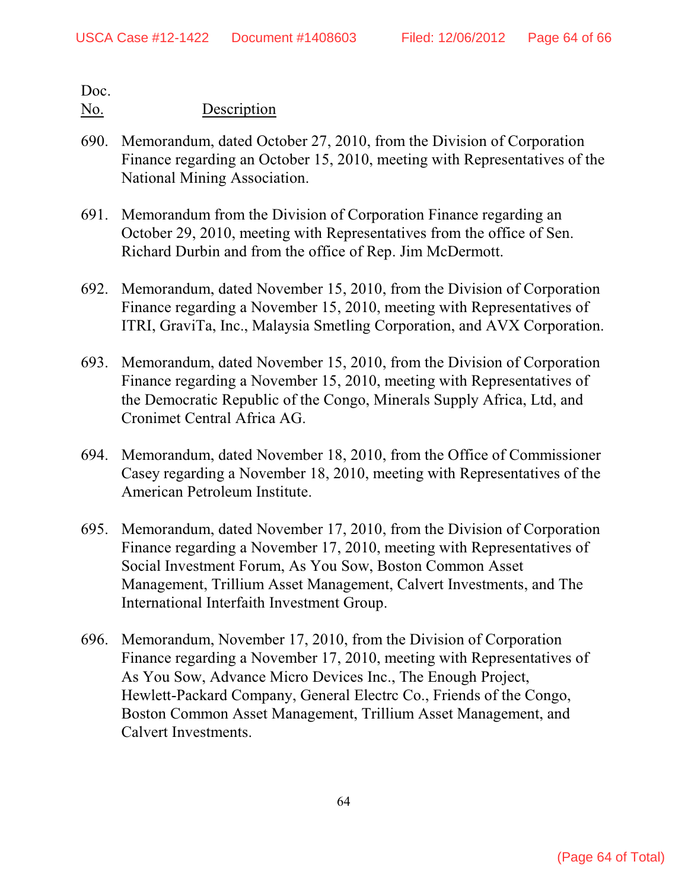Doc.
<u>No.</u> <u>Description</u>

690. Memorandum, dated October 27, 2010, from the Division of Corporation Finance regarding an October 15, 2010, meeting with Representatives of the National Mining Association.

691. Memorandum from the Division of Corporation Finance regarding an October 29, 2010, meeting with Representatives from the office of Sen. Richard Durbin and from the office of Rep. Jim McDermott.

692. Memorandum, dated November 15, 2010, from the Division of Corporation Finance regarding a November 15, 2010, meeting with Representatives of ITRI, GraviTa, Inc., Malaysia Smetling Corporation, and AVX Corporation.

693. Memorandum, dated November 15, 2010, from the Division of Corporation Finance regarding a November 15, 2010, meeting with Representatives of the Democratic Republic of the Congo, Minerals Supply Africa, Ltd, and Cronimet Central Africa AG.

694. Memorandum, dated November 18, 2010, from the Office of Commissioner Casey regarding a November 18, 2010, meeting with Representatives of the American Petroleum Institute.

695. Memorandum, dated November 17, 2010, from the Division of Corporation Finance regarding a November 17, 2010, meeting with Representatives of Social Investment Forum, As You Sow, Boston Common Asset Management, Trillium Asset Management, Calvert Investments, and The International Interfaith Investment Group.

696. Memorandum, November 17, 2010, from the Division of Corporation Finance regarding a November 17, 2010, meeting with Representatives of As You Sow, Advance Micro Devices Inc., The Enough Project, Hewlett-Packard Company, General Electrc Co., Friends of the Congo, Boston Common Asset Management, Trillium Asset Management, and Calvert Investments.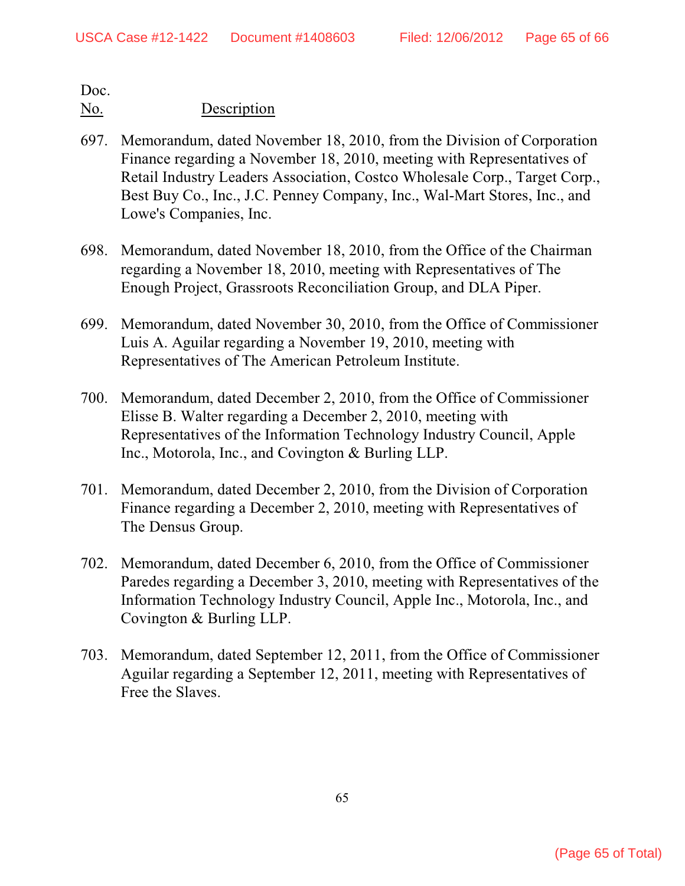| Doc. No. | Description |
|---|---|
| 697. | Memorandum, dated November 18, 2010, from the Division of Corporation Finance regarding a November 18, 2010, meeting with Representatives of Retail Industry Leaders Association, Costco Wholesale Corp., Target Corp., Best Buy Co., Inc., J.C. Penney Company, Inc., Wal-Mart Stores, Inc., and Lowe's Companies, Inc. |
| 698. | Memorandum, dated November 18, 2010, from the Office of the Chairman regarding a November 18, 2010, meeting with Representatives of The Enough Project, Grassroots Reconciliation Group, and DLA Piper. |
| 699. | Memorandum, dated November 30, 2010, from the Office of Commissioner Luis A. Aguilar regarding a November 19, 2010, meeting with Representatives of The American Petroleum Institute. |
| 700. | Memorandum, dated December 2, 2010, from the Office of Commissioner Elisse B. Walter regarding a December 2, 2010, meeting with Representatives of the Information Technology Industry Council, Apple Inc., Motorola, Inc., and Covington & Burling LLP. |
| 701. | Memorandum, dated December 2, 2010, from the Division of Corporation Finance regarding a December 2, 2010, meeting with Representatives of The Densus Group. |
| 702. | Memorandum, dated December 6, 2010, from the Office of Commissioner Paredes regarding a December 3, 2010, meeting with Representatives of the Information Technology Industry Council, Apple Inc., Motorola, Inc., and Covington & Burling LLP. |
| 703. | Memorandum, dated September 12, 2011, from the Office of Commissioner Aguilar regarding a September 12, 2011, meeting with Representatives of Free the Slaves. |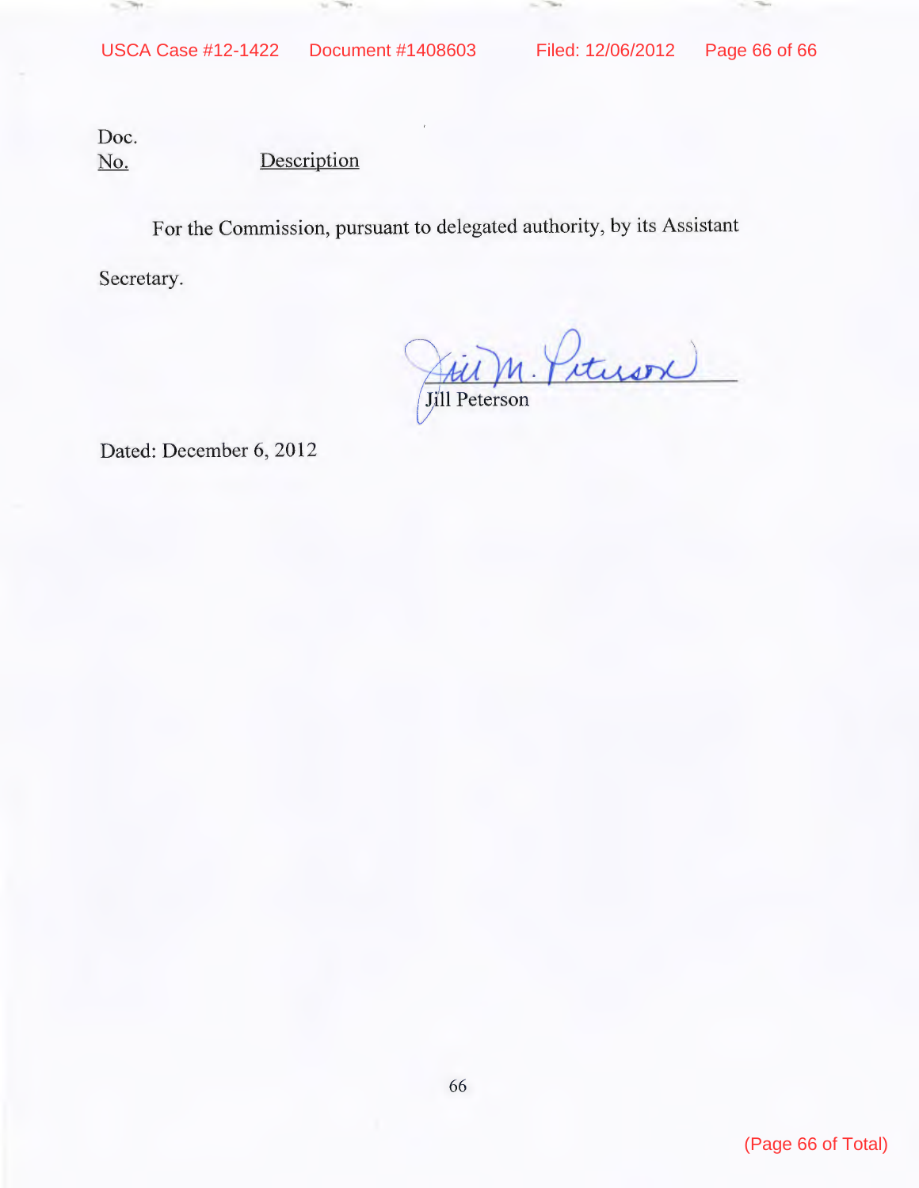| Doc. No. | Description |
|---|---|

For the Commission, pursuant to delegated authority, by its Assistant Secretary.

Jill M. Peterson

Jill Peterson

Dated: December 6, 2012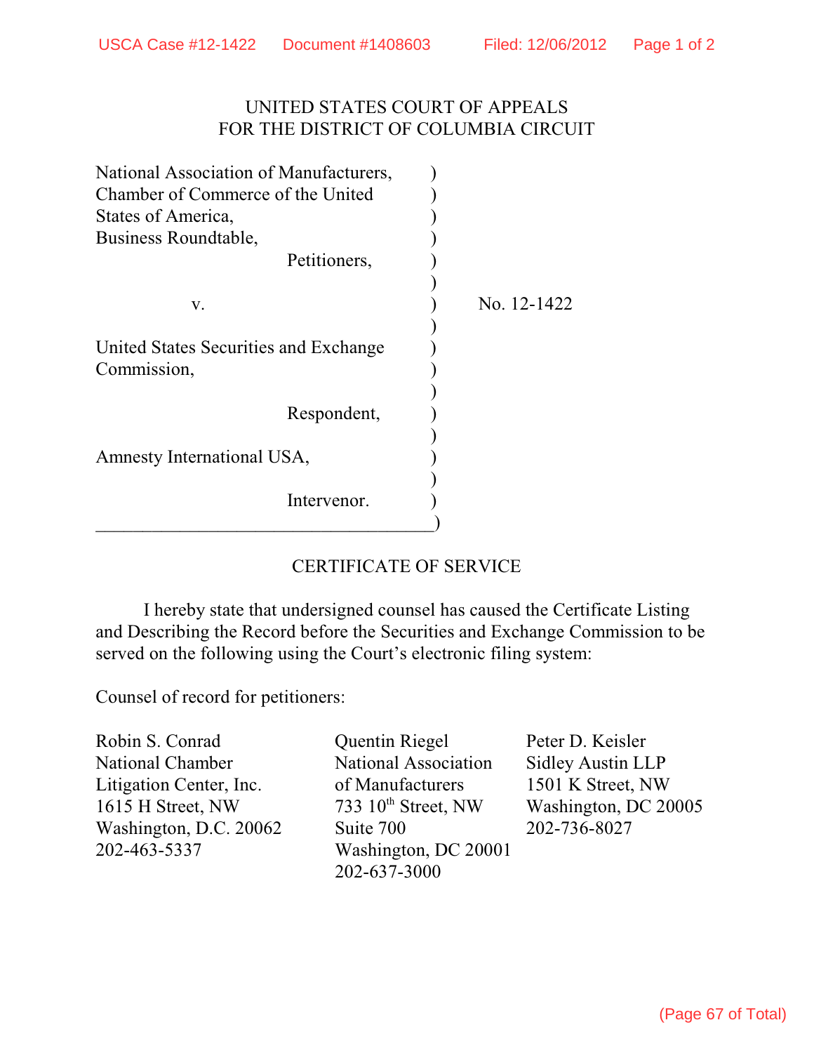UNITED STATES COURT OF APPEALS
FOR THE DISTRICT OF COLUMBIA CIRCUIT

| | | |
|---|---|---|
| National Association of Manufacturers, Chamber of Commerce of the United States of America, Business Roundtable, | ) | |
| Petitioners, | ) | |
| v. | ) | No. 12-1422 |
| United States Securities and Exchange Commission, | ) | |
| Respondent, | ) | |
| Amnesty International USA, | ) | |
| Intervenor. | ) | |

CERTIFICATE OF SERVICE

I hereby state that undersigned counsel has caused the Certificate Listing and Describing the Record before the Securities and Exchange Commission to be served on the following using the Court's electronic filing system:

Counsel of record for petitioners:

Robin S. Conrad
National Chamber Litigation Center, Inc.
1615 H Street, NW
Washington, D.C. 20062
202-463-5337

Quentin Riegel
National Association of Manufacturers
733 10th Street, NW
Suite 700
Washington, DC 20001
202-637-3000

Peter D. Keisler
Sidley Austin LLP
1501 K Street, NW
Washington, DC 20005
202-736-8027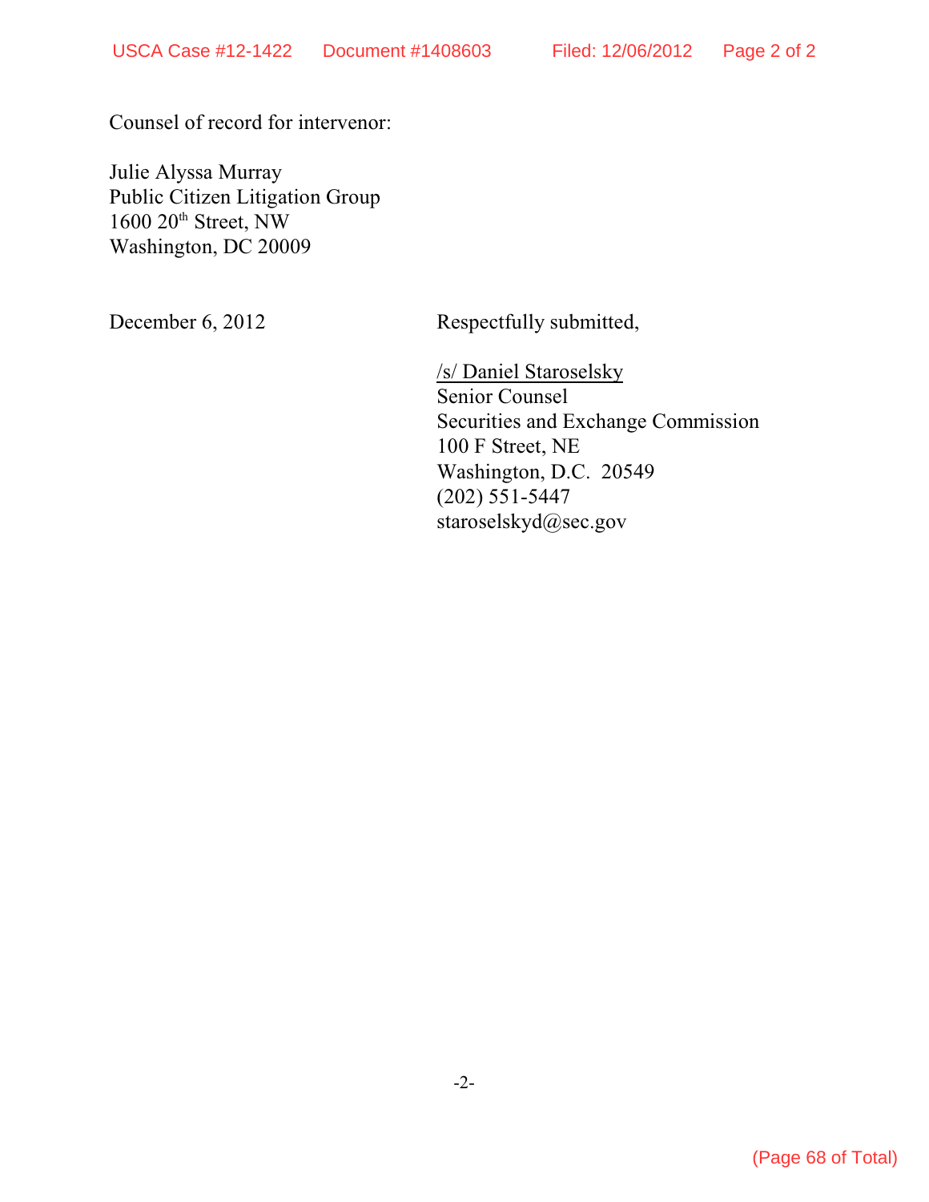Counsel of record for intervenor:

Julie Alyssa Murray
Public Citizen Litigation Group
1600 20th Street, NW
Washington, DC 20009

December 6, 2012

Respectfully submitted,

/s/ Daniel Staroselsky
Senior Counsel
Securities and Exchange Commission
100 F Street, NE
Washington, D.C. 20549
(202) 551-5447
staroselskyd@sec.gov